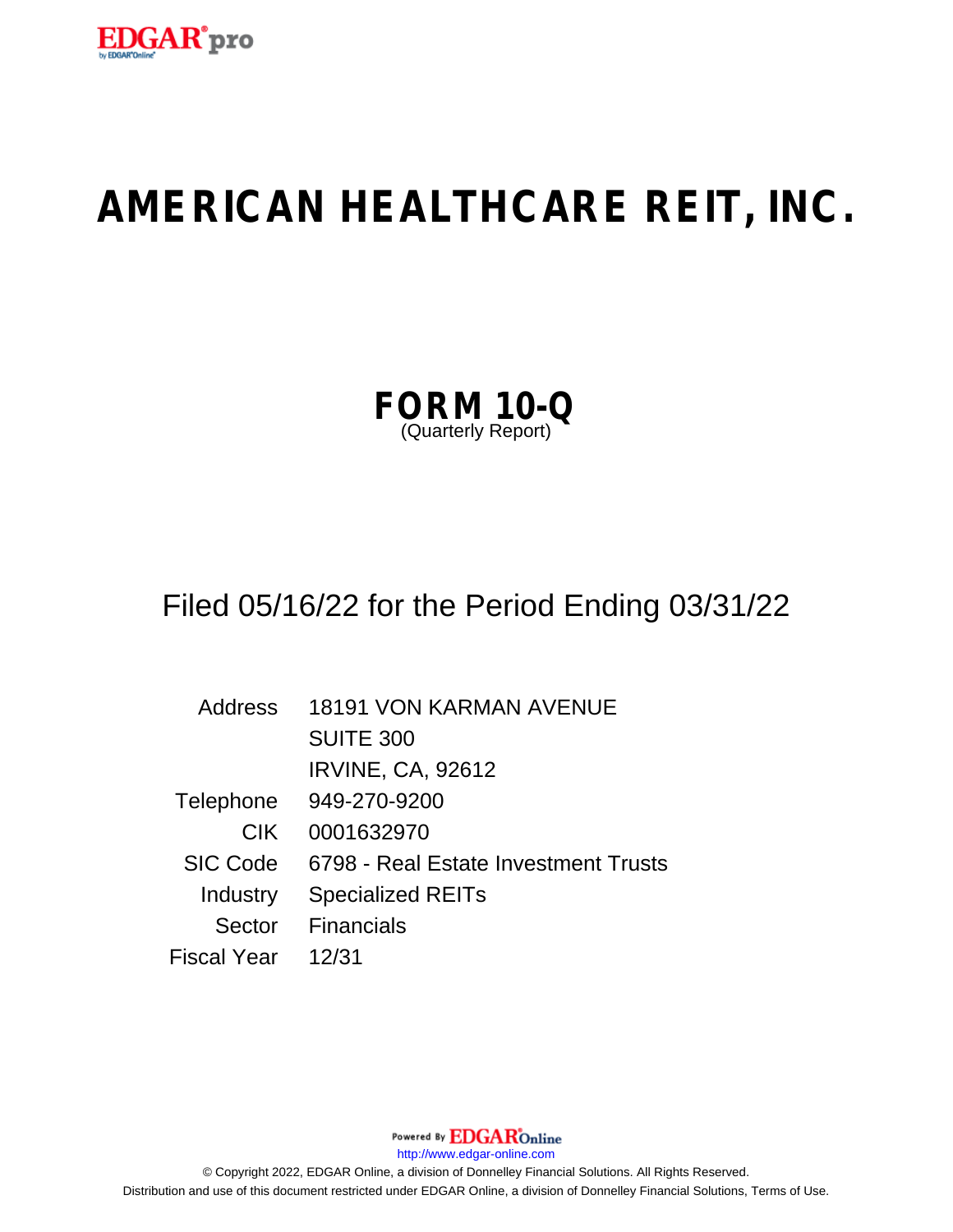# AMERICAN HEALTHCARE REIT, INC.

## FORM 10-Q
(Quarterly Report)

Filed 05/16/22 for the Period Ending 03/31/22

| | |
|---|---|
| Address | 18191 VON KARMAN AVENUE<br>SUITE 300<br>IRVINE, CA, 92612 |
| Telephone | 949-270-9200 |
| CIK | 0001632970 |
| SIC Code | 6798 - Real Estate Investment Trusts |
| Industry | Specialized REITs |
| Sector | Financials |
| Fiscal Year | 12/31 |

Powered By EDGAR Online

http://www.edgar-online.com

© Copyright 2022, EDGAR Online, a division of Donnelley Financial Solutions. All Rights Reserved.
Distribution and use of this document restricted under EDGAR Online, a division of Donnelley Financial Solutions, Terms of Use.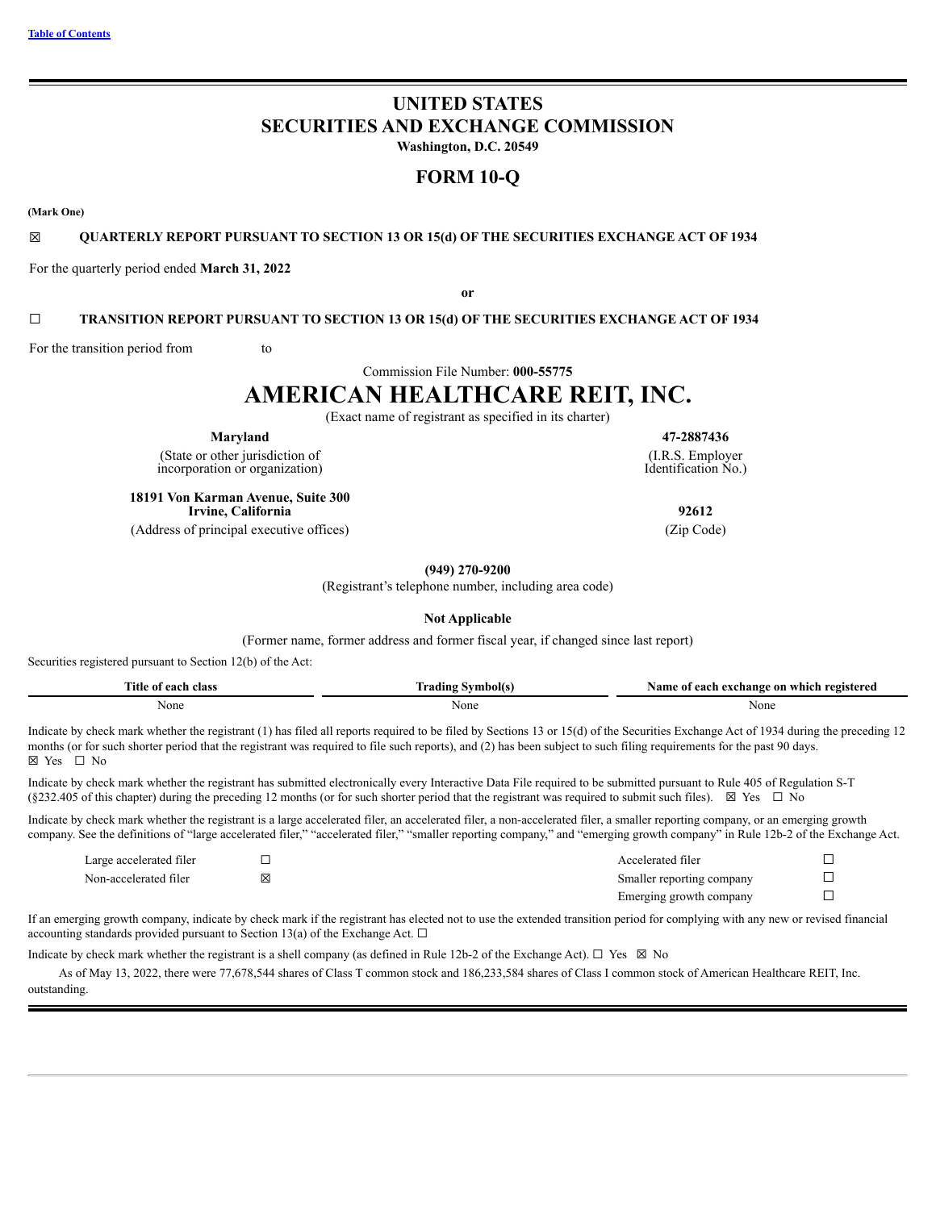[Table of Contents](#)

# UNITED STATES
# SECURITIES AND EXCHANGE COMMISSION

**Washington, D.C. 20549**

## FORM 10-Q

**(Mark One)**

☒ **QUARTERLY REPORT PURSUANT TO SECTION 13 OR 15(d) OF THE SECURITIES EXCHANGE ACT OF 1934**

For the quarterly period ended **March 31, 2022**

**or**

☐ **TRANSITION REPORT PURSUANT TO SECTION 13 OR 15(d) OF THE SECURITIES EXCHANGE ACT OF 1934**

For the transition period from to

Commission File Number: **000-55775**

# AMERICAN HEALTHCARE REIT, INC.

(Exact name of registrant as specified in its charter)

| | |
|---|---|
| **Maryland** | **47-2887436** |
| (State or other jurisdiction of incorporation or organization) | (I.R.S. Employer Identification No.) |
| **18191 Von Karman Avenue, Suite 300 Irvine, California** | **92612** |
| (Address of principal executive offices) | (Zip Code) |

**(949) 270-9200**

(Registrant's telephone number, including area code)

**Not Applicable**

(Former name, former address and former fiscal year, if changed since last report)

Securities registered pursuant to Section 12(b) of the Act:

| Title of each class | Trading Symbol(s) | Name of each exchange on which registered |
|---|---|---|
| None | None | None |

Indicate by check mark whether the registrant (1) has filed all reports required to be filed by Sections 13 or 15(d) of the Securities Exchange Act of 1934 during the preceding 12 months (or for such shorter period that the registrant was required to file such reports), and (2) has been subject to such filing requirements for the past 90 days. ☒ Yes ☐ No

Indicate by check mark whether the registrant has submitted electronically every Interactive Data File required to be submitted pursuant to Rule 405 of Regulation S-T (§232.405 of this chapter) during the preceding 12 months (or for such shorter period that the registrant was required to submit such files). ☒ Yes ☐ No

Indicate by check mark whether the registrant is a large accelerated filer, an accelerated filer, a non-accelerated filer, a smaller reporting company, or an emerging growth company. See the definitions of "large accelerated filer," "accelerated filer," "smaller reporting company," and "emerging growth company" in Rule 12b-2 of the Exchange Act.

| | | | |
|---|---|---|---|
| Large accelerated filer | ☐ | Accelerated filer | ☐ |
| Non-accelerated filer | ☒ | Smaller reporting company | ☐ |
| | | Emerging growth company | ☐ |

If an emerging growth company, indicate by check mark if the registrant has elected not to use the extended transition period for complying with any new or revised financial accounting standards provided pursuant to Section 13(a) of the Exchange Act. ☐

Indicate by check mark whether the registrant is a shell company (as defined in Rule 12b-2 of the Exchange Act). ☐ Yes ☒ No

As of May 13, 2022, there were 77,678,544 shares of Class T common stock and 186,233,584 shares of Class I common stock of American Healthcare REIT, Inc. outstanding.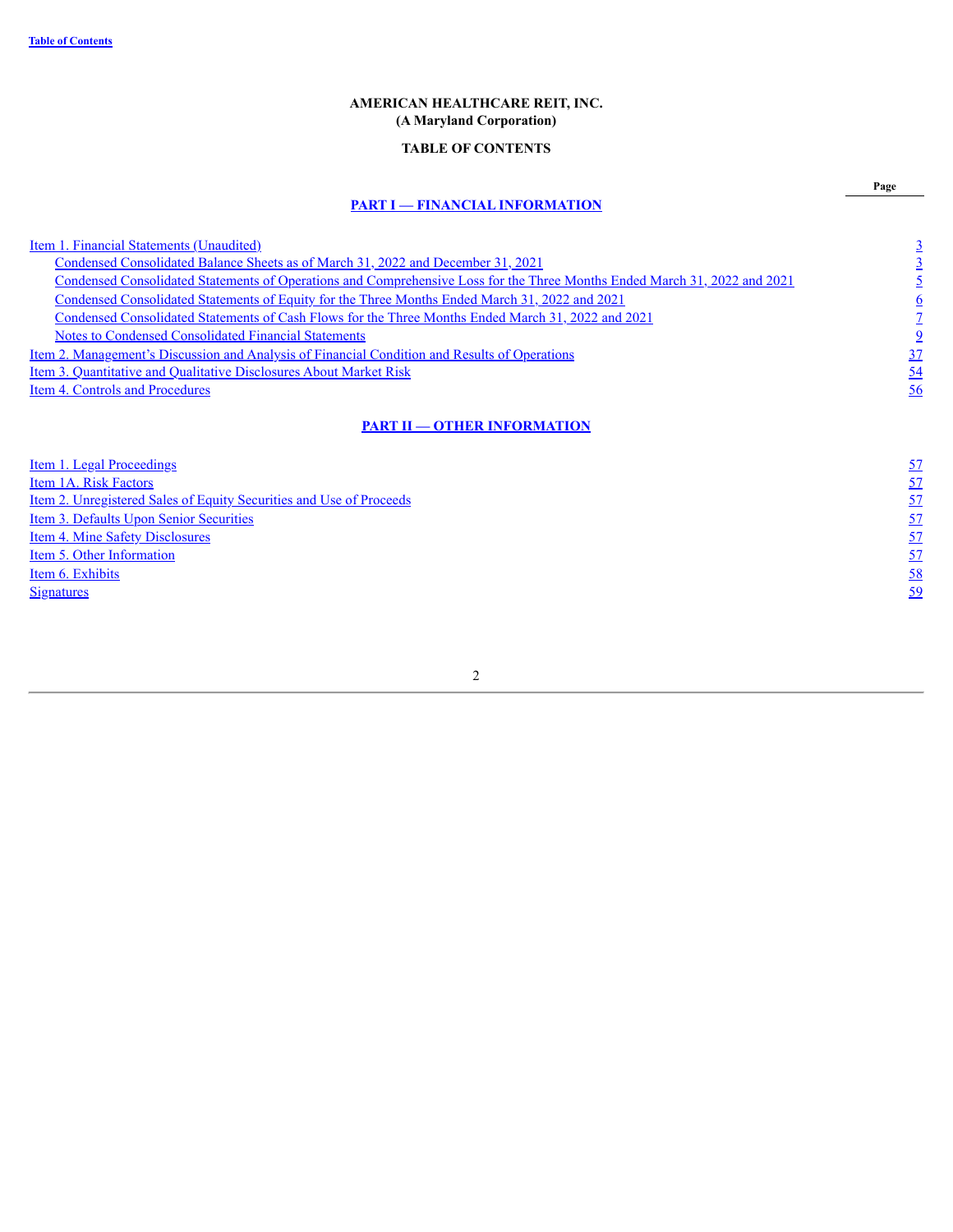**AMERICAN HEALTHCARE REIT, INC.**
**(A Maryland Corporation)**

**TABLE OF CONTENTS**

| | Page |
|---|---|
| **PART I — FINANCIAL INFORMATION** | |
| Item 1. Financial Statements (Unaudited) | 3 |
| Condensed Consolidated Balance Sheets as of March 31, 2022 and December 31, 2021 | 3 |
| Condensed Consolidated Statements of Operations and Comprehensive Loss for the Three Months Ended March 31, 2022 and 2021 | 5 |
| Condensed Consolidated Statements of Equity for the Three Months Ended March 31, 2022 and 2021 | 6 |
| Condensed Consolidated Statements of Cash Flows for the Three Months Ended March 31, 2022 and 2021 | 7 |
| Notes to Condensed Consolidated Financial Statements | 9 |
| Item 2. Management's Discussion and Analysis of Financial Condition and Results of Operations | 37 |
| Item 3. Quantitative and Qualitative Disclosures About Market Risk | 54 |
| Item 4. Controls and Procedures | 56 |
| **PART II — OTHER INFORMATION** | |
| Item 1. Legal Proceedings | 57 |
| Item 1A. Risk Factors | 57 |
| Item 2. Unregistered Sales of Equity Securities and Use of Proceeds | 57 |
| Item 3. Defaults Upon Senior Securities | 57 |
| Item 4. Mine Safety Disclosures | 57 |
| Item 5. Other Information | 57 |
| Item 6. Exhibits | 58 |
| Signatures | 59 |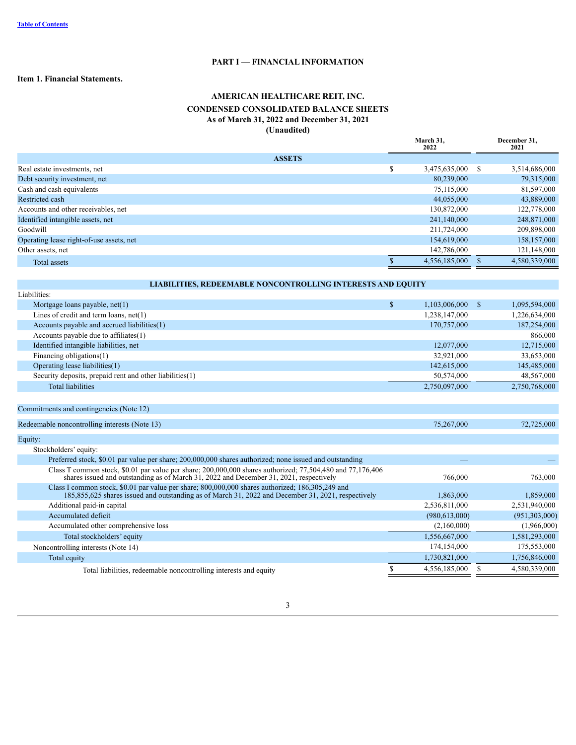[Table of Contents](#)

# PART I — FINANCIAL INFORMATION

## Item 1. Financial Statements.

### AMERICAN HEALTHCARE REIT, INC.
### CONDENSED CONSOLIDATED BALANCE SHEETS
### As of March 31, 2022 and December 31, 2021
### (Unaudited)

| | March 31, 2022 | December 31, 2021 |
|---|---|---|
| **ASSETS** | | |
| Real estate investments, net | $ 3,475,635,000 | $ 3,514,686,000 |
| Debt security investment, net | 80,239,000 | 79,315,000 |
| Cash and cash equivalents | 75,115,000 | 81,597,000 |
| Restricted cash | 44,055,000 | 43,889,000 |
| Accounts and other receivables, net | 130,872,000 | 122,778,000 |
| Identified intangible assets, net | 241,140,000 | 248,871,000 |
| Goodwill | 211,724,000 | 209,898,000 |
| Operating lease right-of-use assets, net | 154,619,000 | 158,157,000 |
| Other assets, net | 142,786,000 | 121,148,000 |
| Total assets | $ 4,556,185,000 | $ 4,580,339,000 |
| **LIABILITIES, REDEEMABLE NONCONTROLLING INTERESTS AND EQUITY** | | |
| Liabilities: | | |
| Mortgage loans payable, net(1) | $ 1,103,006,000 | $ 1,095,594,000 |
| Lines of credit and term loans, net(1) | 1,238,147,000 | 1,226,634,000 |
| Accounts payable and accrued liabilities(1) | 170,757,000 | 187,254,000 |
| Accounts payable due to affiliates(1) | — | 866,000 |
| Identified intangible liabilities, net | 12,077,000 | 12,715,000 |
| Financing obligations(1) | 32,921,000 | 33,653,000 |
| Operating lease liabilities(1) | 142,615,000 | 145,485,000 |
| Security deposits, prepaid rent and other liabilities(1) | 50,574,000 | 48,567,000 |
| Total liabilities | 2,750,097,000 | 2,750,768,000 |
| Commitments and contingencies (Note 12) | | |
| Redeemable noncontrolling interests (Note 13) | 75,267,000 | 72,725,000 |
| Equity: | | |
| Stockholders' equity: | | |
| Preferred stock, $0.01 par value per share; 200,000,000 shares authorized; none issued and outstanding | — | — |
| Class T common stock, $0.01 par value per share; 200,000,000 shares authorized; 77,504,480 and 77,176,406 shares issued and outstanding as of March 31, 2022 and December 31, 2021, respectively | 766,000 | 763,000 |
| Class I common stock, $0.01 par value per share; 800,000,000 shares authorized; 186,305,249 and 185,855,625 shares issued and outstanding as of March 31, 2022 and December 31, 2021, respectively | 1,863,000 | 1,859,000 |
| Additional paid-in capital | 2,536,811,000 | 2,531,940,000 |
| Accumulated deficit | (980,613,000) | (951,303,000) |
| Accumulated other comprehensive loss | (2,160,000) | (1,966,000) |
| Total stockholders' equity | 1,556,667,000 | 1,581,293,000 |
| Noncontrolling interests (Note 14) | 174,154,000 | 175,553,000 |
| Total equity | 1,730,821,000 | 1,756,846,000 |
| Total liabilities, redeemable noncontrolling interests and equity | $ 4,556,185,000 | $ 4,580,339,000 |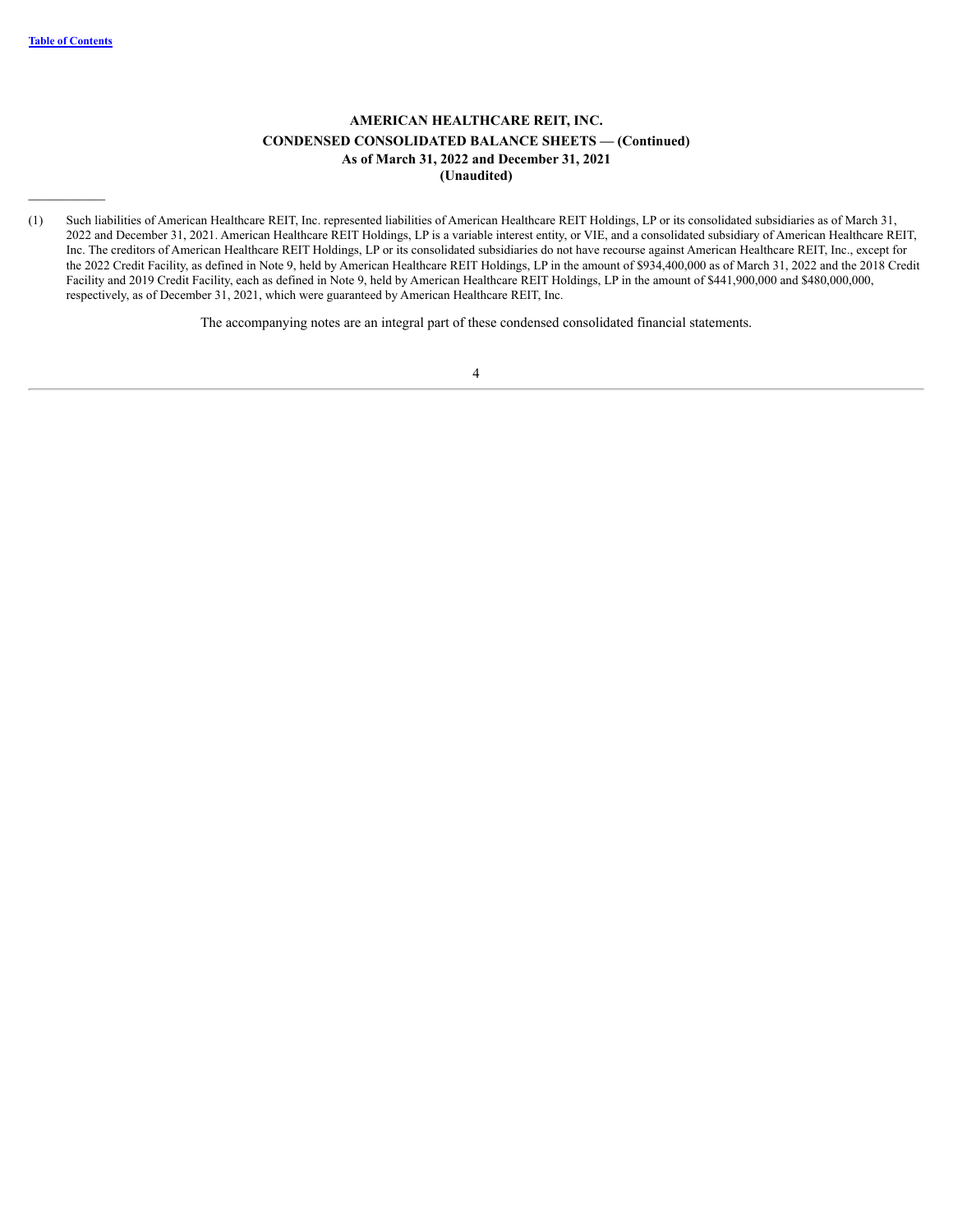**AMERICAN HEALTHCARE REIT, INC.**

**CONDENSED CONSOLIDATED BALANCE SHEETS — (Continued)**

**As of March 31, 2022 and December 31, 2021**

**(Unaudited)**

---

(1) Such liabilities of American Healthcare REIT, Inc. represented liabilities of American Healthcare REIT Holdings, LP or its consolidated subsidiaries as of March 31, 2022 and December 31, 2021. American Healthcare REIT Holdings, LP is a variable interest entity, or VIE, and a consolidated subsidiary of American Healthcare REIT, Inc. The creditors of American Healthcare REIT Holdings, LP or its consolidated subsidiaries do not have recourse against American Healthcare REIT, Inc., except for the 2022 Credit Facility, as defined in Note 9, held by American Healthcare REIT Holdings, LP in the amount of $934,400,000 as of March 31, 2022 and the 2018 Credit Facility and 2019 Credit Facility, each as defined in Note 9, held by American Healthcare REIT Holdings, LP in the amount of $441,900,000 and $480,000,000, respectively, as of December 31, 2021, which were guaranteed by American Healthcare REIT, Inc.

The accompanying notes are an integral part of these condensed consolidated financial statements.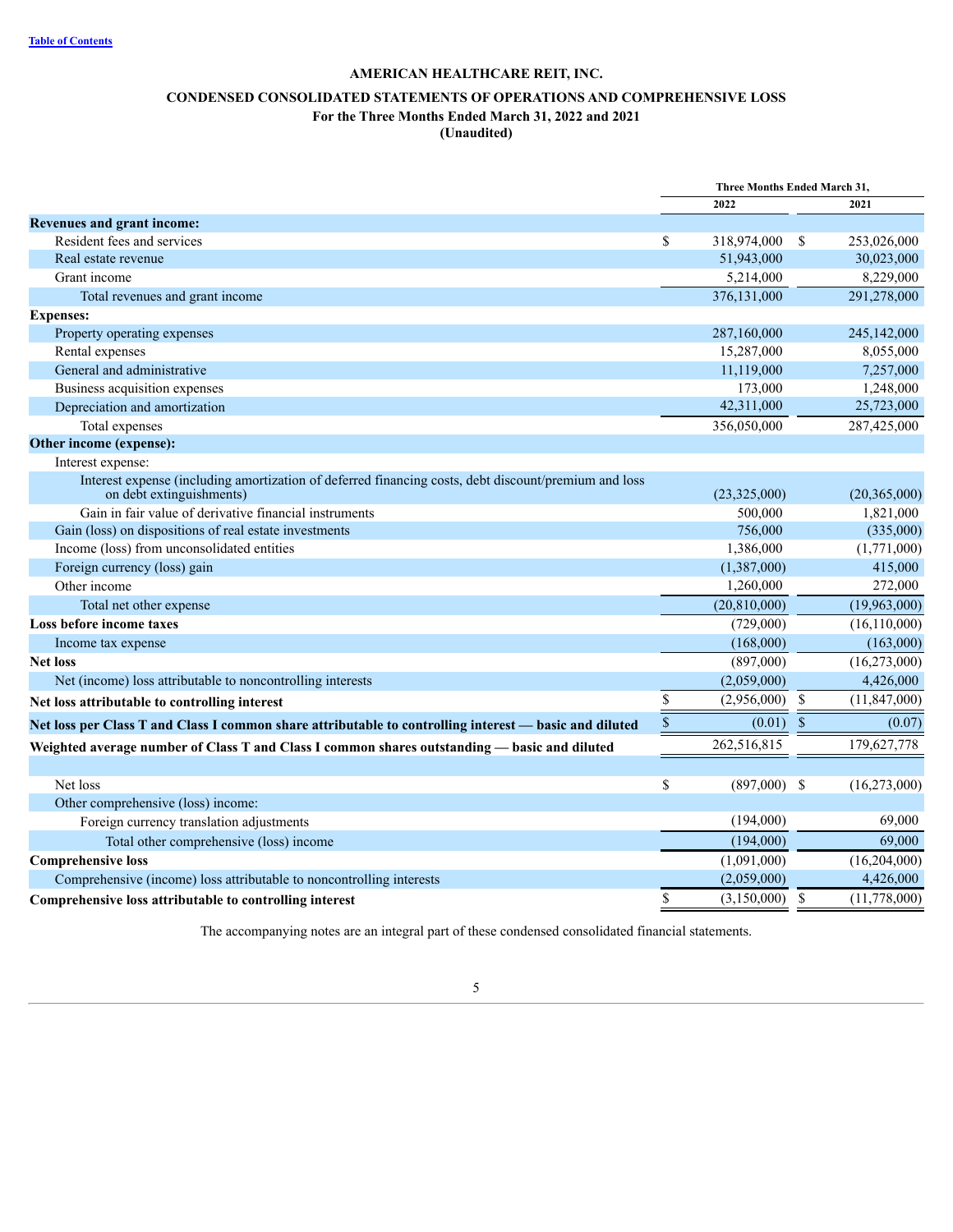# AMERICAN HEALTHCARE REIT, INC.

## CONDENSED CONSOLIDATED STATEMENTS OF OPERATIONS AND COMPREHENSIVE LOSS

### For the Three Months Ended March 31, 2022 and 2021

### (Unaudited)

| | Three Months Ended March 31, | |
|---|---|---|
| | 2022 | 2021 |
| **Revenues and grant income:** | | |
| Resident fees and services | $ 318,974,000 | $ 253,026,000 |
| Real estate revenue | 51,943,000 | 30,023,000 |
| Grant income | 5,214,000 | 8,229,000 |
| Total revenues and grant income | 376,131,000 | 291,278,000 |
| **Expenses:** | | |
| Property operating expenses | 287,160,000 | 245,142,000 |
| Rental expenses | 15,287,000 | 8,055,000 |
| General and administrative | 11,119,000 | 7,257,000 |
| Business acquisition expenses | 173,000 | 1,248,000 |
| Depreciation and amortization | 42,311,000 | 25,723,000 |
| Total expenses | 356,050,000 | 287,425,000 |
| **Other income (expense):** | | |
| Interest expense: | | |
| Interest expense (including amortization of deferred financing costs, debt discount/premium and loss on debt extinguishments) | (23,325,000) | (20,365,000) |
| Gain in fair value of derivative financial instruments | 500,000 | 1,821,000 |
| Gain (loss) on dispositions of real estate investments | 756,000 | (335,000) |
| Income (loss) from unconsolidated entities | 1,386,000 | (1,771,000) |
| Foreign currency (loss) gain | (1,387,000) | 415,000 |
| Other income | 1,260,000 | 272,000 |
| Total net other expense | (20,810,000) | (19,963,000) |
| **Loss before income taxes** | (729,000) | (16,110,000) |
| Income tax expense | (168,000) | (163,000) |
| **Net loss** | (897,000) | (16,273,000) |
| Net (income) loss attributable to noncontrolling interests | (2,059,000) | 4,426,000 |
| **Net loss attributable to controlling interest** | $ (2,956,000) | $ (11,847,000) |
| **Net loss per Class T and Class I common share attributable to controlling interest — basic and diluted** | $ (0.01) | $ (0.07) |
| **Weighted average number of Class T and Class I common shares outstanding — basic and diluted** | 262,516,815 | 179,627,778 |
| | | |
| Net loss | $ (897,000) | $ (16,273,000) |
| Other comprehensive (loss) income: | | |
| Foreign currency translation adjustments | (194,000) | 69,000 |
| Total other comprehensive (loss) income | (194,000) | 69,000 |
| **Comprehensive loss** | (1,091,000) | (16,204,000) |
| Comprehensive (income) loss attributable to noncontrolling interests | (2,059,000) | 4,426,000 |
| **Comprehensive loss attributable to controlling interest** | $ (3,150,000) | $ (11,778,000) |

The accompanying notes are an integral part of these condensed consolidated financial statements.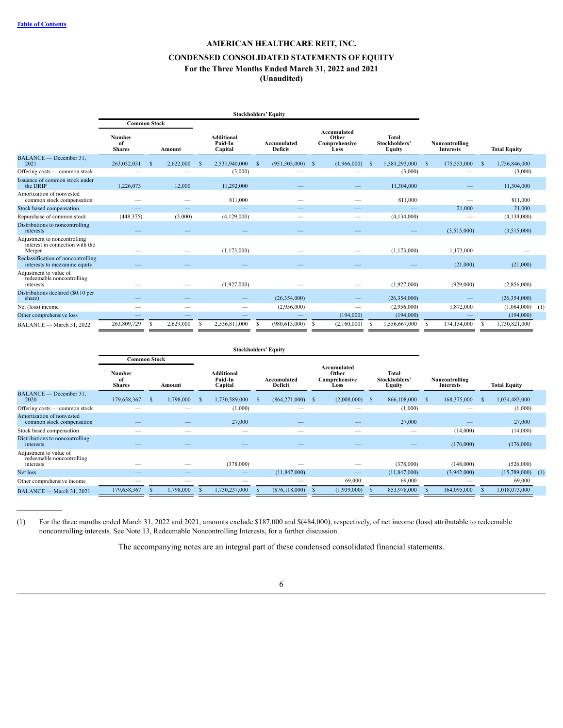# AMERICAN HEALTHCARE REIT, INC.

## CONDENSED CONSOLIDATED STATEMENTS OF EQUITY

### For the Three Months Ended March 31, 2022 and 2021

### (Unaudited)

| | Stockholders' Equity | | | | | | | |
|---|---|---|---|---|---|---|---|---|
| | Common Stock | | | | | | | |
| | Number of Shares | Amount | Additional Paid-In Capital | Accumulated Deficit | Accumulated Other Comprehensive Loss | Total Stockholders' Equity | Noncontrolling Interests | Total Equity |
| BALANCE — December 31, 2021 | 263,032,031 | $ 2,622,000 | $ 2,531,940,000 | $ (951,303,000) | $ (1,966,000) | $ 1,581,293,000 | $ 175,553,000 | $ 1,756,846,000 |
| Offering costs — common stock | — | — | (3,000) | — | — | (3,000) | — | (3,000) |
| Issuance of common stock under the DRIP | 1,226,073 | 12,000 | 11,292,000 | — | — | 11,304,000 | — | 11,304,000 |
| Amortization of nonvested common stock compensation | — | — | 811,000 | — | — | 811,000 | — | 811,000 |
| Stock based compensation | — | — | — | — | — | — | 21,000 | 21,000 |
| Repurchase of common stock | (448,375) | (5,000) | (4,129,000) | — | — | (4,134,000) | — | (4,134,000) |
| Distributions to noncontrolling interests | — | — | — | — | — | — | (3,515,000) | (3,515,000) |
| Adjustment to noncontrolling interest in connection with the Merger | — | — | (1,173,000) | — | — | (1,173,000) | 1,173,000 | — |
| Reclassification of noncontrolling interests to mezzanine equity | — | — | — | — | — | — | (21,000) | (21,000) |
| Adjustment to value of redeemable noncontrolling interests | — | — | (1,927,000) | — | — | (1,927,000) | (929,000) | (2,856,000) |
| Distributions declared ($0.10 per share) | — | — | — | (26,354,000) | — | (26,354,000) | — | (26,354,000) |
| Net (loss) income | — | — | — | (2,956,000) | — | (2,956,000) | 1,872,000 | (1,084,000) (1) |
| Other comprehensive loss | — | — | — | — | (194,000) | (194,000) | — | (194,000) |
| BALANCE — March 31, 2022 | 263,809,729 | $ 2,629,000 | $ 2,536,811,000 | $ (980,613,000) | $ (2,160,000) | $ 1,556,667,000 | $ 174,154,000 | $ 1,730,821,000 |

| | Stockholders' Equity | | | | | | | |
|---|---|---|---|---|---|---|---|---|
| | Common Stock | | | | | | | |
| | Number of Shares | Amount | Additional Paid-In Capital | Accumulated Deficit | Accumulated Other Comprehensive Loss | Total Stockholders' Equity | Noncontrolling Interests | Total Equity |
| BALANCE — December 31, 2020 | 179,658,367 | $ 1,798,000 | $ 1,730,589,000 | $ (864,271,000) | $ (2,008,000) | $ 866,108,000 | $ 168,375,000 | $ 1,034,483,000 |
| Offering costs — common stock | — | — | (1,000) | — | — | (1,000) | — | (1,000) |
| Amortization of nonvested common stock compensation | — | — | 27,000 | — | — | 27,000 | — | 27,000 |
| Stock based compensation | — | — | — | — | — | — | (14,000) | (14,000) |
| Distributions to noncontrolling interests | — | — | — | — | — | — | (176,000) | (176,000) |
| Adjustment to value of redeemable noncontrolling interests | — | — | (378,000) | — | — | (378,000) | (148,000) | (526,000) |
| Net loss | — | — | — | (11,847,000) | — | (11,847,000) | (3,942,000) | (15,789,000) (1) |
| Other comprehensive income | — | — | — | — | 69,000 | 69,000 | — | 69,000 |
| BALANCE — March 31, 2021 | 179,658,367 | $ 1,798,000 | $ 1,730,237,000 | $ (876,118,000) | $ (1,939,000) | $ 853,978,000 | $ 164,095,000 | $ 1,018,073,000 |

___________

(1) For the three months ended March 31, 2022 and 2021, amounts exclude $187,000 and $(484,000), respectively, of net income (loss) attributable to redeemable noncontrolling interests. See Note 13, Redeemable Noncontrolling Interests, for a further discussion.

The accompanying notes are an integral part of these condensed consolidated financial statements.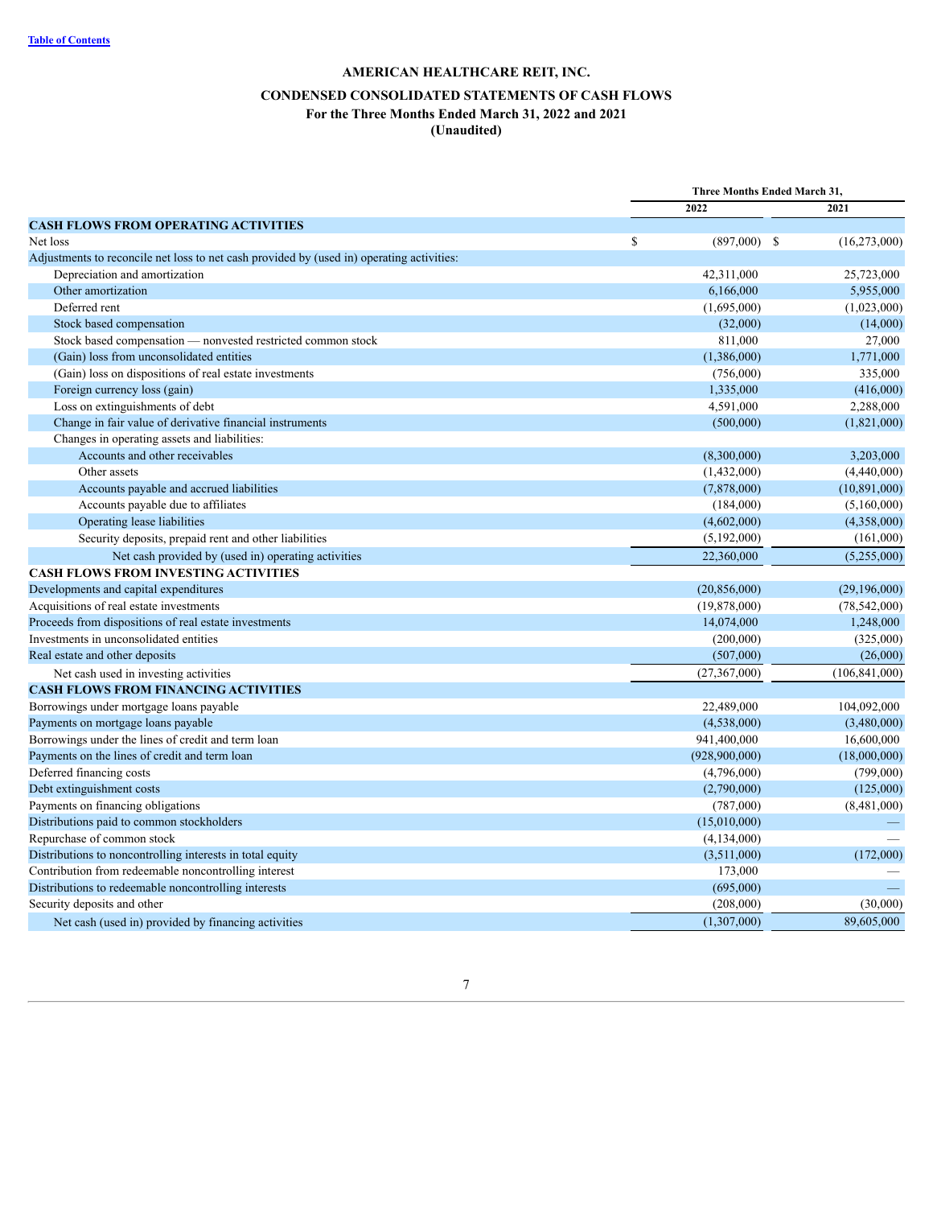# AMERICAN HEALTHCARE REIT, INC.

## CONDENSED CONSOLIDATED STATEMENTS OF CASH FLOWS

### For the Three Months Ended March 31, 2022 and 2021

### (Unaudited)

| | Three Months Ended March 31, | |
|---|---|---|
| | 2022 | 2021 |
| **CASH FLOWS FROM OPERATING ACTIVITIES** | | |
| Net loss | $ (897,000) | $ (16,273,000) |
| Adjustments to reconcile net loss to net cash provided by (used in) operating activities: | | |
| Depreciation and amortization | 42,311,000 | 25,723,000 |
| Other amortization | 6,166,000 | 5,955,000 |
| Deferred rent | (1,695,000) | (1,023,000) |
| Stock based compensation | (32,000) | (14,000) |
| Stock based compensation — nonvested restricted common stock | 811,000 | 27,000 |
| (Gain) loss from unconsolidated entities | (1,386,000) | 1,771,000 |
| (Gain) loss on dispositions of real estate investments | (756,000) | 335,000 |
| Foreign currency loss (gain) | 1,335,000 | (416,000) |
| Loss on extinguishments of debt | 4,591,000 | 2,288,000 |
| Change in fair value of derivative financial instruments | (500,000) | (1,821,000) |
| Changes in operating assets and liabilities: | | |
| Accounts and other receivables | (8,300,000) | 3,203,000 |
| Other assets | (1,432,000) | (4,440,000) |
| Accounts payable and accrued liabilities | (7,878,000) | (10,891,000) |
| Accounts payable due to affiliates | (184,000) | (5,160,000) |
| Operating lease liabilities | (4,602,000) | (4,358,000) |
| Security deposits, prepaid rent and other liabilities | (5,192,000) | (161,000) |
| Net cash provided by (used in) operating activities | 22,360,000 | (5,255,000) |
| **CASH FLOWS FROM INVESTING ACTIVITIES** | | |
| Developments and capital expenditures | (20,856,000) | (29,196,000) |
| Acquisitions of real estate investments | (19,878,000) | (78,542,000) |
| Proceeds from dispositions of real estate investments | 14,074,000 | 1,248,000 |
| Investments in unconsolidated entities | (200,000) | (325,000) |
| Real estate and other deposits | (507,000) | (26,000) |
| Net cash used in investing activities | (27,367,000) | (106,841,000) |
| **CASH FLOWS FROM FINANCING ACTIVITIES** | | |
| Borrowings under mortgage loans payable | 22,489,000 | 104,092,000 |
| Payments on mortgage loans payable | (4,538,000) | (3,480,000) |
| Borrowings under the lines of credit and term loan | 941,400,000 | 16,600,000 |
| Payments on the lines of credit and term loan | (928,900,000) | (18,000,000) |
| Deferred financing costs | (4,796,000) | (799,000) |
| Debt extinguishment costs | (2,790,000) | (125,000) |
| Payments on financing obligations | (787,000) | (8,481,000) |
| Distributions paid to common stockholders | (15,010,000) | — |
| Repurchase of common stock | (4,134,000) | — |
| Distributions to noncontrolling interests in total equity | (3,511,000) | (172,000) |
| Contribution from redeemable noncontrolling interest | 173,000 | — |
| Distributions to redeemable noncontrolling interests | (695,000) | — |
| Security deposits and other | (208,000) | (30,000) |
| Net cash (used in) provided by financing activities | (1,307,000) | 89,605,000 |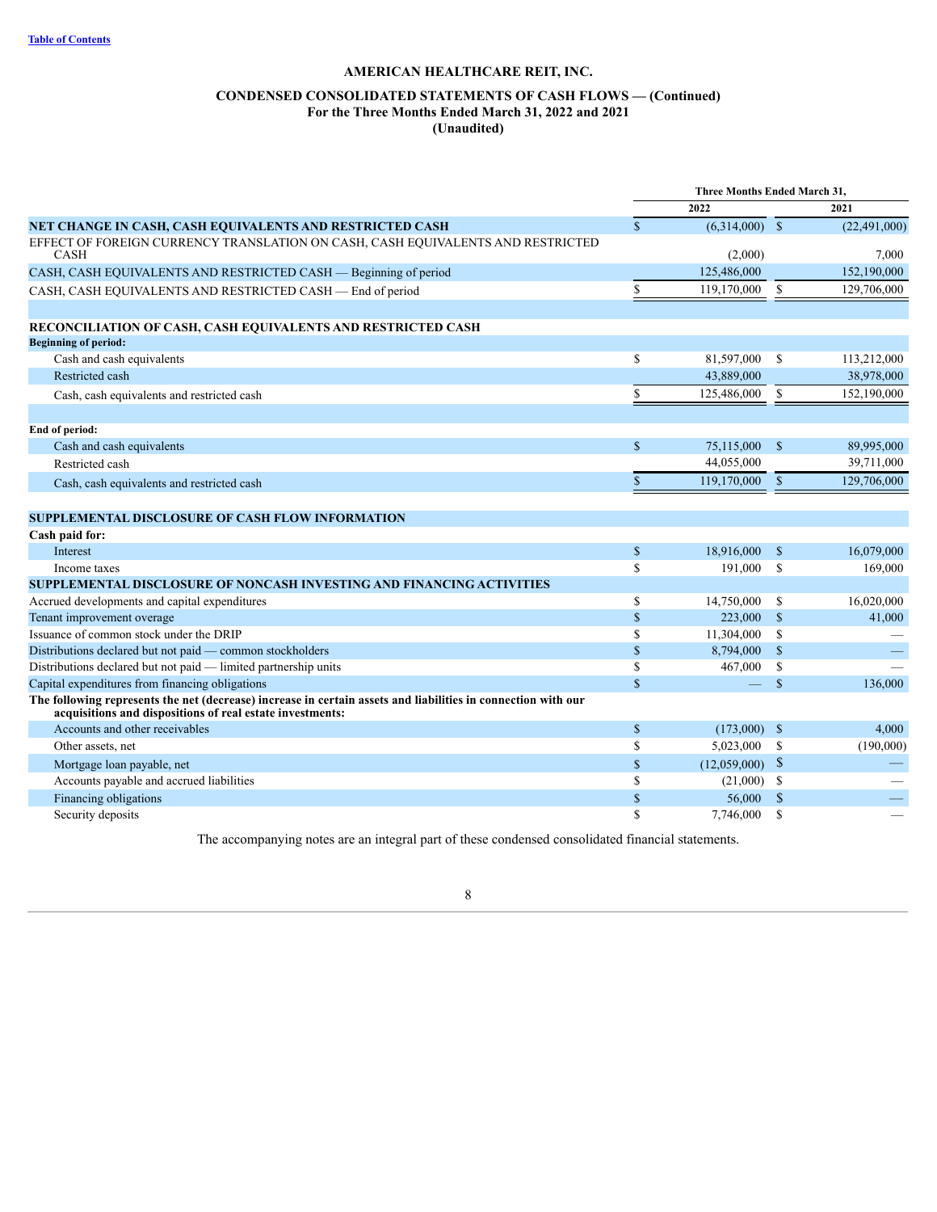Table of Contents

# AMERICAN HEALTHCARE REIT, INC.

## CONDENSED CONSOLIDATED STATEMENTS OF CASH FLOWS — (Continued)
## For the Three Months Ended March 31, 2022 and 2021
## (Unaudited)

| | Three Months Ended March 31, | |
|---|---|---|
| | 2022 | 2021 |
| **NET CHANGE IN CASH, CASH EQUIVALENTS AND RESTRICTED CASH** | $ (6,314,000) | $ (22,491,000) |
| EFFECT OF FOREIGN CURRENCY TRANSLATION ON CASH, CASH EQUIVALENTS AND RESTRICTED CASH | (2,000) | 7,000 |
| CASH, CASH EQUIVALENTS AND RESTRICTED CASH — Beginning of period | 125,486,000 | 152,190,000 |
| CASH, CASH EQUIVALENTS AND RESTRICTED CASH — End of period | $ 119,170,000 | $ 129,706,000 |
| | | |
| **RECONCILIATION OF CASH, CASH EQUIVALENTS AND RESTRICTED CASH** | | |
| **Beginning of period:** | | |
| Cash and cash equivalents | $ 81,597,000 | $ 113,212,000 |
| Restricted cash | 43,889,000 | 38,978,000 |
| Cash, cash equivalents and restricted cash | $ 125,486,000 | $ 152,190,000 |
| | | |
| **End of period:** | | |
| Cash and cash equivalents | $ 75,115,000 | $ 89,995,000 |
| Restricted cash | 44,055,000 | 39,711,000 |
| Cash, cash equivalents and restricted cash | $ 119,170,000 | $ 129,706,000 |
| | | |
| **SUPPLEMENTAL DISCLOSURE OF CASH FLOW INFORMATION** | | |
| **Cash paid for:** | | |
| Interest | $ 18,916,000 | $ 16,079,000 |
| Income taxes | $ 191,000 | $ 169,000 |
| **SUPPLEMENTAL DISCLOSURE OF NONCASH INVESTING AND FINANCING ACTIVITIES** | | |
| Accrued developments and capital expenditures | $ 14,750,000 | $ 16,020,000 |
| Tenant improvement overage | $ 223,000 | $ 41,000 |
| Issuance of common stock under the DRIP | $ 11,304,000 | $ — |
| Distributions declared but not paid — common stockholders | $ 8,794,000 | $ — |
| Distributions declared but not paid — limited partnership units | $ 467,000 | $ — |
| Capital expenditures from financing obligations | $ — | $ 136,000 |
| **The following represents the net (decrease) increase in certain assets and liabilities in connection with our acquisitions and dispositions of real estate investments:** | | |
| Accounts and other receivables | $ (173,000) | $ 4,000 |
| Other assets, net | $ 5,023,000 | $ (190,000) |
| Mortgage loan payable, net | $ (12,059,000) | $ — |
| Accounts payable and accrued liabilities | $ (21,000) | $ — |
| Financing obligations | $ 56,000 | $ — |
| Security deposits | $ 7,746,000 | $ — |

The accompanying notes are an integral part of these condensed consolidated financial statements.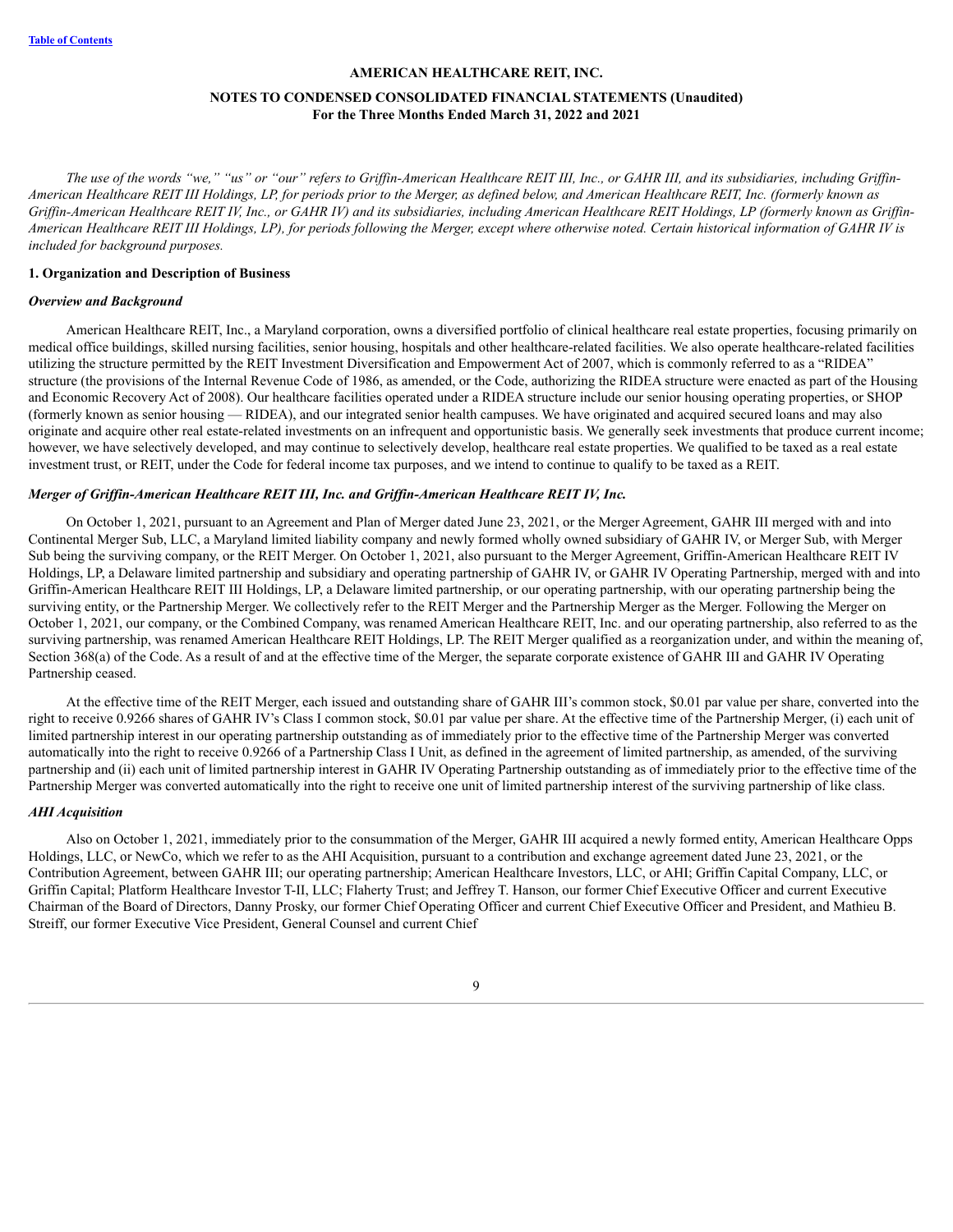**AMERICAN HEALTHCARE REIT, INC.**

**NOTES TO CONDENSED CONSOLIDATED FINANCIAL STATEMENTS (Unaudited)**
**For the Three Months Ended March 31, 2022 and 2021**

*The use of the words "we," "us" or "our" refers to Griffin-American Healthcare REIT III, Inc., or GAHR III, and its subsidiaries, including Griffin-American Healthcare REIT III Holdings, LP, for periods prior to the Merger, as defined below, and American Healthcare REIT, Inc. (formerly known as Griffin-American Healthcare REIT IV, Inc., or GAHR IV) and its subsidiaries, including American Healthcare REIT Holdings, LP (formerly known as Griffin-American Healthcare REIT III Holdings, LP), for periods following the Merger, except where otherwise noted. Certain historical information of GAHR IV is included for background purposes.*

**1. Organization and Description of Business**

***Overview and Background***

American Healthcare REIT, Inc., a Maryland corporation, owns a diversified portfolio of clinical healthcare real estate properties, focusing primarily on medical office buildings, skilled nursing facilities, senior housing, hospitals and other healthcare-related facilities. We also operate healthcare-related facilities utilizing the structure permitted by the REIT Investment Diversification and Empowerment Act of 2007, which is commonly referred to as a "RIDEA" structure (the provisions of the Internal Revenue Code of 1986, as amended, or the Code, authorizing the RIDEA structure were enacted as part of the Housing and Economic Recovery Act of 2008). Our healthcare facilities operated under a RIDEA structure include our senior housing operating properties, or SHOP (formerly known as senior housing — RIDEA), and our integrated senior health campuses. We have originated and acquired secured loans and may also originate and acquire other real estate-related investments on an infrequent and opportunistic basis. We generally seek investments that produce current income; however, we have selectively developed, and may continue to selectively develop, healthcare real estate properties. We qualified to be taxed as a real estate investment trust, or REIT, under the Code for federal income tax purposes, and we intend to continue to qualify to be taxed as a REIT.

***Merger of Griffin-American Healthcare REIT III, Inc. and Griffin-American Healthcare REIT IV, Inc.***

On October 1, 2021, pursuant to an Agreement and Plan of Merger dated June 23, 2021, or the Merger Agreement, GAHR III merged with and into Continental Merger Sub, LLC, a Maryland limited liability company and newly formed wholly owned subsidiary of GAHR IV, or Merger Sub, with Merger Sub being the surviving company, or the REIT Merger. On October 1, 2021, also pursuant to the Merger Agreement, Griffin-American Healthcare REIT IV Holdings, LP, a Delaware limited partnership and subsidiary and operating partnership of GAHR IV, or GAHR IV Operating Partnership, merged with and into Griffin-American Healthcare REIT III Holdings, LP, a Delaware limited partnership, or our operating partnership, with our operating partnership being the surviving entity, or the Partnership Merger. We collectively refer to the REIT Merger and the Partnership Merger as the Merger. Following the Merger on October 1, 2021, our company, or the Combined Company, was renamed American Healthcare REIT, Inc. and our operating partnership, also referred to as the surviving partnership, was renamed American Healthcare REIT Holdings, LP. The REIT Merger qualified as a reorganization under, and within the meaning of, Section 368(a) of the Code. As a result of and at the effective time of the Merger, the separate corporate existence of GAHR III and GAHR IV Operating Partnership ceased.

At the effective time of the REIT Merger, each issued and outstanding share of GAHR III's common stock, $0.01 par value per share, converted into the right to receive 0.9266 shares of GAHR IV's Class I common stock, $0.01 par value per share. At the effective time of the Partnership Merger, (i) each unit of limited partnership interest in our operating partnership outstanding as of immediately prior to the effective time of the Partnership Merger was converted automatically into the right to receive 0.9266 of a Partnership Class I Unit, as defined in the agreement of limited partnership, as amended, of the surviving partnership and (ii) each unit of limited partnership interest in GAHR IV Operating Partnership outstanding as of immediately prior to the effective time of the Partnership Merger was converted automatically into the right to receive one unit of limited partnership interest of the surviving partnership of like class.

***AHI Acquisition***

Also on October 1, 2021, immediately prior to the consummation of the Merger, GAHR III acquired a newly formed entity, American Healthcare Opps Holdings, LLC, or NewCo, which we refer to as the AHI Acquisition, pursuant to a contribution and exchange agreement dated June 23, 2021, or the Contribution Agreement, between GAHR III; our operating partnership; American Healthcare Investors, LLC, or AHI; Griffin Capital Company, LLC, or Griffin Capital; Platform Healthcare Investor T-II, LLC; Flaherty Trust; and Jeffrey T. Hanson, our former Chief Executive Officer and current Executive Chairman of the Board of Directors, Danny Prosky, our former Chief Operating Officer and current Chief Executive Officer and President, and Mathieu B. Streiff, our former Executive Vice President, General Counsel and current Chief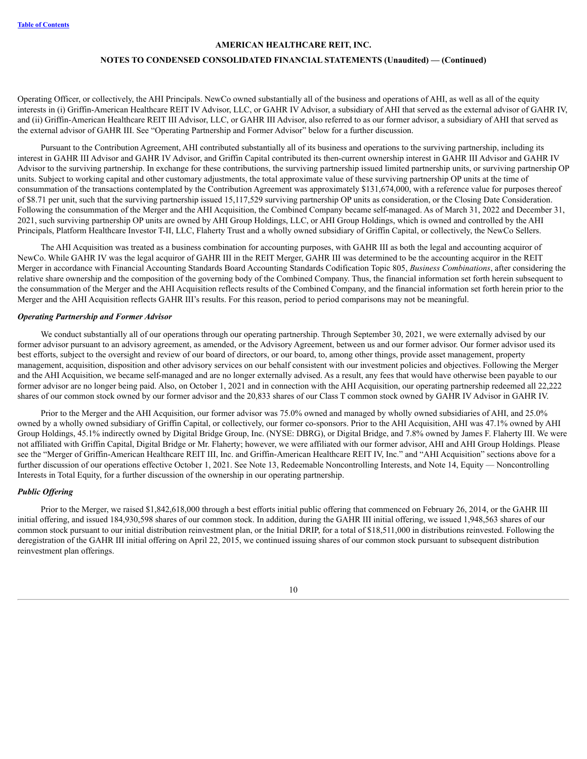Operating Officer, or collectively, the AHI Principals. NewCo owned substantially all of the business and operations of AHI, as well as all of the equity interests in (i) Griffin-American Healthcare REIT IV Advisor, LLC, or GAHR IV Advisor, a subsidiary of AHI that served as the external advisor of GAHR IV, and (ii) Griffin-American Healthcare REIT III Advisor, LLC, or GAHR III Advisor, also referred to as our former advisor, a subsidiary of AHI that served as the external advisor of GAHR III. See "Operating Partnership and Former Advisor" below for a further discussion.

Pursuant to the Contribution Agreement, AHI contributed substantially all of its business and operations to the surviving partnership, including its interest in GAHR III Advisor and GAHR IV Advisor, and Griffin Capital contributed its then-current ownership interest in GAHR III Advisor and GAHR IV Advisor to the surviving partnership. In exchange for these contributions, the surviving partnership issued limited partnership units, or surviving partnership OP units. Subject to working capital and other customary adjustments, the total approximate value of these surviving partnership OP units at the time of consummation of the transactions contemplated by the Contribution Agreement was approximately $131,674,000, with a reference value for purposes thereof of $8.71 per unit, such that the surviving partnership issued 15,117,529 surviving partnership OP units as consideration, or the Closing Date Consideration. Following the consummation of the Merger and the AHI Acquisition, the Combined Company became self-managed. As of March 31, 2022 and December 31, 2021, such surviving partnership OP units are owned by AHI Group Holdings, LLC, or AHI Group Holdings, which is owned and controlled by the AHI Principals, Platform Healthcare Investor T-II, LLC, Flaherty Trust and a wholly owned subsidiary of Griffin Capital, or collectively, the NewCo Sellers.

The AHI Acquisition was treated as a business combination for accounting purposes, with GAHR III as both the legal and accounting acquiror of NewCo. While GAHR IV was the legal acquiror of GAHR III in the REIT Merger, GAHR III was determined to be the accounting acquiror in the REIT Merger in accordance with Financial Accounting Standards Board Accounting Standards Codification Topic 805, *Business Combinations*, after considering the relative share ownership and the composition of the governing body of the Combined Company. Thus, the financial information set forth herein subsequent to the consummation of the Merger and the AHI Acquisition reflects results of the Combined Company, and the financial information set forth herein prior to the Merger and the AHI Acquisition reflects GAHR III's results. For this reason, period to period comparisons may not be meaningful.

***Operating Partnership and Former Advisor***

We conduct substantially all of our operations through our operating partnership. Through September 30, 2021, we were externally advised by our former advisor pursuant to an advisory agreement, as amended, or the Advisory Agreement, between us and our former advisor. Our former advisor used its best efforts, subject to the oversight and review of our board of directors, or our board, to, among other things, provide asset management, property management, acquisition, disposition and other advisory services on our behalf consistent with our investment policies and objectives. Following the Merger and the AHI Acquisition, we became self-managed and are no longer externally advised. As a result, any fees that would have otherwise been payable to our former advisor are no longer being paid. Also, on October 1, 2021 and in connection with the AHI Acquisition, our operating partnership redeemed all 22,222 shares of our common stock owned by our former advisor and the 20,833 shares of our Class T common stock owned by GAHR IV Advisor in GAHR IV.

Prior to the Merger and the AHI Acquisition, our former advisor was 75.0% owned and managed by wholly owned subsidiaries of AHI, and 25.0% owned by a wholly owned subsidiary of Griffin Capital, or collectively, our former co-sponsors. Prior to the AHI Acquisition, AHI was 47.1% owned by AHI Group Holdings, 45.1% indirectly owned by Digital Bridge Group, Inc. (NYSE: DBRG), or Digital Bridge, and 7.8% owned by James F. Flaherty III. We were not affiliated with Griffin Capital, Digital Bridge or Mr. Flaherty; however, we were affiliated with our former advisor, AHI and AHI Group Holdings. Please see the "Merger of Griffin-American Healthcare REIT III, Inc. and Griffin-American Healthcare REIT IV, Inc." and "AHI Acquisition" sections above for a further discussion of our operations effective October 1, 2021. See Note 13, Redeemable Noncontrolling Interests, and Note 14, Equity — Noncontrolling Interests in Total Equity, for a further discussion of the ownership in our operating partnership.

***Public Offering***

Prior to the Merger, we raised $1,842,618,000 through a best efforts initial public offering that commenced on February 26, 2014, or the GAHR III initial offering, and issued 184,930,598 shares of our common stock. In addition, during the GAHR III initial offering, we issued 1,948,563 shares of our common stock pursuant to our initial distribution reinvestment plan, or the Initial DRIP, for a total of $18,511,000 in distributions reinvested. Following the deregistration of the GAHR III initial offering on April 22, 2015, we continued issuing shares of our common stock pursuant to subsequent distribution reinvestment plan offerings.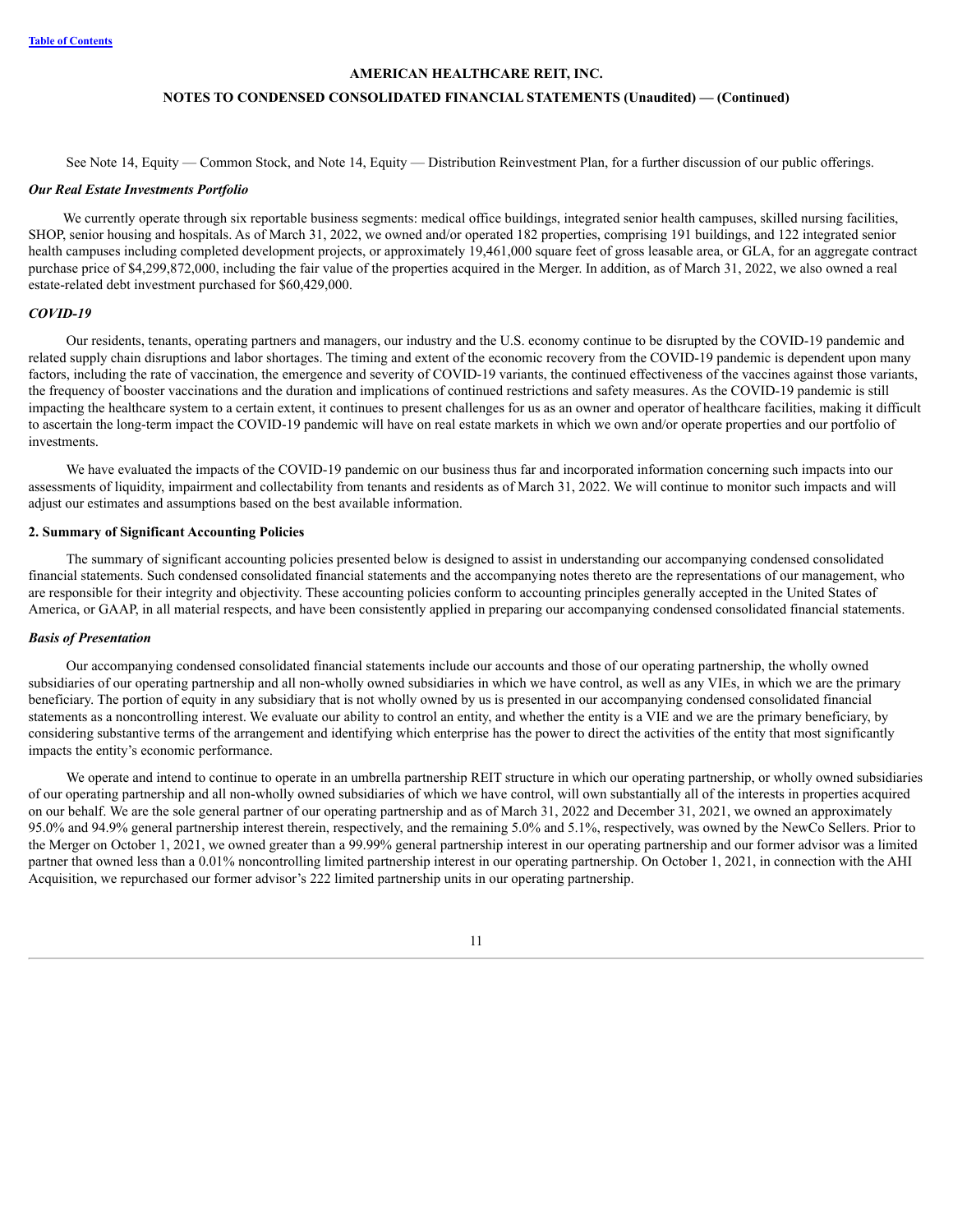See Note 14, Equity — Common Stock, and Note 14, Equity — Distribution Reinvestment Plan, for a further discussion of our public offerings.

***Our Real Estate Investments Portfolio***

We currently operate through six reportable business segments: medical office buildings, integrated senior health campuses, skilled nursing facilities, SHOP, senior housing and hospitals. As of March 31, 2022, we owned and/or operated 182 properties, comprising 191 buildings, and 122 integrated senior health campuses including completed development projects, or approximately 19,461,000 square feet of gross leasable area, or GLA, for an aggregate contract purchase price of $4,299,872,000, including the fair value of the properties acquired in the Merger. In addition, as of March 31, 2022, we also owned a real estate-related debt investment purchased for $60,429,000.

***COVID-19***

Our residents, tenants, operating partners and managers, our industry and the U.S. economy continue to be disrupted by the COVID-19 pandemic and related supply chain disruptions and labor shortages. The timing and extent of the economic recovery from the COVID-19 pandemic is dependent upon many factors, including the rate of vaccination, the emergence and severity of COVID-19 variants, the continued effectiveness of the vaccines against those variants, the frequency of booster vaccinations and the duration and implications of continued restrictions and safety measures. As the COVID-19 pandemic is still impacting the healthcare system to a certain extent, it continues to present challenges for us as an owner and operator of healthcare facilities, making it difficult to ascertain the long-term impact the COVID-19 pandemic will have on real estate markets in which we own and/or operate properties and our portfolio of investments.

We have evaluated the impacts of the COVID-19 pandemic on our business thus far and incorporated information concerning such impacts into our assessments of liquidity, impairment and collectability from tenants and residents as of March 31, 2022. We will continue to monitor such impacts and will adjust our estimates and assumptions based on the best available information.

## 2. Summary of Significant Accounting Policies

The summary of significant accounting policies presented below is designed to assist in understanding our accompanying condensed consolidated financial statements. Such condensed consolidated financial statements and the accompanying notes thereto are the representations of our management, who are responsible for their integrity and objectivity. These accounting policies conform to accounting principles generally accepted in the United States of America, or GAAP, in all material respects, and have been consistently applied in preparing our accompanying condensed consolidated financial statements.

***Basis of Presentation***

Our accompanying condensed consolidated financial statements include our accounts and those of our operating partnership, the wholly owned subsidiaries of our operating partnership and all non-wholly owned subsidiaries in which we have control, as well as any VIEs, in which we are the primary beneficiary. The portion of equity in any subsidiary that is not wholly owned by us is presented in our accompanying condensed consolidated financial statements as a noncontrolling interest. We evaluate our ability to control an entity, and whether the entity is a VIE and we are the primary beneficiary, by considering substantive terms of the arrangement and identifying which enterprise has the power to direct the activities of the entity that most significantly impacts the entity's economic performance.

We operate and intend to continue to operate in an umbrella partnership REIT structure in which our operating partnership, or wholly owned subsidiaries of our operating partnership and all non-wholly owned subsidiaries of which we have control, will own substantially all of the interests in properties acquired on our behalf. We are the sole general partner of our operating partnership and as of March 31, 2022 and December 31, 2021, we owned an approximately 95.0% and 94.9% general partnership interest therein, respectively, and the remaining 5.0% and 5.1%, respectively, was owned by the NewCo Sellers. Prior to the Merger on October 1, 2021, we owned greater than a 99.99% general partnership interest in our operating partnership and our former advisor was a limited partner that owned less than a 0.01% noncontrolling limited partnership interest in our operating partnership. On October 1, 2021, in connection with the AHI Acquisition, we repurchased our former advisor's 222 limited partnership units in our operating partnership.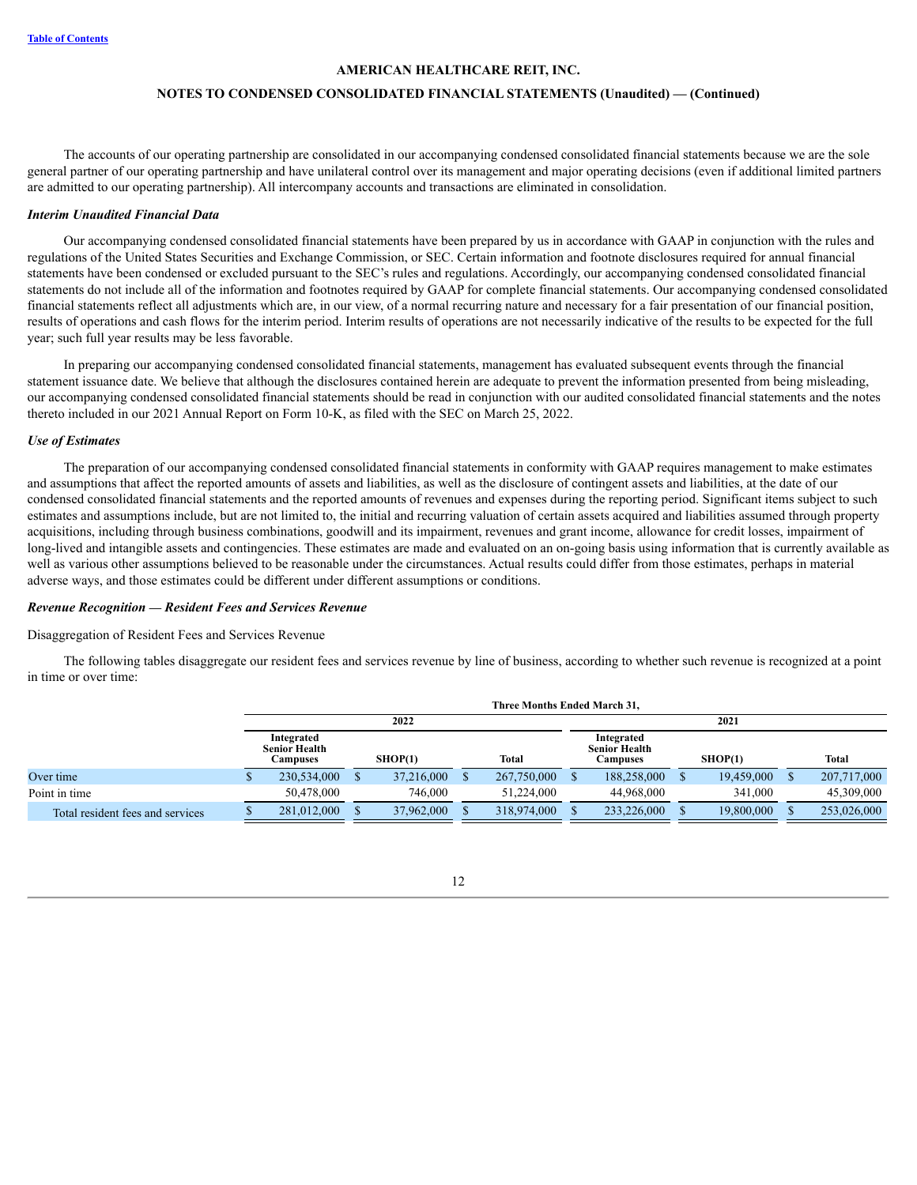The accounts of our operating partnership are consolidated in our accompanying condensed consolidated financial statements because we are the sole general partner of our operating partnership and have unilateral control over its management and major operating decisions (even if additional limited partners are admitted to our operating partnership). All intercompany accounts and transactions are eliminated in consolidation.

***Interim Unaudited Financial Data***

Our accompanying condensed consolidated financial statements have been prepared by us in accordance with GAAP in conjunction with the rules and regulations of the United States Securities and Exchange Commission, or SEC. Certain information and footnote disclosures required for annual financial statements have been condensed or excluded pursuant to the SEC's rules and regulations. Accordingly, our accompanying condensed consolidated financial statements do not include all of the information and footnotes required by GAAP for complete financial statements. Our accompanying condensed consolidated financial statements reflect all adjustments which are, in our view, of a normal recurring nature and necessary for a fair presentation of our financial position, results of operations and cash flows for the interim period. Interim results of operations are not necessarily indicative of the results to be expected for the full year; such full year results may be less favorable.

In preparing our accompanying condensed consolidated financial statements, management has evaluated subsequent events through the financial statement issuance date. We believe that although the disclosures contained herein are adequate to prevent the information presented from being misleading, our accompanying condensed consolidated financial statements should be read in conjunction with our audited consolidated financial statements and the notes thereto included in our 2021 Annual Report on Form 10-K, as filed with the SEC on March 25, 2022.

***Use of Estimates***

The preparation of our accompanying condensed consolidated financial statements in conformity with GAAP requires management to make estimates and assumptions that affect the reported amounts of assets and liabilities, as well as the disclosure of contingent assets and liabilities, at the date of our condensed consolidated financial statements and the reported amounts of revenues and expenses during the reporting period. Significant items subject to such estimates and assumptions include, but are not limited to, the initial and recurring valuation of certain assets acquired and liabilities assumed through property acquisitions, including through business combinations, goodwill and its impairment, revenues and grant income, allowance for credit losses, impairment of long-lived and intangible assets and contingencies. These estimates are made and evaluated on an on-going basis using information that is currently available as well as various other assumptions believed to be reasonable under the circumstances. Actual results could differ from those estimates, perhaps in material adverse ways, and those estimates could be different under different assumptions or conditions.

***Revenue Recognition — Resident Fees and Services Revenue***

Disaggregation of Resident Fees and Services Revenue

The following tables disaggregate our resident fees and services revenue by line of business, according to whether such revenue is recognized at a point in time or over time:

| | Three Months Ended March 31, | | | | | |
|---|---|---|---|---|---|---|
| | 2022 | | | 2021 | | |
| | Integrated Senior Health Campuses | SHOP(1) | Total | Integrated Senior Health Campuses | SHOP(1) | Total |
| Over time | $ 230,534,000 | $ 37,216,000 | $ 267,750,000 | $ 188,258,000 | $ 19,459,000 | $ 207,717,000 |
| Point in time | 50,478,000 | 746,000 | 51,224,000 | 44,968,000 | 341,000 | 45,309,000 |
| Total resident fees and services | $ 281,012,000 | $ 37,962,000 | $ 318,974,000 | $ 233,226,000 | $ 19,800,000 | $ 253,026,000 |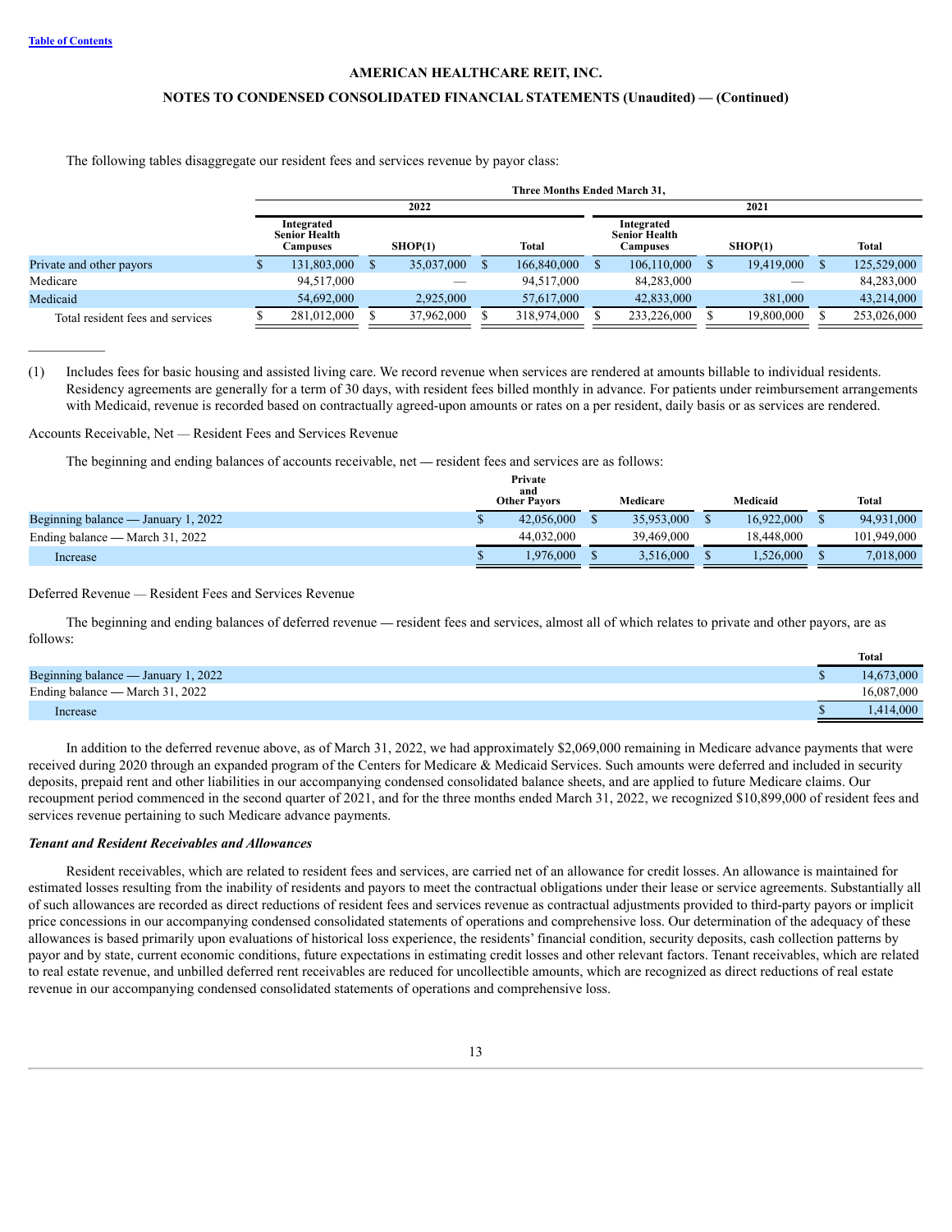The following tables disaggregate our resident fees and services revenue by payor class:

| | Three Months Ended March 31, | | | | | |
|---|---|---|---|---|---|---|
| | 2022 | | | 2021 | | |
| | Integrated Senior Health Campuses | SHOP(1) | Total | Integrated Senior Health Campuses | SHOP(1) | Total |
| Private and other payors | $ 131,803,000 | $ 35,037,000 | $ 166,840,000 | $ 106,110,000 | $ 19,419,000 | $ 125,529,000 |
| Medicare | 94,517,000 | — | 94,517,000 | 84,283,000 | — | 84,283,000 |
| Medicaid | 54,692,000 | 2,925,000 | 57,617,000 | 42,833,000 | 381,000 | 43,214,000 |
| Total resident fees and services | $ 281,012,000 | $ 37,962,000 | $ 318,974,000 | $ 233,226,000 | $ 19,800,000 | $ 253,026,000 |

(1) Includes fees for basic housing and assisted living care. We record revenue when services are rendered at amounts billable to individual residents. Residency agreements are generally for a term of 30 days, with resident fees billed monthly in advance. For patients under reimbursement arrangements with Medicaid, revenue is recorded based on contractually agreed-upon amounts or rates on a per resident, daily basis or as services are rendered.

Accounts Receivable, Net — Resident Fees and Services Revenue

The beginning and ending balances of accounts receivable, net — resident fees and services are as follows:

| | Private and Other Payors | Medicare | Medicaid | Total |
|---|---|---|---|---|
| Beginning balance — January 1, 2022 | $ 42,056,000 | $ 35,953,000 | $ 16,922,000 | $ 94,931,000 |
| Ending balance — March 31, 2022 | 44,032,000 | 39,469,000 | 18,448,000 | 101,949,000 |
| Increase | $ 1,976,000 | $ 3,516,000 | $ 1,526,000 | $ 7,018,000 |

Deferred Revenue — Resident Fees and Services Revenue

The beginning and ending balances of deferred revenue — resident fees and services, almost all of which relates to private and other payors, are as follows:

| | Total |
|---|---|
| Beginning balance — January 1, 2022 | $ 14,673,000 |
| Ending balance — March 31, 2022 | 16,087,000 |
| Increase | $ 1,414,000 |

In addition to the deferred revenue above, as of March 31, 2022, we had approximately $2,069,000 remaining in Medicare advance payments that were received during 2020 through an expanded program of the Centers for Medicare & Medicaid Services. Such amounts were deferred and included in security deposits, prepaid rent and other liabilities in our accompanying condensed consolidated balance sheets, and are applied to future Medicare claims. Our recoupment period commenced in the second quarter of 2021, and for the three months ended March 31, 2022, we recognized $10,899,000 of resident fees and services revenue pertaining to such Medicare advance payments.

***Tenant and Resident Receivables and Allowances***

Resident receivables, which are related to resident fees and services, are carried net of an allowance for credit losses. An allowance is maintained for estimated losses resulting from the inability of residents and payors to meet the contractual obligations under their lease or service agreements. Substantially all of such allowances are recorded as direct reductions of resident fees and services revenue as contractual adjustments provided to third-party payors or implicit price concessions in our accompanying condensed consolidated statements of operations and comprehensive loss. Our determination of the adequacy of these allowances is based primarily upon evaluations of historical loss experience, the residents' financial condition, security deposits, cash collection patterns by payor and by state, current economic conditions, future expectations in estimating credit losses and other relevant factors. Tenant receivables, which are related to real estate revenue, and unbilled deferred rent receivables are reduced for uncollectible amounts, which are recognized as direct reductions of real estate revenue in our accompanying condensed consolidated statements of operations and comprehensive loss.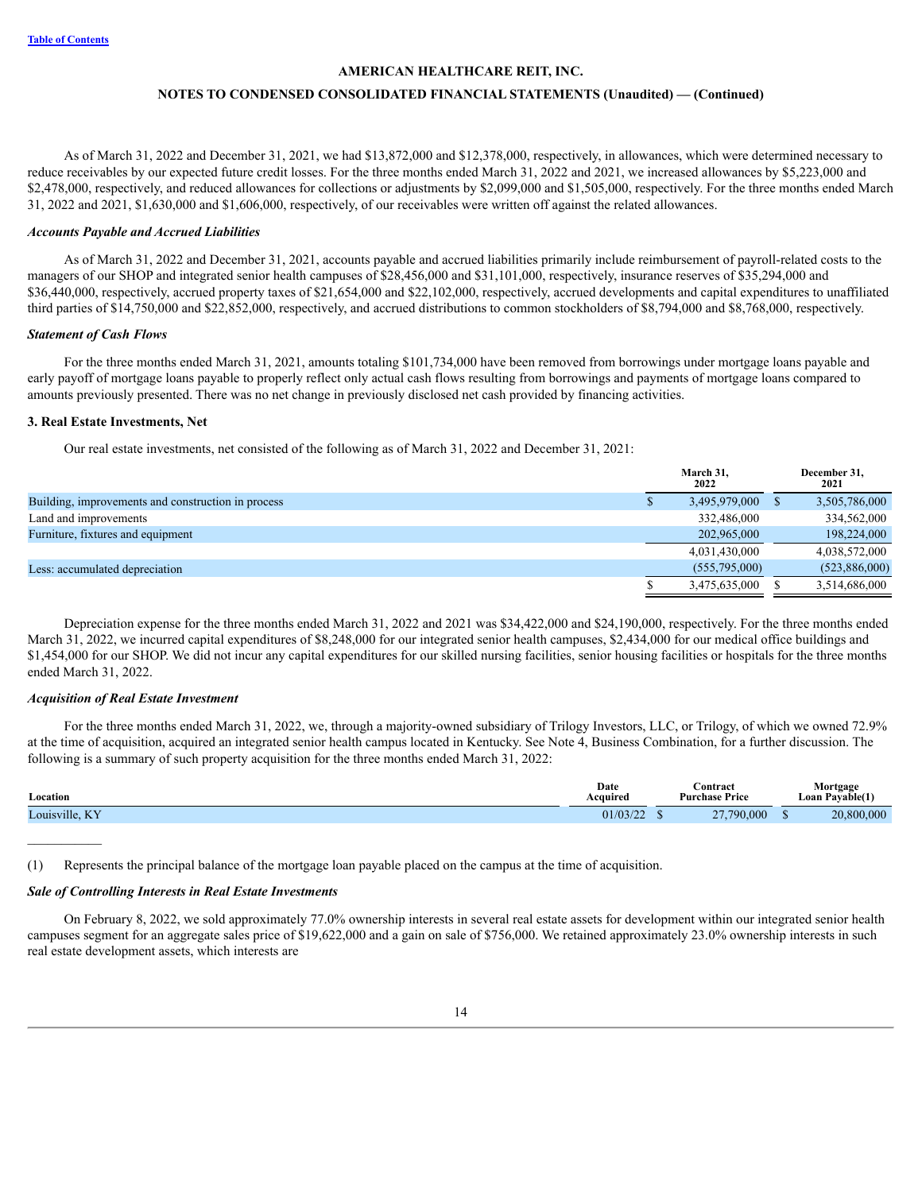As of March 31, 2022 and December 31, 2021, we had $13,872,000 and $12,378,000, respectively, in allowances, which were determined necessary to reduce receivables by our expected future credit losses. For the three months ended March 31, 2022 and 2021, we increased allowances by $5,223,000 and $2,478,000, respectively, and reduced allowances for collections or adjustments by $2,099,000 and $1,505,000, respectively. For the three months ended March 31, 2022 and 2021, $1,630,000 and $1,606,000, respectively, of our receivables were written off against the related allowances.

***Accounts Payable and Accrued Liabilities***

As of March 31, 2022 and December 31, 2021, accounts payable and accrued liabilities primarily include reimbursement of payroll-related costs to the managers of our SHOP and integrated senior health campuses of $28,456,000 and $31,101,000, respectively, insurance reserves of $35,294,000 and $36,440,000, respectively, accrued property taxes of $21,654,000 and $22,102,000, respectively, accrued developments and capital expenditures to unaffiliated third parties of $14,750,000 and $22,852,000, respectively, and accrued distributions to common stockholders of $8,794,000 and $8,768,000, respectively.

***Statement of Cash Flows***

For the three months ended March 31, 2021, amounts totaling $101,734,000 have been removed from borrowings under mortgage loans payable and early payoff of mortgage loans payable to properly reflect only actual cash flows resulting from borrowings and payments of mortgage loans compared to amounts previously presented. There was no net change in previously disclosed net cash provided by financing activities.

**3. Real Estate Investments, Net**

Our real estate investments, net consisted of the following as of March 31, 2022 and December 31, 2021:

| | March 31, 2022 | December 31, 2021 |
|---|---|---|
| Building, improvements and construction in process | $ 3,495,979,000 | $ 3,505,786,000 |
| Land and improvements | 332,486,000 | 334,562,000 |
| Furniture, fixtures and equipment | 202,965,000 | 198,224,000 |
| | 4,031,430,000 | 4,038,572,000 |
| Less: accumulated depreciation | (555,795,000) | (523,886,000) |
| | $ 3,475,635,000 | $ 3,514,686,000 |

Depreciation expense for the three months ended March 31, 2022 and 2021 was $34,422,000 and $24,190,000, respectively. For the three months ended March 31, 2022, we incurred capital expenditures of $8,248,000 for our integrated senior health campuses, $2,434,000 for our medical office buildings and $1,454,000 for our SHOP. We did not incur any capital expenditures for our skilled nursing facilities, senior housing facilities or hospitals for the three months ended March 31, 2022.

***Acquisition of Real Estate Investment***

For the three months ended March 31, 2022, we, through a majority-owned subsidiary of Trilogy Investors, LLC, or Trilogy, of which we owned 72.9% at the time of acquisition, acquired an integrated senior health campus located in Kentucky. See Note 4, Business Combination, for a further discussion. The following is a summary of such property acquisition for the three months ended March 31, 2022:

| Location | Date Acquired | Contract Purchase Price | Mortgage Loan Payable(1) |
|---|---|---|---|
| Louisville, KY | 01/03/22 | $ 27,790,000 | $ 20,800,000 |

(1) Represents the principal balance of the mortgage loan payable placed on the campus at the time of acquisition.

***Sale of Controlling Interests in Real Estate Investments***

On February 8, 2022, we sold approximately 77.0% ownership interests in several real estate assets for development within our integrated senior health campuses segment for an aggregate sales price of $19,622,000 and a gain on sale of $756,000. We retained approximately 23.0% ownership interests in such real estate development assets, which interests are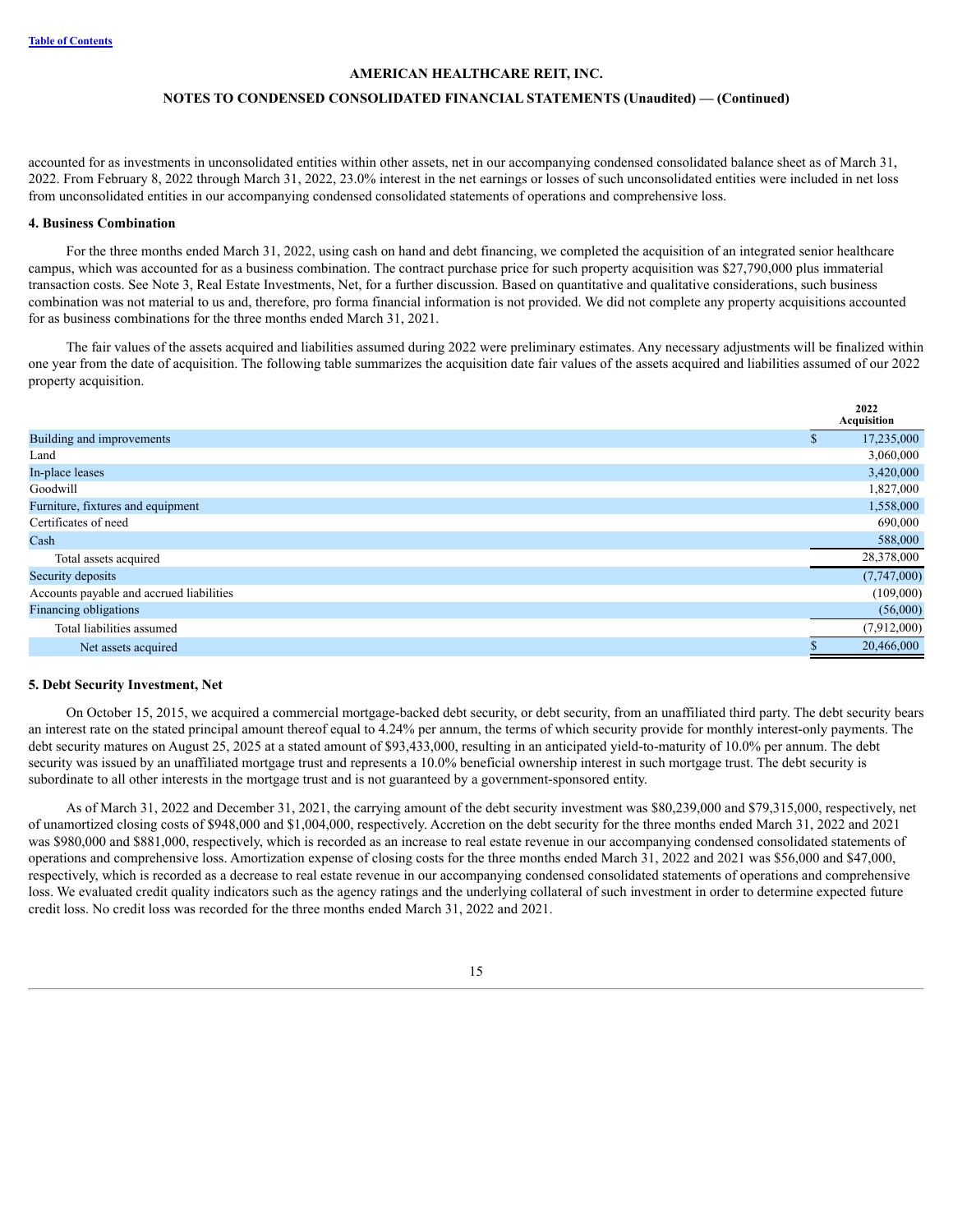accounted for as investments in unconsolidated entities within other assets, net in our accompanying condensed consolidated balance sheet as of March 31, 2022. From February 8, 2022 through March 31, 2022, 23.0% interest in the net earnings or losses of such unconsolidated entities were included in net loss from unconsolidated entities in our accompanying condensed consolidated statements of operations and comprehensive loss.

## 4. Business Combination

For the three months ended March 31, 2022, using cash on hand and debt financing, we completed the acquisition of an integrated senior healthcare campus, which was accounted for as a business combination. The contract purchase price for such property acquisition was $27,790,000 plus immaterial transaction costs. See Note 3, Real Estate Investments, Net, for a further discussion. Based on quantitative and qualitative considerations, such business combination was not material to us and, therefore, pro forma financial information is not provided. We did not complete any property acquisitions accounted for as business combinations for the three months ended March 31, 2021.

The fair values of the assets acquired and liabilities assumed during 2022 were preliminary estimates. Any necessary adjustments will be finalized within one year from the date of acquisition. The following table summarizes the acquisition date fair values of the assets acquired and liabilities assumed of our 2022 property acquisition.

| | 2022 Acquisition |
|---|---|
| Building and improvements | $ 17,235,000 |
| Land | 3,060,000 |
| In-place leases | 3,420,000 |
| Goodwill | 1,827,000 |
| Furniture, fixtures and equipment | 1,558,000 |
| Certificates of need | 690,000 |
| Cash | 588,000 |
| Total assets acquired | 28,378,000 |
| Security deposits | (7,747,000) |
| Accounts payable and accrued liabilities | (109,000) |
| Financing obligations | (56,000) |
| Total liabilities assumed | (7,912,000) |
| Net assets acquired | $ 20,466,000 |

## 5. Debt Security Investment, Net

On October 15, 2015, we acquired a commercial mortgage-backed debt security, or debt security, from an unaffiliated third party. The debt security bears an interest rate on the stated principal amount thereof equal to 4.24% per annum, the terms of which security provide for monthly interest-only payments. The debt security matures on August 25, 2025 at a stated amount of $93,433,000, resulting in an anticipated yield-to-maturity of 10.0% per annum. The debt security was issued by an unaffiliated mortgage trust and represents a 10.0% beneficial ownership interest in such mortgage trust. The debt security is subordinate to all other interests in the mortgage trust and is not guaranteed by a government-sponsored entity.

As of March 31, 2022 and December 31, 2021, the carrying amount of the debt security investment was $80,239,000 and $79,315,000, respectively, net of unamortized closing costs of $948,000 and $1,004,000, respectively. Accretion on the debt security for the three months ended March 31, 2022 and 2021 was $980,000 and $881,000, respectively, which is recorded as an increase to real estate revenue in our accompanying condensed consolidated statements of operations and comprehensive loss. Amortization expense of closing costs for the three months ended March 31, 2022 and 2021 was $56,000 and $47,000, respectively, which is recorded as a decrease to real estate revenue in our accompanying condensed consolidated statements of operations and comprehensive loss. We evaluated credit quality indicators such as the agency ratings and the underlying collateral of such investment in order to determine expected future credit loss. No credit loss was recorded for the three months ended March 31, 2022 and 2021.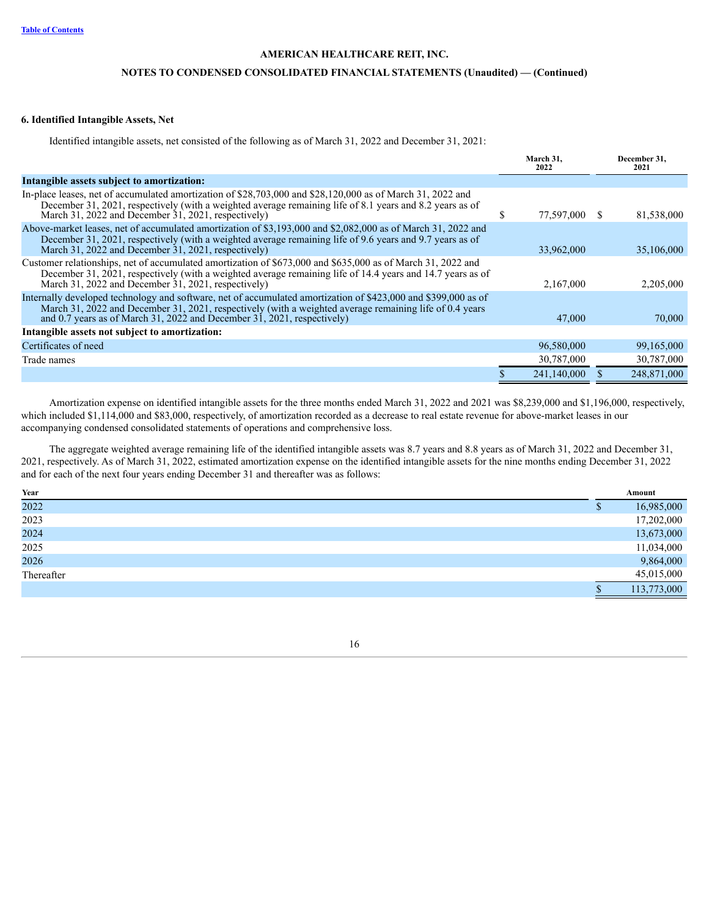**AMERICAN HEALTHCARE REIT, INC.**

**NOTES TO CONDENSED CONSOLIDATED FINANCIAL STATEMENTS (Unaudited) — (Continued)**

### 6. Identified Intangible Assets, Net

Identified intangible assets, net consisted of the following as of March 31, 2022 and December 31, 2021:

| | March 31, 2022 | December 31, 2021 |
|---|---|---|
| **Intangible assets subject to amortization:** | | |
| In-place leases, net of accumulated amortization of $28,703,000 and $28,120,000 as of March 31, 2022 and December 31, 2021, respectively (with a weighted average remaining life of 8.1 years and 8.2 years as of March 31, 2022 and December 31, 2021, respectively) | $ 77,597,000 | $ 81,538,000 |
| Above-market leases, net of accumulated amortization of $3,193,000 and $2,082,000 as of March 31, 2022 and December 31, 2021, respectively (with a weighted average remaining life of 9.6 years and 9.7 years as of March 31, 2022 and December 31, 2021, respectively) | 33,962,000 | 35,106,000 |
| Customer relationships, net of accumulated amortization of $673,000 and $635,000 as of March 31, 2022 and December 31, 2021, respectively (with a weighted average remaining life of 14.4 years and 14.7 years as of March 31, 2022 and December 31, 2021, respectively) | 2,167,000 | 2,205,000 |
| Internally developed technology and software, net of accumulated amortization of $423,000 and $399,000 as of March 31, 2022 and December 31, 2021, respectively (with a weighted average remaining life of 0.4 years and 0.7 years as of March 31, 2022 and December 31, 2021, respectively) | 47,000 | 70,000 |
| **Intangible assets not subject to amortization:** | | |
| Certificates of need | 96,580,000 | 99,165,000 |
| Trade names | 30,787,000 | 30,787,000 |
| | $ 241,140,000 | $ 248,871,000 |

Amortization expense on identified intangible assets for the three months ended March 31, 2022 and 2021 was $8,239,000 and $1,196,000, respectively, which included $1,114,000 and $83,000, respectively, of amortization recorded as a decrease to real estate revenue for above-market leases in our accompanying condensed consolidated statements of operations and comprehensive loss.

The aggregate weighted average remaining life of the identified intangible assets was 8.7 years and 8.8 years as of March 31, 2022 and December 31, 2021, respectively. As of March 31, 2022, estimated amortization expense on the identified intangible assets for the nine months ending December 31, 2022 and for each of the next four years ending December 31 and thereafter was as follows:

| Year | Amount |
|---|---|
| 2022 | $ 16,985,000 |
| 2023 | 17,202,000 |
| 2024 | 13,673,000 |
| 2025 | 11,034,000 |
| 2026 | 9,864,000 |
| Thereafter | 45,015,000 |
| | $ 113,773,000 |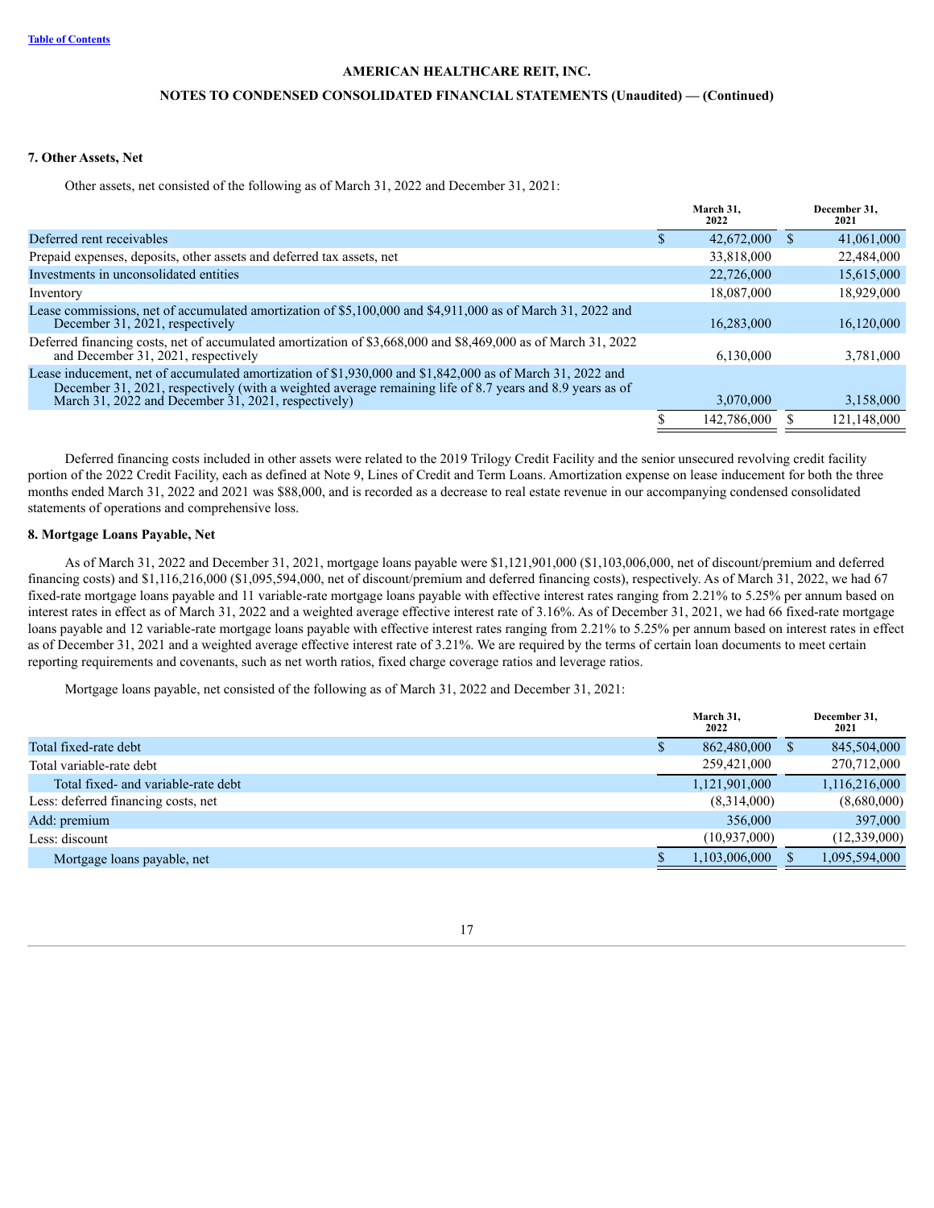**AMERICAN HEALTHCARE REIT, INC.**

**NOTES TO CONDENSED CONSOLIDATED FINANCIAL STATEMENTS (Unaudited) — (Continued)**

### 7. Other Assets, Net

Other assets, net consisted of the following as of March 31, 2022 and December 31, 2021:

| | March 31, 2022 | December 31, 2021 |
|---|---|---|
| Deferred rent receivables | $ 42,672,000 | $ 41,061,000 |
| Prepaid expenses, deposits, other assets and deferred tax assets, net | 33,818,000 | 22,484,000 |
| Investments in unconsolidated entities | 22,726,000 | 15,615,000 |
| Inventory | 18,087,000 | 18,929,000 |
| Lease commissions, net of accumulated amortization of $5,100,000 and $4,911,000 as of March 31, 2022 and December 31, 2021, respectively | 16,283,000 | 16,120,000 |
| Deferred financing costs, net of accumulated amortization of $3,668,000 and $8,469,000 as of March 31, 2022 and December 31, 2021, respectively | 6,130,000 | 3,781,000 |
| Lease inducement, net of accumulated amortization of $1,930,000 and $1,842,000 as of March 31, 2022 and December 31, 2021, respectively (with a weighted average remaining life of 8.7 years and 8.9 years as of March 31, 2022 and December 31, 2021, respectively) | 3,070,000 | 3,158,000 |
| | $ 142,786,000 | $ 121,148,000 |

Deferred financing costs included in other assets were related to the 2019 Trilogy Credit Facility and the senior unsecured revolving credit facility portion of the 2022 Credit Facility, each as defined at Note 9, Lines of Credit and Term Loans. Amortization expense on lease inducement for both the three months ended March 31, 2022 and 2021 was $88,000, and is recorded as a decrease to real estate revenue in our accompanying condensed consolidated statements of operations and comprehensive loss.

### 8. Mortgage Loans Payable, Net

As of March 31, 2022 and December 31, 2021, mortgage loans payable were $1,121,901,000 ($1,103,006,000, net of discount/premium and deferred financing costs) and $1,116,216,000 ($1,095,594,000, net of discount/premium and deferred financing costs), respectively. As of March 31, 2022, we had 67 fixed-rate mortgage loans payable and 11 variable-rate mortgage loans payable with effective interest rates ranging from 2.21% to 5.25% per annum based on interest rates in effect as of March 31, 2022 and a weighted average effective interest rate of 3.16%. As of December 31, 2021, we had 66 fixed-rate mortgage loans payable and 12 variable-rate mortgage loans payable with effective interest rates ranging from 2.21% to 5.25% per annum based on interest rates in effect as of December 31, 2021 and a weighted average effective interest rate of 3.21%. We are required by the terms of certain loan documents to meet certain reporting requirements and covenants, such as net worth ratios, fixed charge coverage ratios and leverage ratios.

Mortgage loans payable, net consisted of the following as of March 31, 2022 and December 31, 2021:

| | March 31, 2022 | December 31, 2021 |
|---|---|---|
| Total fixed-rate debt | $ 862,480,000 | $ 845,504,000 |
| Total variable-rate debt | 259,421,000 | 270,712,000 |
| Total fixed- and variable-rate debt | 1,121,901,000 | 1,116,216,000 |
| Less: deferred financing costs, net | (8,314,000) | (8,680,000) |
| Add: premium | 356,000 | 397,000 |
| Less: discount | (10,937,000) | (12,339,000) |
| Mortgage loans payable, net | $ 1,103,006,000 | $ 1,095,594,000 |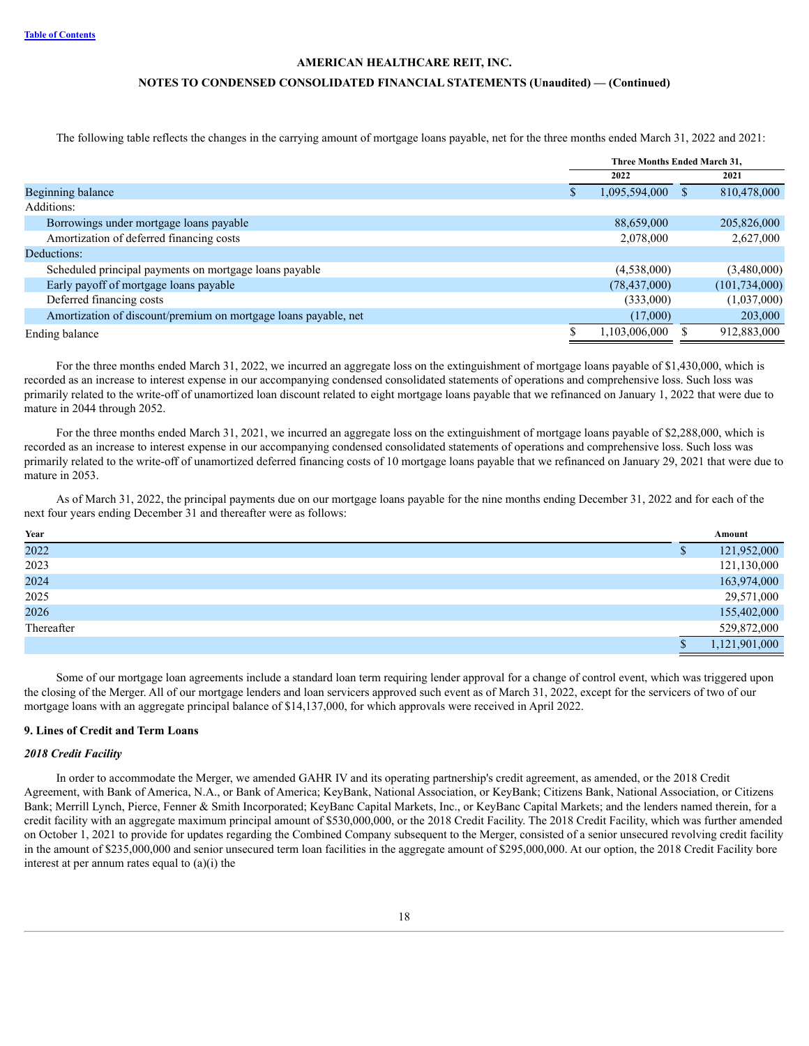The following table reflects the changes in the carrying amount of mortgage loans payable, net for the three months ended March 31, 2022 and 2021:

| | Three Months Ended March 31, | |
|---|---|---|
| | 2022 | 2021 |
| Beginning balance | $ 1,095,594,000 | $ 810,478,000 |
| Additions: | | |
| Borrowings under mortgage loans payable | 88,659,000 | 205,826,000 |
| Amortization of deferred financing costs | 2,078,000 | 2,627,000 |
| Deductions: | | |
| Scheduled principal payments on mortgage loans payable | (4,538,000) | (3,480,000) |
| Early payoff of mortgage loans payable | (78,437,000) | (101,734,000) |
| Deferred financing costs | (333,000) | (1,037,000) |
| Amortization of discount/premium on mortgage loans payable, net | (17,000) | 203,000 |
| Ending balance | $ 1,103,006,000 | $ 912,883,000 |

For the three months ended March 31, 2022, we incurred an aggregate loss on the extinguishment of mortgage loans payable of $1,430,000, which is recorded as an increase to interest expense in our accompanying condensed consolidated statements of operations and comprehensive loss. Such loss was primarily related to the write-off of unamortized loan discount related to eight mortgage loans payable that we refinanced on January 1, 2022 that were due to mature in 2044 through 2052.

For the three months ended March 31, 2021, we incurred an aggregate loss on the extinguishment of mortgage loans payable of $2,288,000, which is recorded as an increase to interest expense in our accompanying condensed consolidated statements of operations and comprehensive loss. Such loss was primarily related to the write-off of unamortized deferred financing costs of 10 mortgage loans payable that we refinanced on January 29, 2021 that were due to mature in 2053.

As of March 31, 2022, the principal payments due on our mortgage loans payable for the nine months ending December 31, 2022 and for each of the next four years ending December 31 and thereafter were as follows:

| Year | Amount |
|---|---|
| 2022 | $ 121,952,000 |
| 2023 | 121,130,000 |
| 2024 | 163,974,000 |
| 2025 | 29,571,000 |
| 2026 | 155,402,000 |
| Thereafter | 529,872,000 |
| | $ 1,121,901,000 |

Some of our mortgage loan agreements include a standard loan term requiring lender approval for a change of control event, which was triggered upon the closing of the Merger. All of our mortgage lenders and loan servicers approved such event as of March 31, 2022, except for the servicers of two of our mortgage loans with an aggregate principal balance of $14,137,000, for which approvals were received in April 2022.

### 9. Lines of Credit and Term Loans

#### *2018 Credit Facility*

In order to accommodate the Merger, we amended GAHR IV and its operating partnership's credit agreement, as amended, or the 2018 Credit Agreement, with Bank of America, N.A., or Bank of America; KeyBank, National Association, or KeyBank; Citizens Bank, National Association, or Citizens Bank; Merrill Lynch, Pierce, Fenner & Smith Incorporated; KeyBanc Capital Markets, Inc., or KeyBanc Capital Markets; and the lenders named therein, for a credit facility with an aggregate maximum principal amount of $530,000,000, or the 2018 Credit Facility. The 2018 Credit Facility, which was further amended on October 1, 2021 to provide for updates regarding the Combined Company subsequent to the Merger, consisted of a senior unsecured revolving credit facility in the amount of $235,000,000 and senior unsecured term loan facilities in the aggregate amount of $295,000,000. At our option, the 2018 Credit Facility bore interest at per annum rates equal to (a)(i) the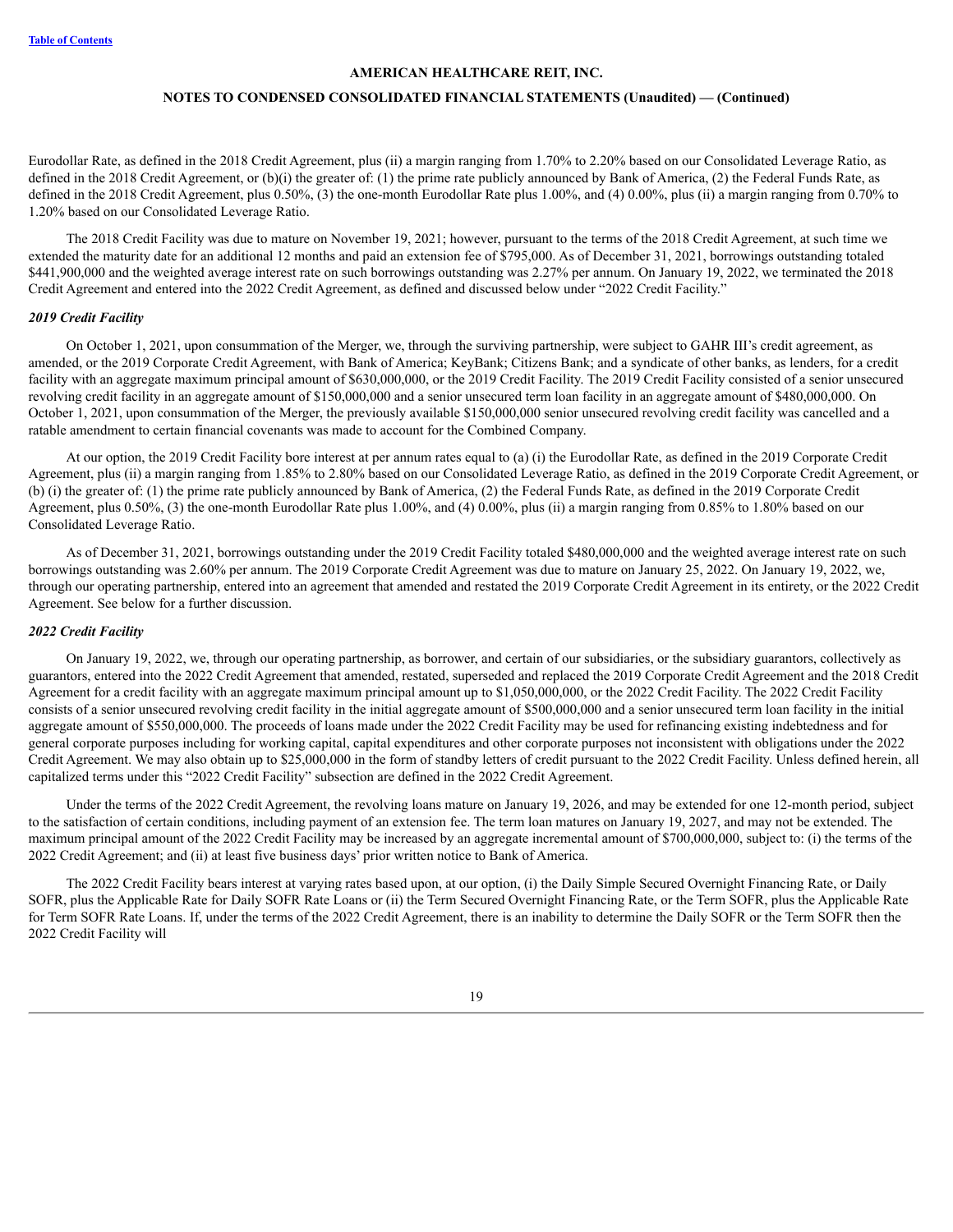Eurodollar Rate, as defined in the 2018 Credit Agreement, plus (ii) a margin ranging from 1.70% to 2.20% based on our Consolidated Leverage Ratio, as defined in the 2018 Credit Agreement, or (b)(i) the greater of: (1) the prime rate publicly announced by Bank of America, (2) the Federal Funds Rate, as defined in the 2018 Credit Agreement, plus 0.50%, (3) the one-month Eurodollar Rate plus 1.00%, and (4) 0.00%, plus (ii) a margin ranging from 0.70% to 1.20% based on our Consolidated Leverage Ratio.

The 2018 Credit Facility was due to mature on November 19, 2021; however, pursuant to the terms of the 2018 Credit Agreement, at such time we extended the maturity date for an additional 12 months and paid an extension fee of $795,000. As of December 31, 2021, borrowings outstanding totaled $441,900,000 and the weighted average interest rate on such borrowings outstanding was 2.27% per annum. On January 19, 2022, we terminated the 2018 Credit Agreement and entered into the 2022 Credit Agreement, as defined and discussed below under "2022 Credit Facility."

***2019 Credit Facility***

On October 1, 2021, upon consummation of the Merger, we, through the surviving partnership, were subject to GAHR III's credit agreement, as amended, or the 2019 Corporate Credit Agreement, with Bank of America; KeyBank; Citizens Bank; and a syndicate of other banks, as lenders, for a credit facility with an aggregate maximum principal amount of $630,000,000, or the 2019 Credit Facility. The 2019 Credit Facility consisted of a senior unsecured revolving credit facility in an aggregate amount of $150,000,000 and a senior unsecured term loan facility in an aggregate amount of $480,000,000. On October 1, 2021, upon consummation of the Merger, the previously available $150,000,000 senior unsecured revolving credit facility was cancelled and a ratable amendment to certain financial covenants was made to account for the Combined Company.

At our option, the 2019 Credit Facility bore interest at per annum rates equal to (a) (i) the Eurodollar Rate, as defined in the 2019 Corporate Credit Agreement, plus (ii) a margin ranging from 1.85% to 2.80% based on our Consolidated Leverage Ratio, as defined in the 2019 Corporate Credit Agreement, or (b) (i) the greater of: (1) the prime rate publicly announced by Bank of America, (2) the Federal Funds Rate, as defined in the 2019 Corporate Credit Agreement, plus 0.50%, (3) the one-month Eurodollar Rate plus 1.00%, and (4) 0.00%, plus (ii) a margin ranging from 0.85% to 1.80% based on our Consolidated Leverage Ratio.

As of December 31, 2021, borrowings outstanding under the 2019 Credit Facility totaled $480,000,000 and the weighted average interest rate on such borrowings outstanding was 2.60% per annum. The 2019 Corporate Credit Agreement was due to mature on January 25, 2022. On January 19, 2022, we, through our operating partnership, entered into an agreement that amended and restated the 2019 Corporate Credit Agreement in its entirety, or the 2022 Credit Agreement. See below for a further discussion.

***2022 Credit Facility***

On January 19, 2022, we, through our operating partnership, as borrower, and certain of our subsidiaries, or the subsidiary guarantors, collectively as guarantors, entered into the 2022 Credit Agreement that amended, restated, superseded and replaced the 2019 Corporate Credit Agreement and the 2018 Credit Agreement for a credit facility with an aggregate maximum principal amount up to $1,050,000,000, or the 2022 Credit Facility. The 2022 Credit Facility consists of a senior unsecured revolving credit facility in the initial aggregate amount of $500,000,000 and a senior unsecured term loan facility in the initial aggregate amount of $550,000,000. The proceeds of loans made under the 2022 Credit Facility may be used for refinancing existing indebtedness and for general corporate purposes including for working capital, capital expenditures and other corporate purposes not inconsistent with obligations under the 2022 Credit Agreement. We may also obtain up to $25,000,000 in the form of standby letters of credit pursuant to the 2022 Credit Facility. Unless defined herein, all capitalized terms under this "2022 Credit Facility" subsection are defined in the 2022 Credit Agreement.

Under the terms of the 2022 Credit Agreement, the revolving loans mature on January 19, 2026, and may be extended for one 12-month period, subject to the satisfaction of certain conditions, including payment of an extension fee. The term loan matures on January 19, 2027, and may not be extended. The maximum principal amount of the 2022 Credit Facility may be increased by an aggregate incremental amount of $700,000,000, subject to: (i) the terms of the 2022 Credit Agreement; and (ii) at least five business days' prior written notice to Bank of America.

The 2022 Credit Facility bears interest at varying rates based upon, at our option, (i) the Daily Simple Secured Overnight Financing Rate, or Daily SOFR, plus the Applicable Rate for Daily SOFR Rate Loans or (ii) the Term Secured Overnight Financing Rate, or the Term SOFR, plus the Applicable Rate for Term SOFR Rate Loans. If, under the terms of the 2022 Credit Agreement, there is an inability to determine the Daily SOFR or the Term SOFR then the 2022 Credit Facility will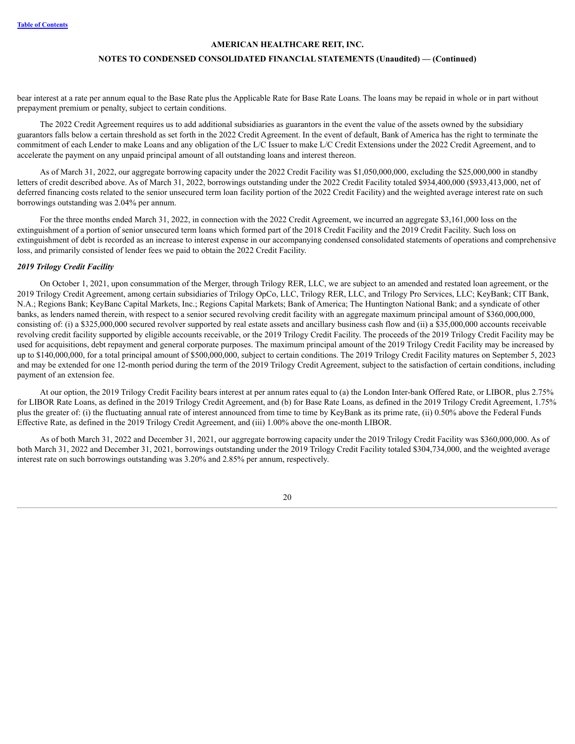bear interest at a rate per annum equal to the Base Rate plus the Applicable Rate for Base Rate Loans. The loans may be repaid in whole or in part without prepayment premium or penalty, subject to certain conditions.

The 2022 Credit Agreement requires us to add additional subsidiaries as guarantors in the event the value of the assets owned by the subsidiary guarantors falls below a certain threshold as set forth in the 2022 Credit Agreement. In the event of default, Bank of America has the right to terminate the commitment of each Lender to make Loans and any obligation of the L/C Issuer to make L/C Credit Extensions under the 2022 Credit Agreement, and to accelerate the payment on any unpaid principal amount of all outstanding loans and interest thereon.

As of March 31, 2022, our aggregate borrowing capacity under the 2022 Credit Facility was $1,050,000,000, excluding the $25,000,000 in standby letters of credit described above. As of March 31, 2022, borrowings outstanding under the 2022 Credit Facility totaled $934,400,000 ($933,413,000, net of deferred financing costs related to the senior unsecured term loan facility portion of the 2022 Credit Facility) and the weighted average interest rate on such borrowings outstanding was 2.04% per annum.

For the three months ended March 31, 2022, in connection with the 2022 Credit Agreement, we incurred an aggregate $3,161,000 loss on the extinguishment of a portion of senior unsecured term loans which formed part of the 2018 Credit Facility and the 2019 Credit Facility. Such loss on extinguishment of debt is recorded as an increase to interest expense in our accompanying condensed consolidated statements of operations and comprehensive loss, and primarily consisted of lender fees we paid to obtain the 2022 Credit Facility.

***2019 Trilogy Credit Facility***

On October 1, 2021, upon consummation of the Merger, through Trilogy RER, LLC, we are subject to an amended and restated loan agreement, or the 2019 Trilogy Credit Agreement, among certain subsidiaries of Trilogy OpCo, LLC, Trilogy RER, LLC, and Trilogy Pro Services, LLC; KeyBank; CIT Bank, N.A.; Regions Bank; KeyBanc Capital Markets, Inc.; Regions Capital Markets; Bank of America; The Huntington National Bank; and a syndicate of other banks, as lenders named therein, with respect to a senior secured revolving credit facility with an aggregate maximum principal amount of $360,000,000, consisting of: (i) a $325,000,000 secured revolver supported by real estate assets and ancillary business cash flow and (ii) a $35,000,000 accounts receivable revolving credit facility supported by eligible accounts receivable, or the 2019 Trilogy Credit Facility. The proceeds of the 2019 Trilogy Credit Facility may be used for acquisitions, debt repayment and general corporate purposes. The maximum principal amount of the 2019 Trilogy Credit Facility may be increased by up to $140,000,000, for a total principal amount of $500,000,000, subject to certain conditions. The 2019 Trilogy Credit Facility matures on September 5, 2023 and may be extended for one 12-month period during the term of the 2019 Trilogy Credit Agreement, subject to the satisfaction of certain conditions, including payment of an extension fee.

At our option, the 2019 Trilogy Credit Facility bears interest at per annum rates equal to (a) the London Inter-bank Offered Rate, or LIBOR, plus 2.75% for LIBOR Rate Loans, as defined in the 2019 Trilogy Credit Agreement, and (b) for Base Rate Loans, as defined in the 2019 Trilogy Credit Agreement, 1.75% plus the greater of: (i) the fluctuating annual rate of interest announced from time to time by KeyBank as its prime rate, (ii) 0.50% above the Federal Funds Effective Rate, as defined in the 2019 Trilogy Credit Agreement, and (iii) 1.00% above the one-month LIBOR.

As of both March 31, 2022 and December 31, 2021, our aggregate borrowing capacity under the 2019 Trilogy Credit Facility was $360,000,000. As of both March 31, 2022 and December 31, 2021, borrowings outstanding under the 2019 Trilogy Credit Facility totaled $304,734,000, and the weighted average interest rate on such borrowings outstanding was 3.20% and 2.85% per annum, respectively.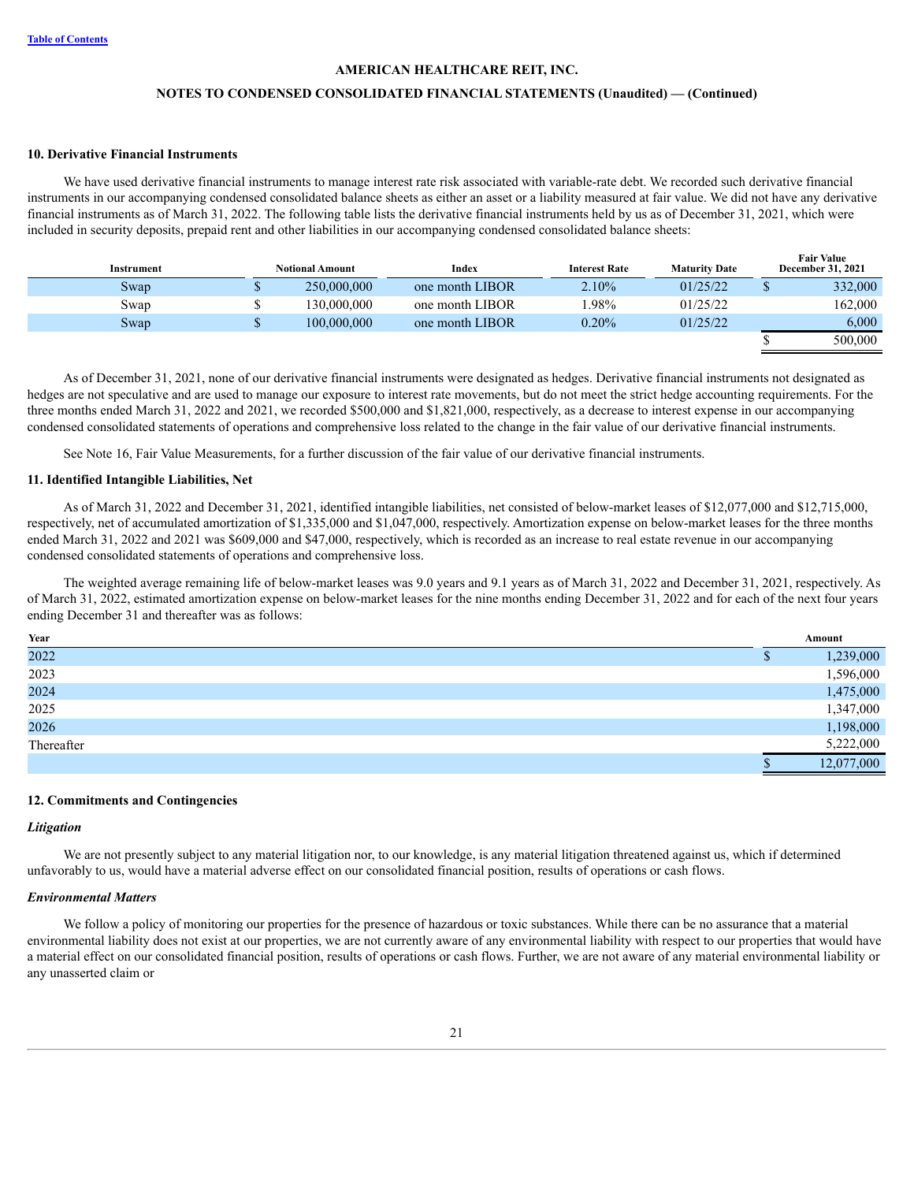## 10. Derivative Financial Instruments

We have used derivative financial instruments to manage interest rate risk associated with variable-rate debt. We recorded such derivative financial instruments in our accompanying condensed consolidated balance sheets as either an asset or a liability measured at fair value. We did not have any derivative financial instruments as of March 31, 2022. The following table lists the derivative financial instruments held by us as of December 31, 2021, which were included in security deposits, prepaid rent and other liabilities in our accompanying condensed consolidated balance sheets:

| Instrument | Notional Amount | Index | Interest Rate | Maturity Date | Fair Value December 31, 2021 |
|---|---|---|---|---|---|
| Swap | $ 250,000,000 | one month LIBOR | 2.10% | 01/25/22 | $ 332,000 |
| Swap | $ 130,000,000 | one month LIBOR | 1.98% | 01/25/22 | 162,000 |
| Swap | $ 100,000,000 | one month LIBOR | 0.20% | 01/25/22 | 6,000 |
| | | | | | $ 500,000 |

As of December 31, 2021, none of our derivative financial instruments were designated as hedges. Derivative financial instruments not designated as hedges are not speculative and are used to manage our exposure to interest rate movements, but do not meet the strict hedge accounting requirements. For the three months ended March 31, 2022 and 2021, we recorded $500,000 and $1,821,000, respectively, as a decrease to interest expense in our accompanying condensed consolidated statements of operations and comprehensive loss related to the change in the fair value of our derivative financial instruments.

See Note 16, Fair Value Measurements, for a further discussion of the fair value of our derivative financial instruments.

## 11. Identified Intangible Liabilities, Net

As of March 31, 2022 and December 31, 2021, identified intangible liabilities, net consisted of below-market leases of $12,077,000 and $12,715,000, respectively, net of accumulated amortization of $1,335,000 and $1,047,000, respectively. Amortization expense on below-market leases for the three months ended March 31, 2022 and 2021 was $609,000 and $47,000, respectively, which is recorded as an increase to real estate revenue in our accompanying condensed consolidated statements of operations and comprehensive loss.

The weighted average remaining life of below-market leases was 9.0 years and 9.1 years as of March 31, 2022 and December 31, 2021, respectively. As of March 31, 2022, estimated amortization expense on below-market leases for the nine months ending December 31, 2022 and for each of the next four years ending December 31 and thereafter was as follows:

| Year | Amount |
|---|---|
| 2022 | $ 1,239,000 |
| 2023 | 1,596,000 |
| 2024 | 1,475,000 |
| 2025 | 1,347,000 |
| 2026 | 1,198,000 |
| Thereafter | 5,222,000 |
| | $ 12,077,000 |

## 12. Commitments and Contingencies

### *Litigation*

We are not presently subject to any material litigation nor, to our knowledge, is any material litigation threatened against us, which if determined unfavorably to us, would have a material adverse effect on our consolidated financial position, results of operations or cash flows.

### *Environmental Matters*

We follow a policy of monitoring our properties for the presence of hazardous or toxic substances. While there can be no assurance that a material environmental liability does not exist at our properties, we are not currently aware of any environmental liability with respect to our properties that would have a material effect on our consolidated financial position, results of operations or cash flows. Further, we are not aware of any material environmental liability or any unasserted claim or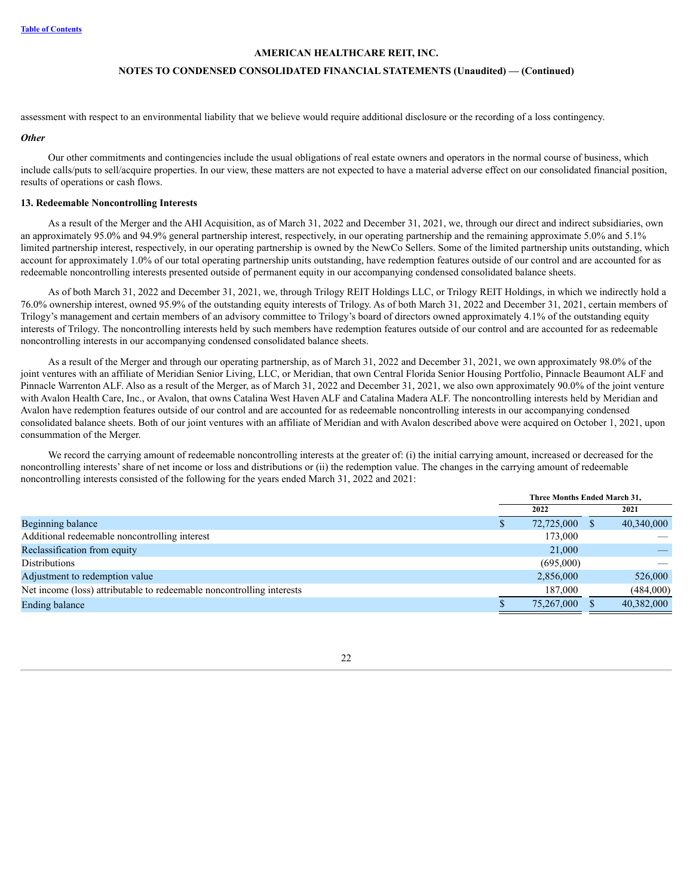assessment with respect to an environmental liability that we believe would require additional disclosure or the recording of a loss contingency.

***Other***

Our other commitments and contingencies include the usual obligations of real estate owners and operators in the normal course of business, which include calls/puts to sell/acquire properties. In our view, these matters are not expected to have a material adverse effect on our consolidated financial position, results of operations or cash flows.

**13. Redeemable Noncontrolling Interests**

As a result of the Merger and the AHI Acquisition, as of March 31, 2022 and December 31, 2021, we, through our direct and indirect subsidiaries, own an approximately 95.0% and 94.9% general partnership interest, respectively, in our operating partnership and the remaining approximate 5.0% and 5.1% limited partnership interest, respectively, in our operating partnership is owned by the NewCo Sellers. Some of the limited partnership units outstanding, which account for approximately 1.0% of our total operating partnership units outstanding, have redemption features outside of our control and are accounted for as redeemable noncontrolling interests presented outside of permanent equity in our accompanying condensed consolidated balance sheets.

As of both March 31, 2022 and December 31, 2021, we, through Trilogy REIT Holdings LLC, or Trilogy REIT Holdings, in which we indirectly hold a 76.0% ownership interest, owned 95.9% of the outstanding equity interests of Trilogy. As of both March 31, 2022 and December 31, 2021, certain members of Trilogy's management and certain members of an advisory committee to Trilogy's board of directors owned approximately 4.1% of the outstanding equity interests of Trilogy. The noncontrolling interests held by such members have redemption features outside of our control and are accounted for as redeemable noncontrolling interests in our accompanying condensed consolidated balance sheets.

As a result of the Merger and through our operating partnership, as of March 31, 2022 and December 31, 2021, we own approximately 98.0% of the joint ventures with an affiliate of Meridian Senior Living, LLC, or Meridian, that own Central Florida Senior Housing Portfolio, Pinnacle Beaumont ALF and Pinnacle Warrenton ALF. Also as a result of the Merger, as of March 31, 2022 and December 31, 2021, we also own approximately 90.0% of the joint venture with Avalon Health Care, Inc., or Avalon, that owns Catalina West Haven ALF and Catalina Madera ALF. The noncontrolling interests held by Meridian and Avalon have redemption features outside of our control and are accounted for as redeemable noncontrolling interests in our accompanying condensed consolidated balance sheets. Both of our joint ventures with an affiliate of Meridian and with Avalon described above were acquired on October 1, 2021, upon consummation of the Merger.

We record the carrying amount of redeemable noncontrolling interests at the greater of: (i) the initial carrying amount, increased or decreased for the noncontrolling interests' share of net income or loss and distributions or (ii) the redemption value. The changes in the carrying amount of redeemable noncontrolling interests consisted of the following for the years ended March 31, 2022 and 2021:

| | Three Months Ended March 31, | |
|---|---|---|
| | 2022 | 2021 |
| Beginning balance | $ 72,725,000 | $ 40,340,000 |
| Additional redeemable noncontrolling interest | 173,000 | — |
| Reclassification from equity | 21,000 | — |
| Distributions | (695,000) | — |
| Adjustment to redemption value | 2,856,000 | 526,000 |
| Net income (loss) attributable to redeemable noncontrolling interests | 187,000 | (484,000) |
| Ending balance | $ 75,267,000 | $ 40,382,000 |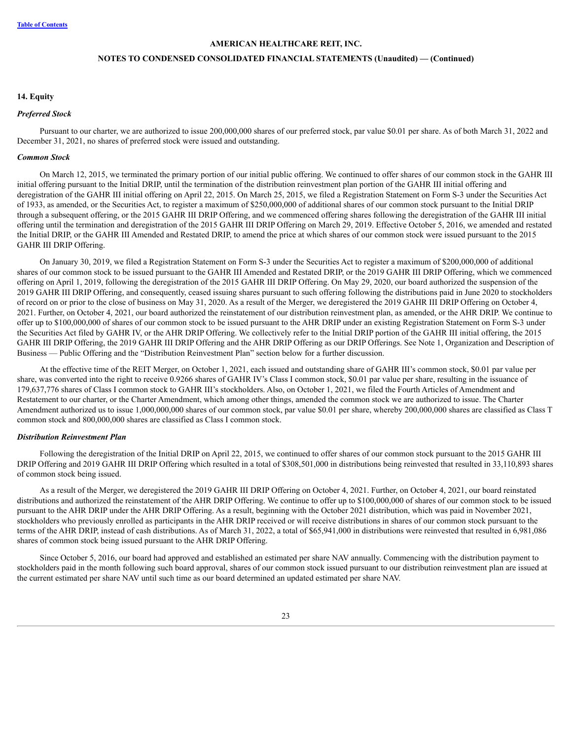## 14. Equity

### *Preferred Stock*

Pursuant to our charter, we are authorized to issue 200,000,000 shares of our preferred stock, par value $0.01 per share. As of both March 31, 2022 and December 31, 2021, no shares of preferred stock were issued and outstanding.

### *Common Stock*

On March 12, 2015, we terminated the primary portion of our initial public offering. We continued to offer shares of our common stock in the GAHR III initial offering pursuant to the Initial DRIP, until the termination of the distribution reinvestment plan portion of the GAHR III initial offering and deregistration of the GAHR III initial offering on April 22, 2015. On March 25, 2015, we filed a Registration Statement on Form S-3 under the Securities Act of 1933, as amended, or the Securities Act, to register a maximum of $250,000,000 of additional shares of our common stock pursuant to the Initial DRIP through a subsequent offering, or the 2015 GAHR III DRIP Offering, and we commenced offering shares following the deregistration of the GAHR III initial offering until the termination and deregistration of the 2015 GAHR III DRIP Offering on March 29, 2019. Effective October 5, 2016, we amended and restated the Initial DRIP, or the GAHR III Amended and Restated DRIP, to amend the price at which shares of our common stock were issued pursuant to the 2015 GAHR III DRIP Offering.

On January 30, 2019, we filed a Registration Statement on Form S-3 under the Securities Act to register a maximum of $200,000,000 of additional shares of our common stock to be issued pursuant to the GAHR III Amended and Restated DRIP, or the 2019 GAHR III DRIP Offering, which we commenced offering on April 1, 2019, following the deregistration of the 2015 GAHR III DRIP Offering. On May 29, 2020, our board authorized the suspension of the 2019 GAHR III DRIP Offering, and consequently, ceased issuing shares pursuant to such offering following the distributions paid in June 2020 to stockholders of record on or prior to the close of business on May 31, 2020. As a result of the Merger, we deregistered the 2019 GAHR III DRIP Offering on October 4, 2021. Further, on October 4, 2021, our board authorized the reinstatement of our distribution reinvestment plan, as amended, or the AHR DRIP. We continue to offer up to $100,000,000 of shares of our common stock to be issued pursuant to the AHR DRIP under an existing Registration Statement on Form S-3 under the Securities Act filed by GAHR IV, or the AHR DRIP Offering. We collectively refer to the Initial DRIP portion of the GAHR III initial offering, the 2015 GAHR III DRIP Offering, the 2019 GAHR III DRIP Offering and the AHR DRIP Offering as our DRIP Offerings. See Note 1, Organization and Description of Business — Public Offering and the "Distribution Reinvestment Plan" section below for a further discussion.

At the effective time of the REIT Merger, on October 1, 2021, each issued and outstanding share of GAHR III's common stock, $0.01 par value per share, was converted into the right to receive 0.9266 shares of GAHR IV's Class I common stock, $0.01 par value per share, resulting in the issuance of 179,637,776 shares of Class I common stock to GAHR III's stockholders. Also, on October 1, 2021, we filed the Fourth Articles of Amendment and Restatement to our charter, or the Charter Amendment, which among other things, amended the common stock we are authorized to issue. The Charter Amendment authorized us to issue 1,000,000,000 shares of our common stock, par value $0.01 per share, whereby 200,000,000 shares are classified as Class T common stock and 800,000,000 shares are classified as Class I common stock.

### *Distribution Reinvestment Plan*

Following the deregistration of the Initial DRIP on April 22, 2015, we continued to offer shares of our common stock pursuant to the 2015 GAHR III DRIP Offering and 2019 GAHR III DRIP Offering which resulted in a total of $308,501,000 in distributions being reinvested that resulted in 33,110,893 shares of common stock being issued.

As a result of the Merger, we deregistered the 2019 GAHR III DRIP Offering on October 4, 2021. Further, on October 4, 2021, our board reinstated distributions and authorized the reinstatement of the AHR DRIP Offering. We continue to offer up to $100,000,000 of shares of our common stock to be issued pursuant to the AHR DRIP under the AHR DRIP Offering. As a result, beginning with the October 2021 distribution, which was paid in November 2021, stockholders who previously enrolled as participants in the AHR DRIP received or will receive distributions in shares of our common stock pursuant to the terms of the AHR DRIP, instead of cash distributions. As of March 31, 2022, a total of $65,941,000 in distributions were reinvested that resulted in 6,981,086 shares of common stock being issued pursuant to the AHR DRIP Offering.

Since October 5, 2016, our board had approved and established an estimated per share NAV annually. Commencing with the distribution payment to stockholders paid in the month following such board approval, shares of our common stock issued pursuant to our distribution reinvestment plan are issued at the current estimated per share NAV until such time as our board determined an updated estimated per share NAV.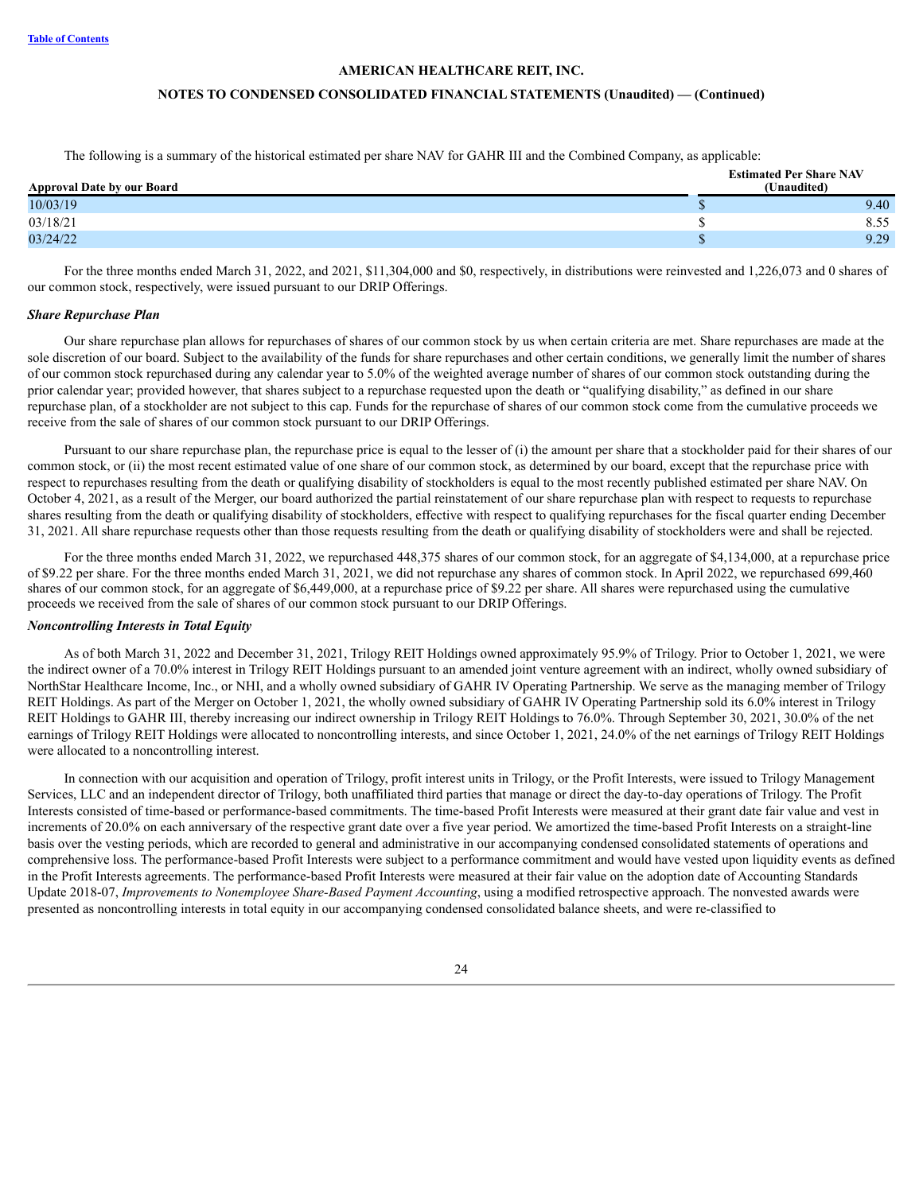The following is a summary of the historical estimated per share NAV for GAHR III and the Combined Company, as applicable:

| Approval Date by our Board | Estimated Per Share NAV (Unaudited) |
|---|---|
| 10/03/19 | $ 9.40 |
| 03/18/21 | $ 8.55 |
| 03/24/22 | $ 9.29 |

For the three months ended March 31, 2022, and 2021, $11,304,000 and $0, respectively, in distributions were reinvested and 1,226,073 and 0 shares of our common stock, respectively, were issued pursuant to our DRIP Offerings.

***Share Repurchase Plan***

Our share repurchase plan allows for repurchases of shares of our common stock by us when certain criteria are met. Share repurchases are made at the sole discretion of our board. Subject to the availability of the funds for share repurchases and other certain conditions, we generally limit the number of shares of our common stock repurchased during any calendar year to 5.0% of the weighted average number of shares of our common stock outstanding during the prior calendar year; provided however, that shares subject to a repurchase requested upon the death or "qualifying disability," as defined in our share repurchase plan, of a stockholder are not subject to this cap. Funds for the repurchase of shares of our common stock come from the cumulative proceeds we receive from the sale of shares of our common stock pursuant to our DRIP Offerings.

Pursuant to our share repurchase plan, the repurchase price is equal to the lesser of (i) the amount per share that a stockholder paid for their shares of our common stock, or (ii) the most recent estimated value of one share of our common stock, as determined by our board, except that the repurchase price with respect to repurchases resulting from the death or qualifying disability of stockholders is equal to the most recently published estimated per share NAV. On October 4, 2021, as a result of the Merger, our board authorized the partial reinstatement of our share repurchase plan with respect to requests to repurchase shares resulting from the death or qualifying disability of stockholders, effective with respect to qualifying repurchases for the fiscal quarter ending December 31, 2021. All share repurchase requests other than those requests resulting from the death or qualifying disability of stockholders were and shall be rejected.

For the three months ended March 31, 2022, we repurchased 448,375 shares of our common stock, for an aggregate of $4,134,000, at a repurchase price of $9.22 per share. For the three months ended March 31, 2021, we did not repurchase any shares of common stock. In April 2022, we repurchased 699,460 shares of our common stock, for an aggregate of $6,449,000, at a repurchase price of $9.22 per share. All shares were repurchased using the cumulative proceeds we received from the sale of shares of our common stock pursuant to our DRIP Offerings.

***Noncontrolling Interests in Total Equity***

As of both March 31, 2022 and December 31, 2021, Trilogy REIT Holdings owned approximately 95.9% of Trilogy. Prior to October 1, 2021, we were the indirect owner of a 70.0% interest in Trilogy REIT Holdings pursuant to an amended joint venture agreement with an indirect, wholly owned subsidiary of NorthStar Healthcare Income, Inc., or NHI, and a wholly owned subsidiary of GAHR IV Operating Partnership. We serve as the managing member of Trilogy REIT Holdings. As part of the Merger on October 1, 2021, the wholly owned subsidiary of GAHR IV Operating Partnership sold its 6.0% interest in Trilogy REIT Holdings to GAHR III, thereby increasing our indirect ownership in Trilogy REIT Holdings to 76.0%. Through September 30, 2021, 30.0% of the net earnings of Trilogy REIT Holdings were allocated to noncontrolling interests, and since October 1, 2021, 24.0% of the net earnings of Trilogy REIT Holdings were allocated to a noncontrolling interest.

In connection with our acquisition and operation of Trilogy, profit interest units in Trilogy, or the Profit Interests, were issued to Trilogy Management Services, LLC and an independent director of Trilogy, both unaffiliated third parties that manage or direct the day-to-day operations of Trilogy. The Profit Interests consisted of time-based or performance-based commitments. The time-based Profit Interests were measured at their grant date fair value and vest in increments of 20.0% on each anniversary of the respective grant date over a five year period. We amortized the time-based Profit Interests on a straight-line basis over the vesting periods, which are recorded to general and administrative in our accompanying condensed consolidated statements of operations and comprehensive loss. The performance-based Profit Interests were subject to a performance commitment and would have vested upon liquidity events as defined in the Profit Interests agreements. The performance-based Profit Interests were measured at their fair value on the adoption date of Accounting Standards Update 2018-07, *Improvements to Nonemployee Share-Based Payment Accounting*, using a modified retrospective approach. The nonvested awards were presented as noncontrolling interests in total equity in our accompanying condensed consolidated balance sheets, and were re-classified to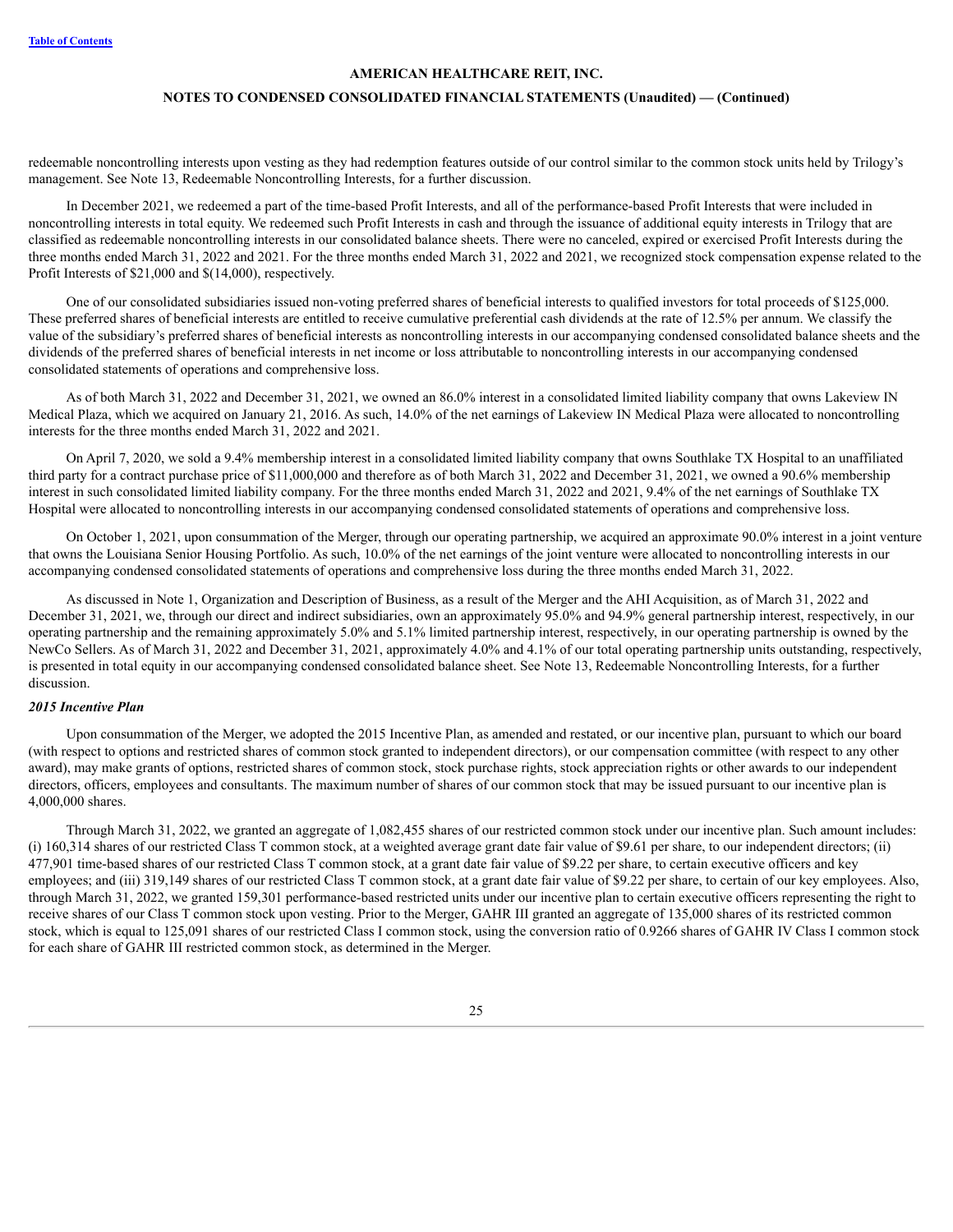redeemable noncontrolling interests upon vesting as they had redemption features outside of our control similar to the common stock units held by Trilogy's management. See Note 13, Redeemable Noncontrolling Interests, for a further discussion.

In December 2021, we redeemed a part of the time-based Profit Interests, and all of the performance-based Profit Interests that were included in noncontrolling interests in total equity. We redeemed such Profit Interests in cash and through the issuance of additional equity interests in Trilogy that are classified as redeemable noncontrolling interests in our consolidated balance sheets. There were no canceled, expired or exercised Profit Interests during the three months ended March 31, 2022 and 2021. For the three months ended March 31, 2022 and 2021, we recognized stock compensation expense related to the Profit Interests of $21,000 and $(14,000), respectively.

One of our consolidated subsidiaries issued non-voting preferred shares of beneficial interests to qualified investors for total proceeds of $125,000. These preferred shares of beneficial interests are entitled to receive cumulative preferential cash dividends at the rate of 12.5% per annum. We classify the value of the subsidiary's preferred shares of beneficial interests as noncontrolling interests in our accompanying condensed consolidated balance sheets and the dividends of the preferred shares of beneficial interests in net income or loss attributable to noncontrolling interests in our accompanying condensed consolidated statements of operations and comprehensive loss.

As of both March 31, 2022 and December 31, 2021, we owned an 86.0% interest in a consolidated limited liability company that owns Lakeview IN Medical Plaza, which we acquired on January 21, 2016. As such, 14.0% of the net earnings of Lakeview IN Medical Plaza were allocated to noncontrolling interests for the three months ended March 31, 2022 and 2021.

On April 7, 2020, we sold a 9.4% membership interest in a consolidated limited liability company that owns Southlake TX Hospital to an unaffiliated third party for a contract purchase price of $11,000,000 and therefore as of both March 31, 2022 and December 31, 2021, we owned a 90.6% membership interest in such consolidated limited liability company. For the three months ended March 31, 2022 and 2021, 9.4% of the net earnings of Southlake TX Hospital were allocated to noncontrolling interests in our accompanying condensed consolidated statements of operations and comprehensive loss.

On October 1, 2021, upon consummation of the Merger, through our operating partnership, we acquired an approximate 90.0% interest in a joint venture that owns the Louisiana Senior Housing Portfolio. As such, 10.0% of the net earnings of the joint venture were allocated to noncontrolling interests in our accompanying condensed consolidated statements of operations and comprehensive loss during the three months ended March 31, 2022.

As discussed in Note 1, Organization and Description of Business, as a result of the Merger and the AHI Acquisition, as of March 31, 2022 and December 31, 2021, we, through our direct and indirect subsidiaries, own an approximately 95.0% and 94.9% general partnership interest, respectively, in our operating partnership and the remaining approximately 5.0% and 5.1% limited partnership interest, respectively, in our operating partnership is owned by the NewCo Sellers. As of March 31, 2022 and December 31, 2021, approximately 4.0% and 4.1% of our total operating partnership units outstanding, respectively, is presented in total equity in our accompanying condensed consolidated balance sheet. See Note 13, Redeemable Noncontrolling Interests, for a further discussion.

***2015 Incentive Plan***

Upon consummation of the Merger, we adopted the 2015 Incentive Plan, as amended and restated, or our incentive plan, pursuant to which our board (with respect to options and restricted shares of common stock granted to independent directors), or our compensation committee (with respect to any other award), may make grants of options, restricted shares of common stock, stock purchase rights, stock appreciation rights or other awards to our independent directors, officers, employees and consultants. The maximum number of shares of our common stock that may be issued pursuant to our incentive plan is 4,000,000 shares.

Through March 31, 2022, we granted an aggregate of 1,082,455 shares of our restricted common stock under our incentive plan. Such amount includes: (i) 160,314 shares of our restricted Class T common stock, at a weighted average grant date fair value of $9.61 per share, to our independent directors; (ii) 477,901 time-based shares of our restricted Class T common stock, at a grant date fair value of $9.22 per share, to certain executive officers and key employees; and (iii) 319,149 shares of our restricted Class T common stock, at a grant date fair value of $9.22 per share, to certain of our key employees. Also, through March 31, 2022, we granted 159,301 performance-based restricted units under our incentive plan to certain executive officers representing the right to receive shares of our Class T common stock upon vesting. Prior to the Merger, GAHR III granted an aggregate of 135,000 shares of its restricted common stock, which is equal to 125,091 shares of our restricted Class I common stock, using the conversion ratio of 0.9266 shares of GAHR IV Class I common stock for each share of GAHR III restricted common stock, as determined in the Merger.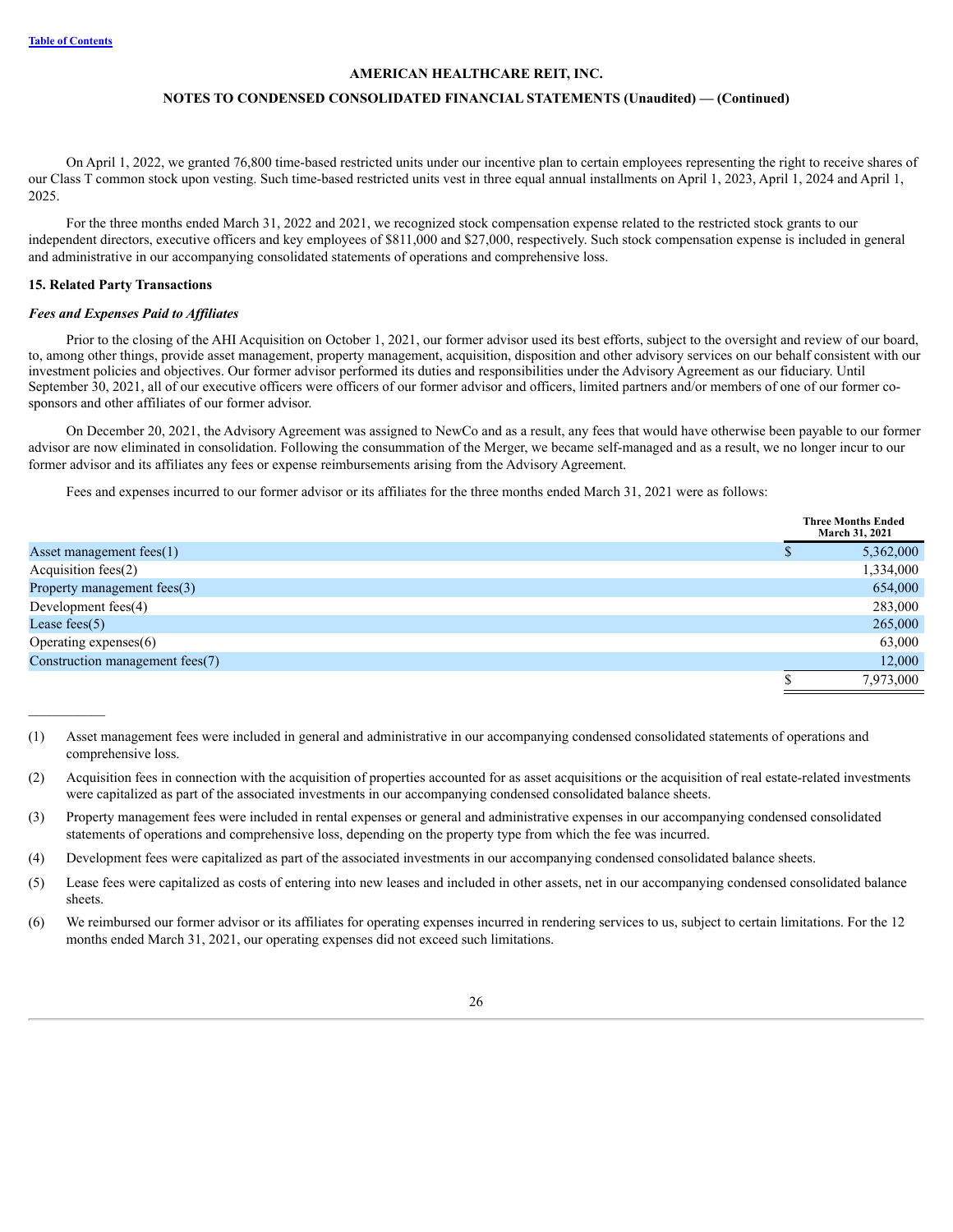On April 1, 2022, we granted 76,800 time-based restricted units under our incentive plan to certain employees representing the right to receive shares of our Class T common stock upon vesting. Such time-based restricted units vest in three equal annual installments on April 1, 2023, April 1, 2024 and April 1, 2025.

For the three months ended March 31, 2022 and 2021, we recognized stock compensation expense related to the restricted stock grants to our independent directors, executive officers and key employees of $811,000 and $27,000, respectively. Such stock compensation expense is included in general and administrative in our accompanying consolidated statements of operations and comprehensive loss.

### 15. Related Party Transactions

***Fees and Expenses Paid to Affiliates***

Prior to the closing of the AHI Acquisition on October 1, 2021, our former advisor used its best efforts, subject to the oversight and review of our board, to, among other things, provide asset management, property management, acquisition, disposition and other advisory services on our behalf consistent with our investment policies and objectives. Our former advisor performed its duties and responsibilities under the Advisory Agreement as our fiduciary. Until September 30, 2021, all of our executive officers were officers of our former advisor and officers, limited partners and/or members of one of our former co-sponsors and other affiliates of our former advisor.

On December 20, 2021, the Advisory Agreement was assigned to NewCo and as a result, any fees that would have otherwise been payable to our former advisor are now eliminated in consolidation. Following the consummation of the Merger, we became self-managed and as a result, we no longer incur to our former advisor and its affiliates any fees or expense reimbursements arising from the Advisory Agreement.

Fees and expenses incurred to our former advisor or its affiliates for the three months ended March 31, 2021 were as follows:

| | Three Months Ended March 31, 2021 |
|---|---|
| Asset management fees(1) | $ 5,362,000 |
| Acquisition fees(2) | 1,334,000 |
| Property management fees(3) | 654,000 |
| Development fees(4) | 283,000 |
| Lease fees(5) | 265,000 |
| Operating expenses(6) | 63,000 |
| Construction management fees(7) | 12,000 |
| | $ 7,973,000 |

___________

(1) Asset management fees were included in general and administrative in our accompanying condensed consolidated statements of operations and comprehensive loss.

(2) Acquisition fees in connection with the acquisition of properties accounted for as asset acquisitions or the acquisition of real estate-related investments were capitalized as part of the associated investments in our accompanying condensed consolidated balance sheets.

(3) Property management fees were included in rental expenses or general and administrative expenses in our accompanying condensed consolidated statements of operations and comprehensive loss, depending on the property type from which the fee was incurred.

(4) Development fees were capitalized as part of the associated investments in our accompanying condensed consolidated balance sheets.

(5) Lease fees were capitalized as costs of entering into new leases and included in other assets, net in our accompanying condensed consolidated balance sheets.

(6) We reimbursed our former advisor or its affiliates for operating expenses incurred in rendering services to us, subject to certain limitations. For the 12 months ended March 31, 2021, our operating expenses did not exceed such limitations.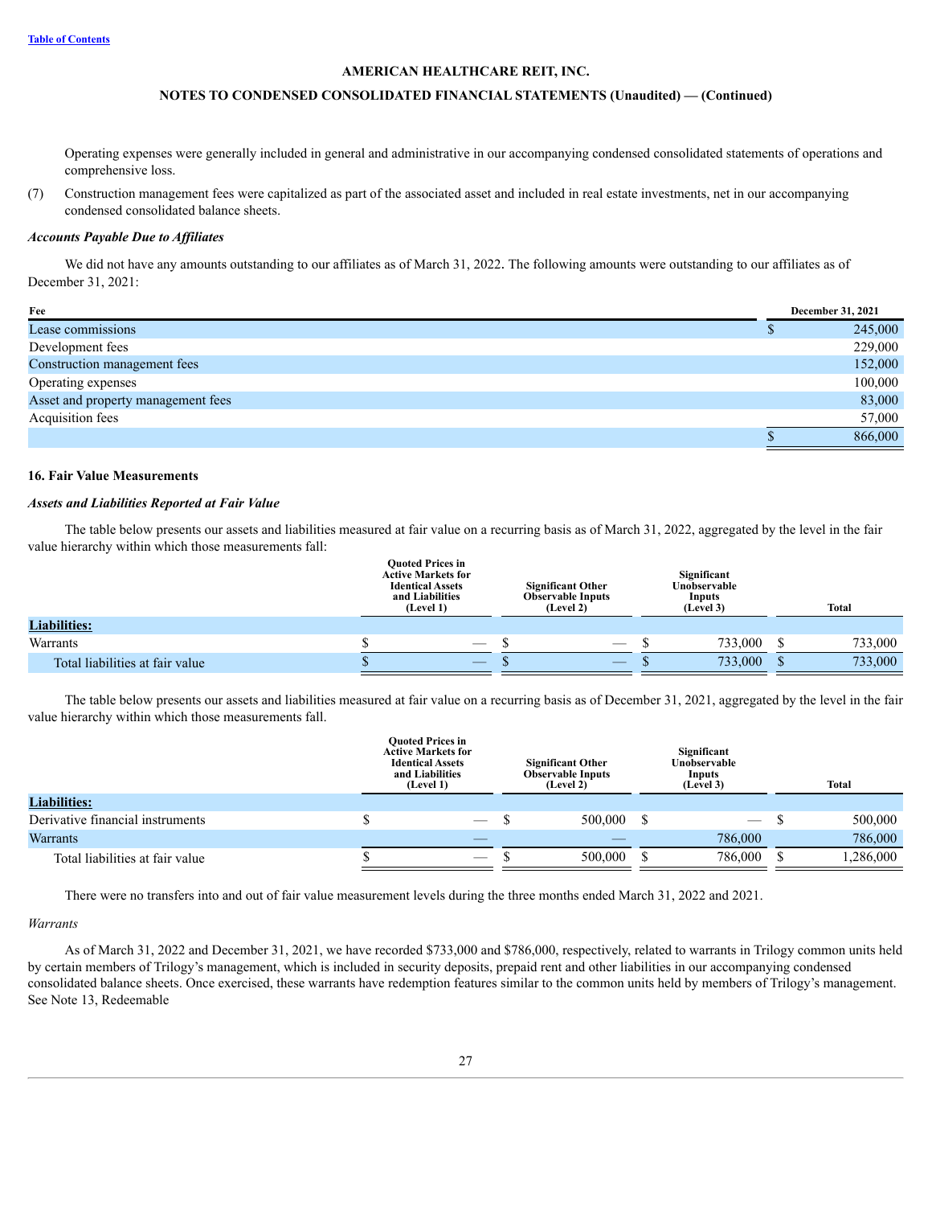Operating expenses were generally included in general and administrative in our accompanying condensed consolidated statements of operations and comprehensive loss.

(7) Construction management fees were capitalized as part of the associated asset and included in real estate investments, net in our accompanying condensed consolidated balance sheets.

***Accounts Payable Due to Affiliates***

We did not have any amounts outstanding to our affiliates as of March 31, 2022. The following amounts were outstanding to our affiliates as of December 31, 2021:

| Fee | December 31, 2021 |
|---|---|
| Lease commissions | $ 245,000 |
| Development fees | 229,000 |
| Construction management fees | 152,000 |
| Operating expenses | 100,000 |
| Asset and property management fees | 83,000 |
| Acquisition fees | 57,000 |
| | $ 866,000 |

**16. Fair Value Measurements**

***Assets and Liabilities Reported at Fair Value***

The table below presents our assets and liabilities measured at fair value on a recurring basis as of March 31, 2022, aggregated by the level in the fair value hierarchy within which those measurements fall:

| | Quoted Prices in Active Markets for Identical Assets and Liabilities (Level 1) | Significant Other Observable Inputs (Level 2) | Significant Unobservable Inputs (Level 3) | Total |
|---|---|---|---|---|
| **Liabilities:** | | | | |
| Warrants | $ — | $ — | $ 733,000 | $ 733,000 |
| Total liabilities at fair value | $ — | $ — | $ 733,000 | $ 733,000 |

The table below presents our assets and liabilities measured at fair value on a recurring basis as of December 31, 2021, aggregated by the level in the fair value hierarchy within which those measurements fall.

| | Quoted Prices in Active Markets for Identical Assets and Liabilities (Level 1) | Significant Other Observable Inputs (Level 2) | Significant Unobservable Inputs (Level 3) | Total |
|---|---|---|---|---|
| **Liabilities:** | | | | |
| Derivative financial instruments | $ — | $ 500,000 | $ — | $ 500,000 |
| Warrants | — | — | 786,000 | 786,000 |
| Total liabilities at fair value | $ — | $ 500,000 | $ 786,000 | $ 1,286,000 |

There were no transfers into and out of fair value measurement levels during the three months ended March 31, 2022 and 2021.

*Warrants*

As of March 31, 2022 and December 31, 2021, we have recorded $733,000 and $786,000, respectively, related to warrants in Trilogy common units held by certain members of Trilogy's management, which is included in security deposits, prepaid rent and other liabilities in our accompanying condensed consolidated balance sheets. Once exercised, these warrants have redemption features similar to the common units held by members of Trilogy's management. See Note 13, Redeemable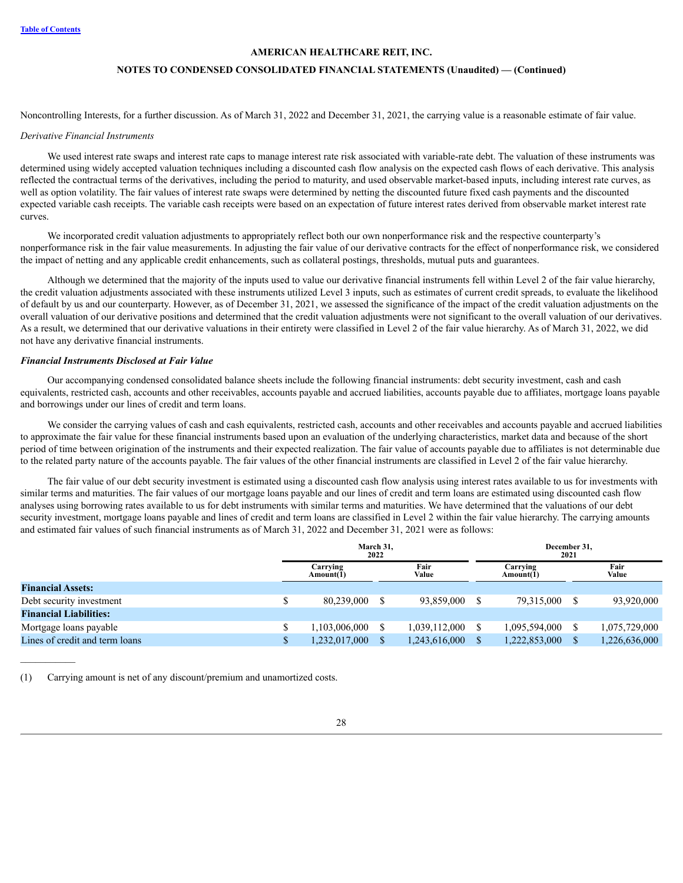Noncontrolling Interests, for a further discussion. As of March 31, 2022 and December 31, 2021, the carrying value is a reasonable estimate of fair value.

*Derivative Financial Instruments*

We used interest rate swaps and interest rate caps to manage interest rate risk associated with variable-rate debt. The valuation of these instruments was determined using widely accepted valuation techniques including a discounted cash flow analysis on the expected cash flows of each derivative. This analysis reflected the contractual terms of the derivatives, including the period to maturity, and used observable market-based inputs, including interest rate curves, as well as option volatility. The fair values of interest rate swaps were determined by netting the discounted future fixed cash payments and the discounted expected variable cash receipts. The variable cash receipts were based on an expectation of future interest rates derived from observable market interest rate curves.

We incorporated credit valuation adjustments to appropriately reflect both our own nonperformance risk and the respective counterparty's nonperformance risk in the fair value measurements. In adjusting the fair value of our derivative contracts for the effect of nonperformance risk, we considered the impact of netting and any applicable credit enhancements, such as collateral postings, thresholds, mutual puts and guarantees.

Although we determined that the majority of the inputs used to value our derivative financial instruments fell within Level 2 of the fair value hierarchy, the credit valuation adjustments associated with these instruments utilized Level 3 inputs, such as estimates of current credit spreads, to evaluate the likelihood of default by us and our counterparty. However, as of December 31, 2021, we assessed the significance of the impact of the credit valuation adjustments on the overall valuation of our derivative positions and determined that the credit valuation adjustments were not significant to the overall valuation of our derivatives. As a result, we determined that our derivative valuations in their entirety were classified in Level 2 of the fair value hierarchy. As of March 31, 2022, we did not have any derivative financial instruments.

***Financial Instruments Disclosed at Fair Value***

Our accompanying condensed consolidated balance sheets include the following financial instruments: debt security investment, cash and cash equivalents, restricted cash, accounts and other receivables, accounts payable and accrued liabilities, accounts payable due to affiliates, mortgage loans payable and borrowings under our lines of credit and term loans.

We consider the carrying values of cash and cash equivalents, restricted cash, accounts and other receivables and accounts payable and accrued liabilities to approximate the fair value for these financial instruments based upon an evaluation of the underlying characteristics, market data and because of the short period of time between origination of the instruments and their expected realization. The fair value of accounts payable due to affiliates is not determinable due to the related party nature of the accounts payable. The fair values of the other financial instruments are classified in Level 2 of the fair value hierarchy.

The fair value of our debt security investment is estimated using a discounted cash flow analysis using interest rates available to us for investments with similar terms and maturities. The fair values of our mortgage loans payable and our lines of credit and term loans are estimated using discounted cash flow analyses using borrowing rates available to us for debt instruments with similar terms and maturities. We have determined that the valuations of our debt security investment, mortgage loans payable and lines of credit and term loans are classified in Level 2 within the fair value hierarchy. The carrying amounts and estimated fair values of such financial instruments as of March 31, 2022 and December 31, 2021 were as follows:

| | March 31, 2022 | | December 31, 2021 | |
|---|---|---|---|---|
| | Carrying Amount(1) | Fair Value | Carrying Amount(1) | Fair Value |
| **Financial Assets:** | | | | |
| Debt security investment | $ 80,239,000 | $ 93,859,000 | $ 79,315,000 | $ 93,920,000 |
| **Financial Liabilities:** | | | | |
| Mortgage loans payable | $ 1,103,006,000 | $ 1,039,112,000 | $ 1,095,594,000 | $ 1,075,729,000 |
| Lines of credit and term loans | $ 1,232,017,000 | $ 1,243,616,000 | $ 1,222,853,000 | $ 1,226,636,000 |

___________

(1) Carrying amount is net of any discount/premium and unamortized costs.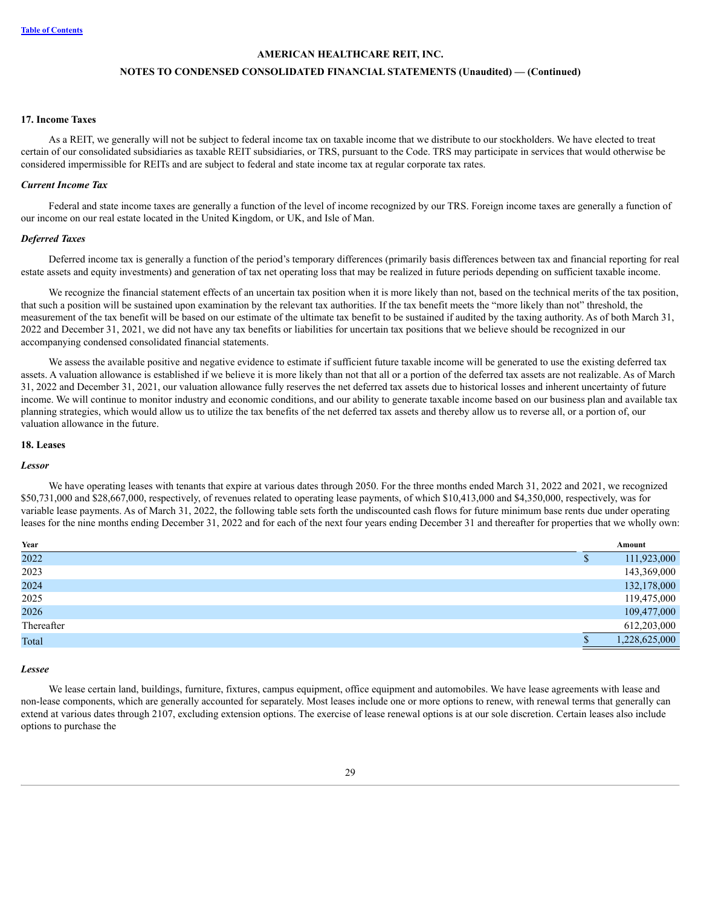**AMERICAN HEALTHCARE REIT, INC.**

**NOTES TO CONDENSED CONSOLIDATED FINANCIAL STATEMENTS (Unaudited) — (Continued)**

## 17. Income Taxes

As a REIT, we generally will not be subject to federal income tax on taxable income that we distribute to our stockholders. We have elected to treat certain of our consolidated subsidiaries as taxable REIT subsidiaries, or TRS, pursuant to the Code. TRS may participate in services that would otherwise be considered impermissible for REITs and are subject to federal and state income tax at regular corporate tax rates.

### *Current Income Tax*

Federal and state income taxes are generally a function of the level of income recognized by our TRS. Foreign income taxes are generally a function of our income on our real estate located in the United Kingdom, or UK, and Isle of Man.

### *Deferred Taxes*

Deferred income tax is generally a function of the period's temporary differences (primarily basis differences between tax and financial reporting for real estate assets and equity investments) and generation of tax net operating loss that may be realized in future periods depending on sufficient taxable income.

We recognize the financial statement effects of an uncertain tax position when it is more likely than not, based on the technical merits of the tax position, that such a position will be sustained upon examination by the relevant tax authorities. If the tax benefit meets the "more likely than not" threshold, the measurement of the tax benefit will be based on our estimate of the ultimate tax benefit to be sustained if audited by the taxing authority. As of both March 31, 2022 and December 31, 2021, we did not have any tax benefits or liabilities for uncertain tax positions that we believe should be recognized in our accompanying condensed consolidated financial statements.

We assess the available positive and negative evidence to estimate if sufficient future taxable income will be generated to use the existing deferred tax assets. A valuation allowance is established if we believe it is more likely than not that all or a portion of the deferred tax assets are not realizable. As of March 31, 2022 and December 31, 2021, our valuation allowance fully reserves the net deferred tax assets due to historical losses and inherent uncertainty of future income. We will continue to monitor industry and economic conditions, and our ability to generate taxable income based on our business plan and available tax planning strategies, which would allow us to utilize the tax benefits of the net deferred tax assets and thereby allow us to reverse all, or a portion of, our valuation allowance in the future.

## 18. Leases

### *Lessor*

We have operating leases with tenants that expire at various dates through 2050. For the three months ended March 31, 2022 and 2021, we recognized $50,731,000 and $28,667,000, respectively, of revenues related to operating lease payments, of which $10,413,000 and $4,350,000, respectively, was for variable lease payments. As of March 31, 2022, the following table sets forth the undiscounted cash flows for future minimum base rents due under operating leases for the nine months ending December 31, 2022 and for each of the next four years ending December 31 and thereafter for properties that we wholly own:

| Year | Amount |
|---|---|
| 2022 | $ 111,923,000 |
| 2023 | 143,369,000 |
| 2024 | 132,178,000 |
| 2025 | 119,475,000 |
| 2026 | 109,477,000 |
| Thereafter | 612,203,000 |
| Total | $ 1,228,625,000 |

### *Lessee*

We lease certain land, buildings, furniture, fixtures, campus equipment, office equipment and automobiles. We have lease agreements with lease and non-lease components, which are generally accounted for separately. Most leases include one or more options to renew, with renewal terms that generally can extend at various dates through 2107, excluding extension options. The exercise of lease renewal options is at our sole discretion. Certain leases also include options to purchase the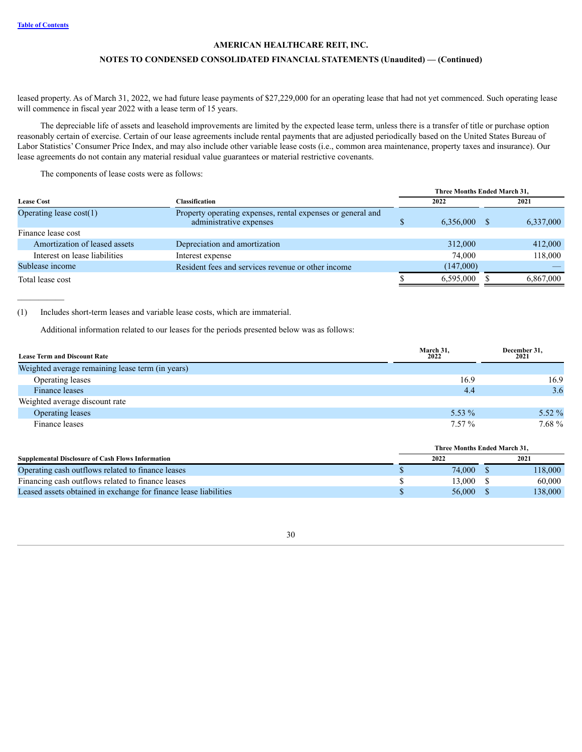leased property. As of March 31, 2022, we had future lease payments of $27,229,000 for an operating lease that had not yet commenced. Such operating lease will commence in fiscal year 2022 with a lease term of 15 years.

The depreciable life of assets and leasehold improvements are limited by the expected lease term, unless there is a transfer of title or purchase option reasonably certain of exercise. Certain of our lease agreements include rental payments that are adjusted periodically based on the United States Bureau of Labor Statistics' Consumer Price Index, and may also include other variable lease costs (i.e., common area maintenance, property taxes and insurance). Our lease agreements do not contain any material residual value guarantees or material restrictive covenants.

The components of lease costs were as follows:

| Lease Cost | Classification | Three Months Ended March 31, 2022 | Three Months Ended March 31, 2021 |
|---|---|---|---|
| Operating lease cost(1) | Property operating expenses, rental expenses or general and administrative expenses | $ 6,356,000 | $ 6,337,000 |
| Finance lease cost | | | |
| Amortization of leased assets | Depreciation and amortization | 312,000 | 412,000 |
| Interest on lease liabilities | Interest expense | 74,000 | 118,000 |
| Sublease income | Resident fees and services revenue or other income | (147,000) | — |
| Total lease cost | | $ 6,595,000 | $ 6,867,000 |

(1) Includes short-term leases and variable lease costs, which are immaterial.

Additional information related to our leases for the periods presented below was as follows:

| Lease Term and Discount Rate | March 31, 2022 | December 31, 2021 |
|---|---|---|
| Weighted average remaining lease term (in years) | | |
| Operating leases | 16.9 | 16.9 |
| Finance leases | 4.4 | 3.6 |
| Weighted average discount rate | | |
| Operating leases | 5.53 % | 5.52 % |
| Finance leases | 7.57 % | 7.68 % |

| Supplemental Disclosure of Cash Flows Information | Three Months Ended March 31, 2022 | Three Months Ended March 31, 2021 |
|---|---|---|
| Operating cash outflows related to finance leases | $ 74,000 | $ 118,000 |
| Financing cash outflows related to finance leases | $ 13,000 | $ 60,000 |
| Leased assets obtained in exchange for finance lease liabilities | $ 56,000 | $ 138,000 |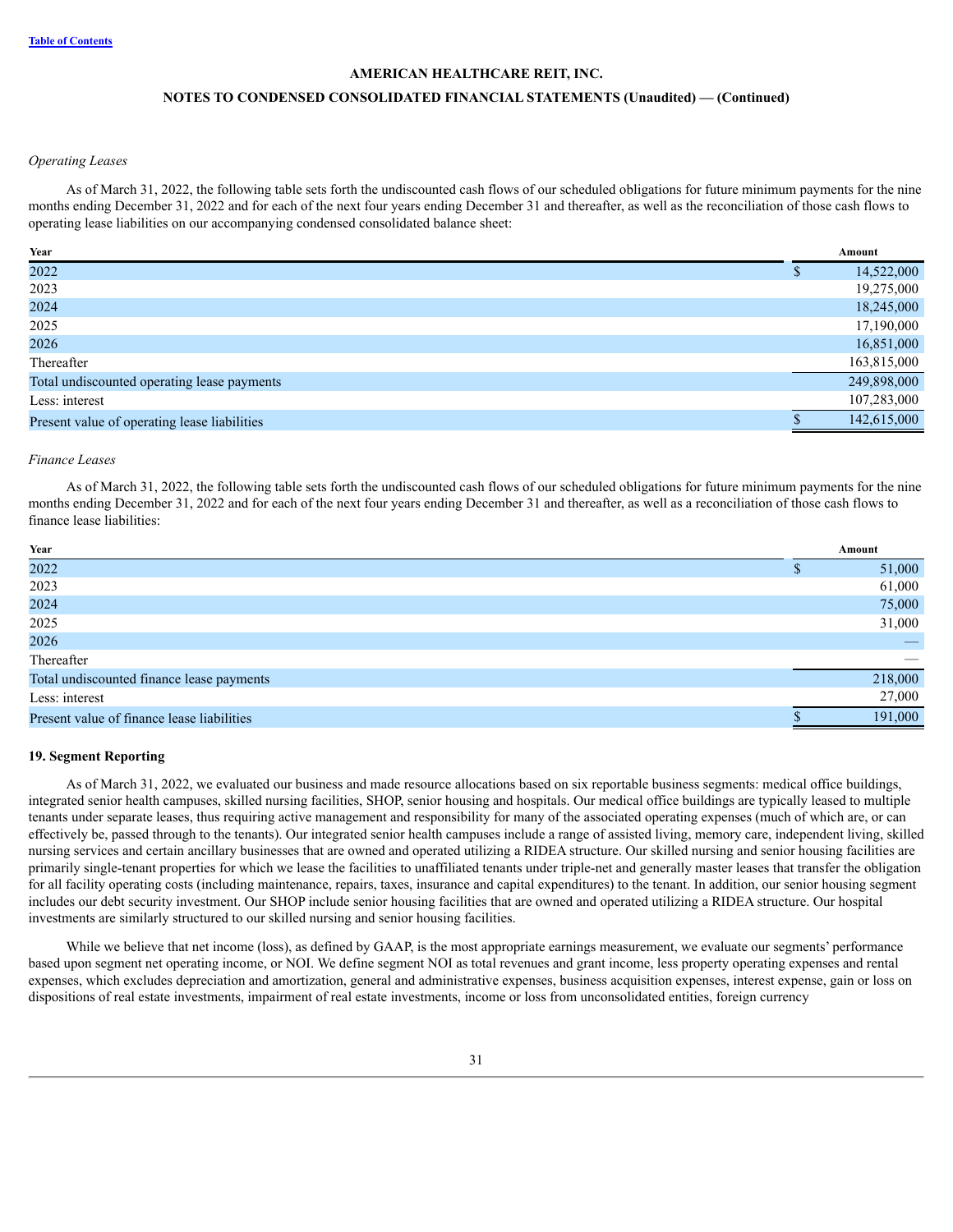*Operating Leases*

As of March 31, 2022, the following table sets forth the undiscounted cash flows of our scheduled obligations for future minimum payments for the nine months ending December 31, 2022 and for each of the next four years ending December 31 and thereafter, as well as the reconciliation of those cash flows to operating lease liabilities on our accompanying condensed consolidated balance sheet:

| Year | Amount |
|---|---|
| 2022 | $ 14,522,000 |
| 2023 | 19,275,000 |
| 2024 | 18,245,000 |
| 2025 | 17,190,000 |
| 2026 | 16,851,000 |
| Thereafter | 163,815,000 |
| Total undiscounted operating lease payments | 249,898,000 |
| Less: interest | 107,283,000 |
| Present value of operating lease liabilities | $ 142,615,000 |

*Finance Leases*

As of March 31, 2022, the following table sets forth the undiscounted cash flows of our scheduled obligations for future minimum payments for the nine months ending December 31, 2022 and for each of the next four years ending December 31 and thereafter, as well as a reconciliation of those cash flows to finance lease liabilities:

| Year | Amount |
|---|---|
| 2022 | $ 51,000 |
| 2023 | 61,000 |
| 2024 | 75,000 |
| 2025 | 31,000 |
| 2026 | — |
| Thereafter | — |
| Total undiscounted finance lease payments | 218,000 |
| Less: interest | 27,000 |
| Present value of finance lease liabilities | $ 191,000 |

**19. Segment Reporting**

As of March 31, 2022, we evaluated our business and made resource allocations based on six reportable business segments: medical office buildings, integrated senior health campuses, skilled nursing facilities, SHOP, senior housing and hospitals. Our medical office buildings are typically leased to multiple tenants under separate leases, thus requiring active management and responsibility for many of the associated operating expenses (much of which are, or can effectively be, passed through to the tenants). Our integrated senior health campuses include a range of assisted living, memory care, independent living, skilled nursing services and certain ancillary businesses that are owned and operated utilizing a RIDEA structure. Our skilled nursing and senior housing facilities are primarily single-tenant properties for which we lease the facilities to unaffiliated tenants under triple-net and generally master leases that transfer the obligation for all facility operating costs (including maintenance, repairs, taxes, insurance and capital expenditures) to the tenant. In addition, our senior housing segment includes our debt security investment. Our SHOP include senior housing facilities that are owned and operated utilizing a RIDEA structure. Our hospital investments are similarly structured to our skilled nursing and senior housing facilities.

While we believe that net income (loss), as defined by GAAP, is the most appropriate earnings measurement, we evaluate our segments' performance based upon segment net operating income, or NOI. We define segment NOI as total revenues and grant income, less property operating expenses and rental expenses, which excludes depreciation and amortization, general and administrative expenses, business acquisition expenses, interest expense, gain or loss on dispositions of real estate investments, impairment of real estate investments, income or loss from unconsolidated entities, foreign currency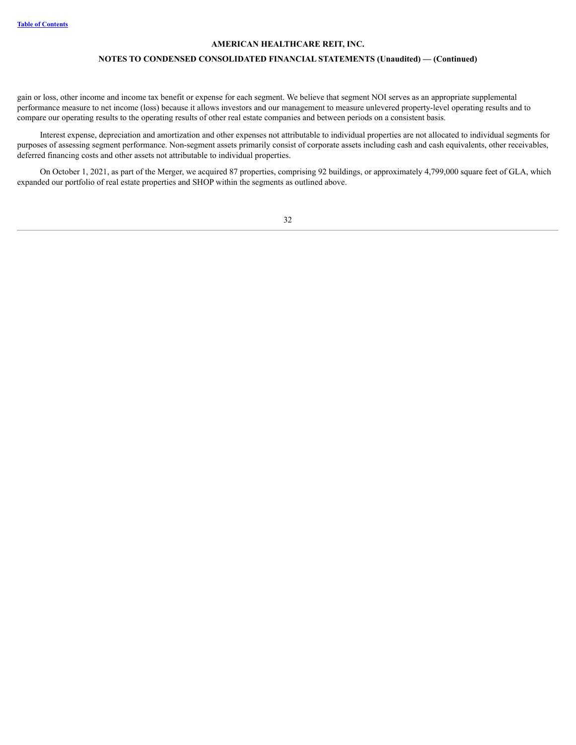gain or loss, other income and income tax benefit or expense for each segment. We believe that segment NOI serves as an appropriate supplemental performance measure to net income (loss) because it allows investors and our management to measure unlevered property-level operating results and to compare our operating results to the operating results of other real estate companies and between periods on a consistent basis.

Interest expense, depreciation and amortization and other expenses not attributable to individual properties are not allocated to individual segments for purposes of assessing segment performance. Non-segment assets primarily consist of corporate assets including cash and cash equivalents, other receivables, deferred financing costs and other assets not attributable to individual properties.

On October 1, 2021, as part of the Merger, we acquired 87 properties, comprising 92 buildings, or approximately 4,799,000 square feet of GLA, which expanded our portfolio of real estate properties and SHOP within the segments as outlined above.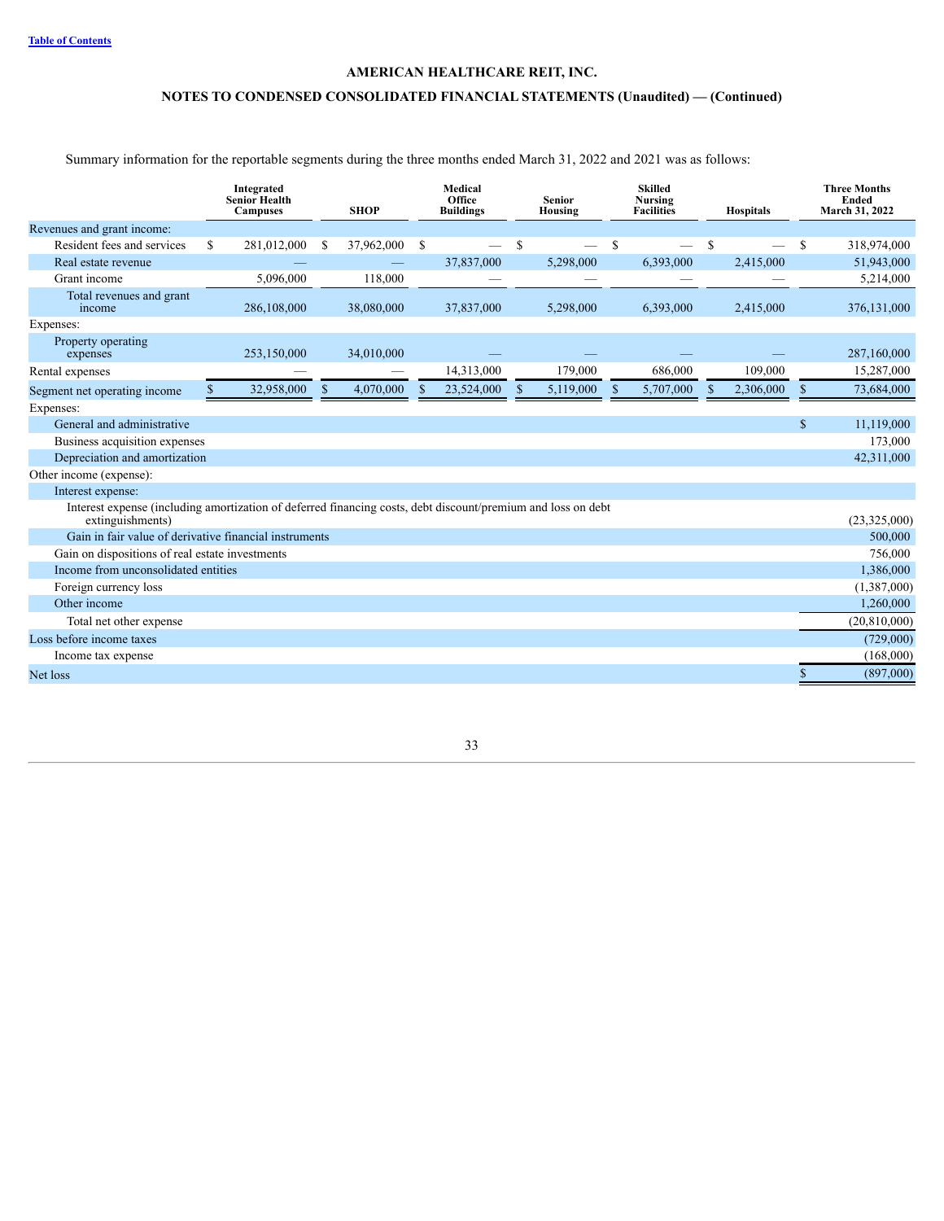Summary information for the reportable segments during the three months ended March 31, 2022 and 2021 was as follows:

| | Integrated Senior Health Campuses | SHOP | Medical Office Buildings | Senior Housing | Skilled Nursing Facilities | Hospitals | Three Months Ended March 31, 2022 |
|---|---|---|---|---|---|---|---|
| Revenues and grant income: | | | | | | | |
| Resident fees and services | $ 281,012,000 | $ 37,962,000 | $ — | $ — | $ — | $ — | $ 318,974,000 |
| Real estate revenue | — | — | 37,837,000 | 5,298,000 | 6,393,000 | 2,415,000 | 51,943,000 |
| Grant income | 5,096,000 | 118,000 | — | — | — | — | 5,214,000 |
| Total revenues and grant income | 286,108,000 | 38,080,000 | 37,837,000 | 5,298,000 | 6,393,000 | 2,415,000 | 376,131,000 |
| Expenses: | | | | | | | |
| Property operating expenses | 253,150,000 | 34,010,000 | — | — | — | — | 287,160,000 |
| Rental expenses | — | — | 14,313,000 | 179,000 | 686,000 | 109,000 | 15,287,000 |
| Segment net operating income | $ 32,958,000 | $ 4,070,000 | $ 23,524,000 | $ 5,119,000 | $ 5,707,000 | $ 2,306,000 | $ 73,684,000 |
| Expenses: | | | | | | | |
| General and administrative | | | | | | | $ 11,119,000 |
| Business acquisition expenses | | | | | | | 173,000 |
| Depreciation and amortization | | | | | | | 42,311,000 |
| Other income (expense): | | | | | | | |
| Interest expense: | | | | | | | |
| Interest expense (including amortization of deferred financing costs, debt discount/premium and loss on debt extinguishments) | | | | | | | (23,325,000) |
| Gain in fair value of derivative financial instruments | | | | | | | 500,000 |
| Gain on dispositions of real estate investments | | | | | | | 756,000 |
| Income from unconsolidated entities | | | | | | | 1,386,000 |
| Foreign currency loss | | | | | | | (1,387,000) |
| Other income | | | | | | | 1,260,000 |
| Total net other expense | | | | | | | (20,810,000) |
| Loss before income taxes | | | | | | | (729,000) |
| Income tax expense | | | | | | | (168,000) |
| Net loss | | | | | | | $ (897,000) |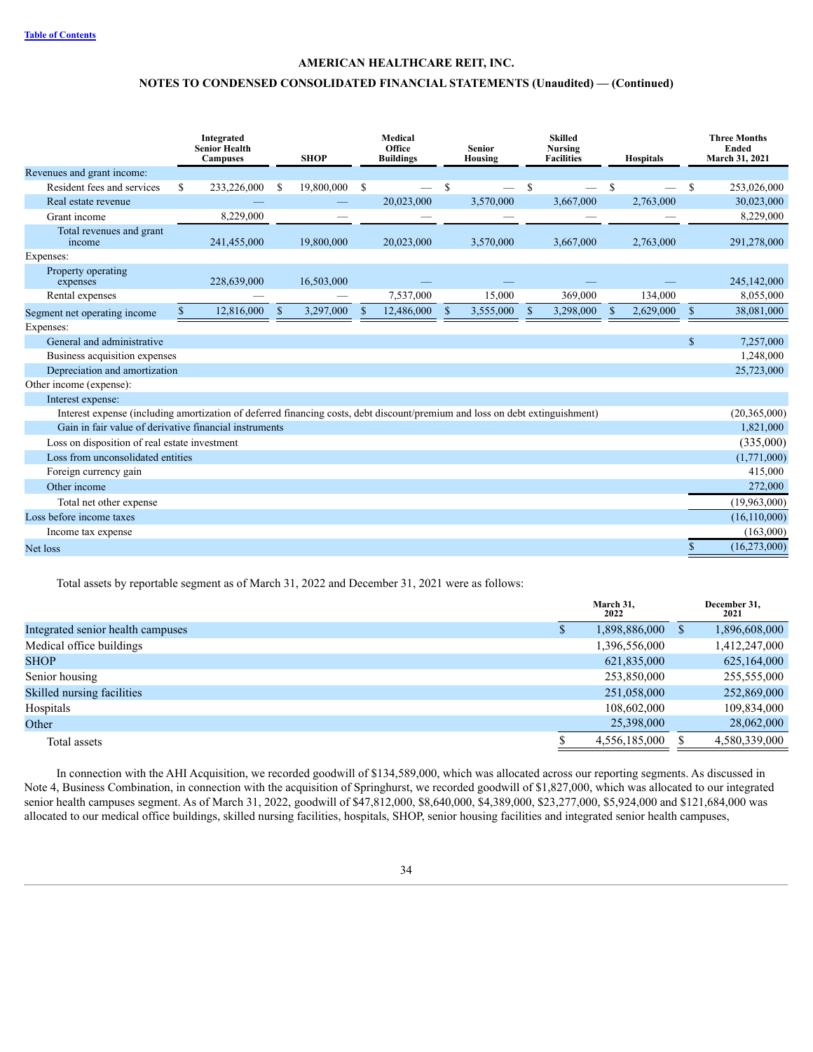**AMERICAN HEALTHCARE REIT, INC.**

**NOTES TO CONDENSED CONSOLIDATED FINANCIAL STATEMENTS (Unaudited) — (Continued)**

| | Integrated Senior Health Campuses | SHOP | Medical Office Buildings | Senior Housing | Skilled Nursing Facilities | Hospitals | Three Months Ended March 31, 2021 |
|---|---|---|---|---|---|---|---|
| Revenues and grant income: | | | | | | | |
| Resident fees and services | $ 233,226,000 | $ 19,800,000 | $ — | $ — | $ — | $ — | $ 253,026,000 |
| Real estate revenue | — | — | 20,023,000 | 3,570,000 | 3,667,000 | 2,763,000 | 30,023,000 |
| Grant income | 8,229,000 | — | — | — | — | — | 8,229,000 |
| Total revenues and grant income | 241,455,000 | 19,800,000 | 20,023,000 | 3,570,000 | 3,667,000 | 2,763,000 | 291,278,000 |
| Expenses: | | | | | | | |
| Property operating expenses | 228,639,000 | 16,503,000 | — | — | — | — | 245,142,000 |
| Rental expenses | — | — | 7,537,000 | 15,000 | 369,000 | 134,000 | 8,055,000 |
| Segment net operating income | $ 12,816,000 | $ 3,297,000 | $ 12,486,000 | $ 3,555,000 | $ 3,298,000 | $ 2,629,000 | $ 38,081,000 |
| Expenses: | | | | | | | |
| General and administrative | | | | | | | $ 7,257,000 |
| Business acquisition expenses | | | | | | | 1,248,000 |
| Depreciation and amortization | | | | | | | 25,723,000 |
| Other income (expense): | | | | | | | |
| Interest expense: | | | | | | | |
| Interest expense (including amortization of deferred financing costs, debt discount/premium and loss on debt extinguishment) | | | | | | | (20,365,000) |
| Gain in fair value of derivative financial instruments | | | | | | | 1,821,000 |
| Loss on disposition of real estate investment | | | | | | | (335,000) |
| Loss from unconsolidated entities | | | | | | | (1,771,000) |
| Foreign currency gain | | | | | | | 415,000 |
| Other income | | | | | | | 272,000 |
| Total net other expense | | | | | | | (19,963,000) |
| Loss before income taxes | | | | | | | (16,110,000) |
| Income tax expense | | | | | | | (163,000) |
| Net loss | | | | | | | $ (16,273,000) |

Total assets by reportable segment as of March 31, 2022 and December 31, 2021 were as follows:

| | March 31, 2022 | December 31, 2021 |
|---|---|---|
| Integrated senior health campuses | $ 1,898,886,000 | $ 1,896,608,000 |
| Medical office buildings | 1,396,556,000 | 1,412,247,000 |
| SHOP | 621,835,000 | 625,164,000 |
| Senior housing | 253,850,000 | 255,555,000 |
| Skilled nursing facilities | 251,058,000 | 252,869,000 |
| Hospitals | 108,602,000 | 109,834,000 |
| Other | 25,398,000 | 28,062,000 |
| Total assets | $ 4,556,185,000 | $ 4,580,339,000 |

In connection with the AHI Acquisition, we recorded goodwill of $134,589,000, which was allocated across our reporting segments. As discussed in Note 4, Business Combination, in connection with the acquisition of Springhurst, we recorded goodwill of $1,827,000, which was allocated to our integrated senior health campuses segment. As of March 31, 2022, goodwill of $47,812,000, $8,640,000, $4,389,000, $23,277,000, $5,924,000 and $121,684,000 was allocated to our medical office buildings, skilled nursing facilities, hospitals, SHOP, senior housing facilities and integrated senior health campuses,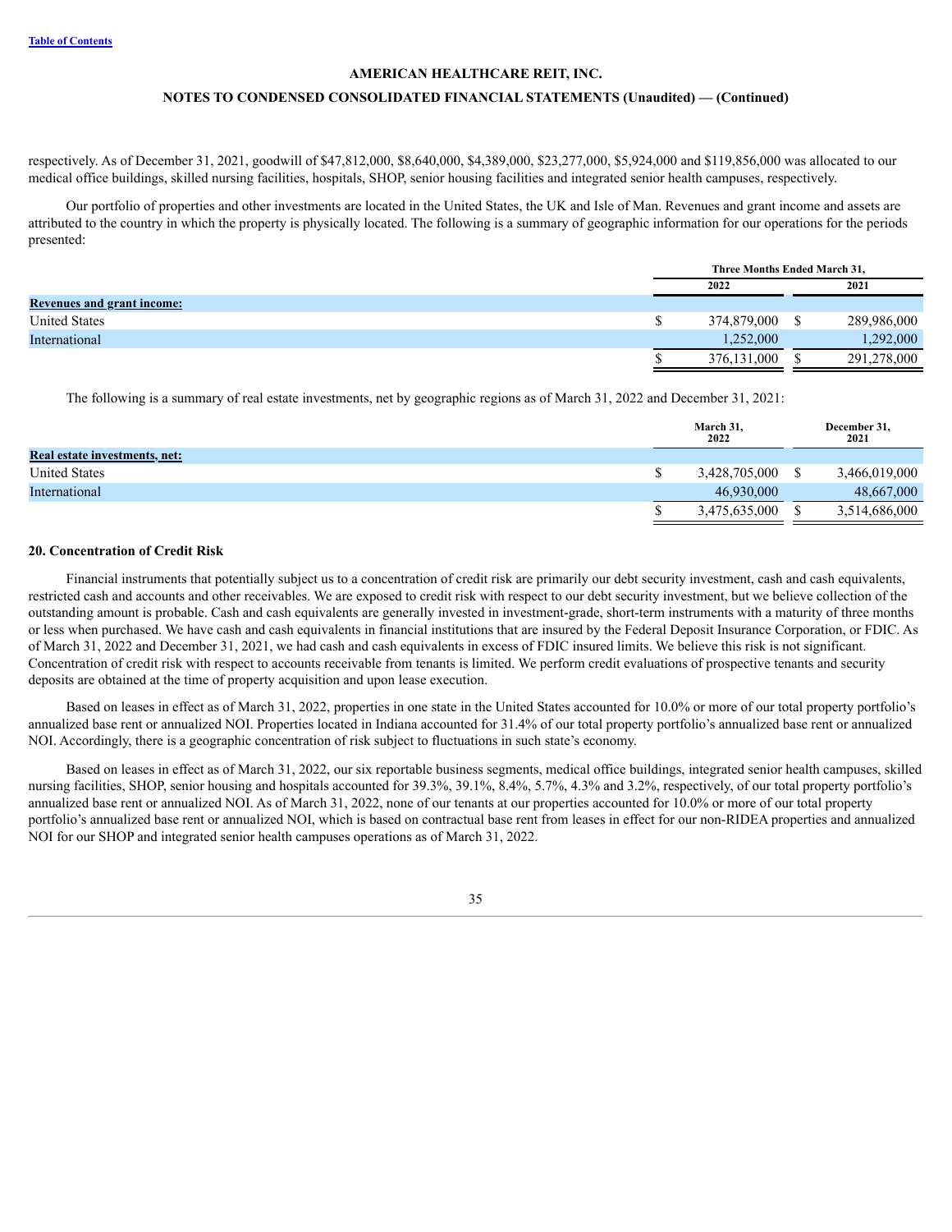respectively. As of December 31, 2021, goodwill of $47,812,000, $8,640,000, $4,389,000, $23,277,000, $5,924,000 and $119,856,000 was allocated to our medical office buildings, skilled nursing facilities, hospitals, SHOP, senior housing facilities and integrated senior health campuses, respectively.

Our portfolio of properties and other investments are located in the United States, the UK and Isle of Man. Revenues and grant income and assets are attributed to the country in which the property is physically located. The following is a summary of geographic information for our operations for the periods presented:

| | Three Months Ended March 31, | |
|---|---|---|
| | 2022 | 2021 |
| **Revenues and grant income:** | | |
| United States | $ 374,879,000 | $ 289,986,000 |
| International | 1,252,000 | 1,292,000 |
| | $ 376,131,000 | $ 291,278,000 |

The following is a summary of real estate investments, net by geographic regions as of March 31, 2022 and December 31, 2021:

| | March 31, 2022 | December 31, 2021 |
|---|---|---|
| **Real estate investments, net:** | | |
| United States | $ 3,428,705,000 | $ 3,466,019,000 |
| International | 46,930,000 | 48,667,000 |
| | $ 3,475,635,000 | $ 3,514,686,000 |

### 20. Concentration of Credit Risk

Financial instruments that potentially subject us to a concentration of credit risk are primarily our debt security investment, cash and cash equivalents, restricted cash and accounts and other receivables. We are exposed to credit risk with respect to our debt security investment, but we believe collection of the outstanding amount is probable. Cash and cash equivalents are generally invested in investment-grade, short-term instruments with a maturity of three months or less when purchased. We have cash and cash equivalents in financial institutions that are insured by the Federal Deposit Insurance Corporation, or FDIC. As of March 31, 2022 and December 31, 2021, we had cash and cash equivalents in excess of FDIC insured limits. We believe this risk is not significant. Concentration of credit risk with respect to accounts receivable from tenants is limited. We perform credit evaluations of prospective tenants and security deposits are obtained at the time of property acquisition and upon lease execution.

Based on leases in effect as of March 31, 2022, properties in one state in the United States accounted for 10.0% or more of our total property portfolio's annualized base rent or annualized NOI. Properties located in Indiana accounted for 31.4% of our total property portfolio's annualized base rent or annualized NOI. Accordingly, there is a geographic concentration of risk subject to fluctuations in such state's economy.

Based on leases in effect as of March 31, 2022, our six reportable business segments, medical office buildings, integrated senior health campuses, skilled nursing facilities, SHOP, senior housing and hospitals accounted for 39.3%, 39.1%, 8.4%, 5.7%, 4.3% and 3.2%, respectively, of our total property portfolio's annualized base rent or annualized NOI. As of March 31, 2022, none of our tenants at our properties accounted for 10.0% or more of our total property portfolio's annualized base rent or annualized NOI, which is based on contractual base rent from leases in effect for our non-RIDEA properties and annualized NOI for our SHOP and integrated senior health campuses operations as of March 31, 2022.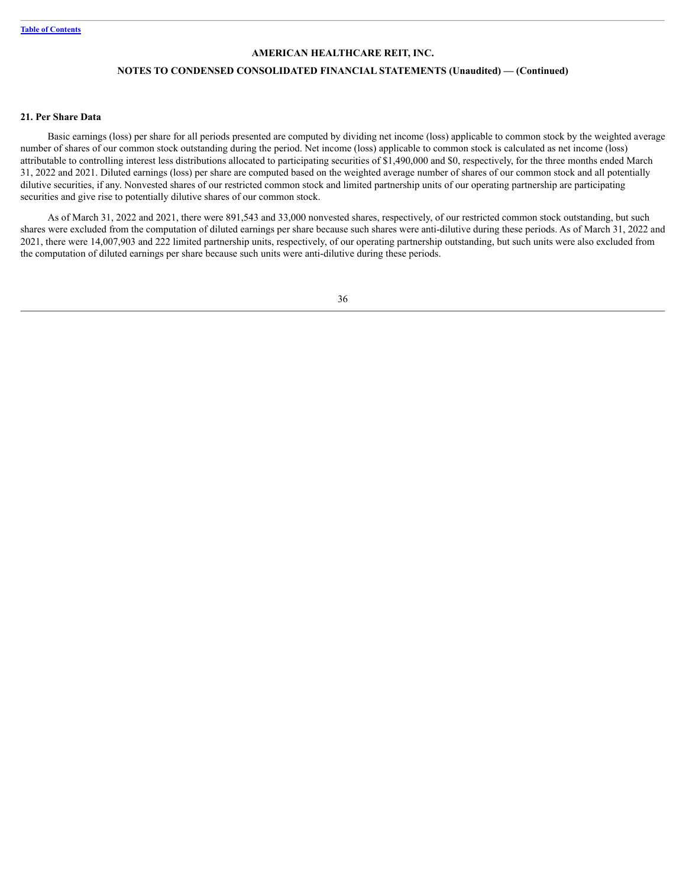### 21. Per Share Data

Basic earnings (loss) per share for all periods presented are computed by dividing net income (loss) applicable to common stock by the weighted average number of shares of our common stock outstanding during the period. Net income (loss) applicable to common stock is calculated as net income (loss) attributable to controlling interest less distributions allocated to participating securities of $1,490,000 and $0, respectively, for the three months ended March 31, 2022 and 2021. Diluted earnings (loss) per share are computed based on the weighted average number of shares of our common stock and all potentially dilutive securities, if any. Nonvested shares of our restricted common stock and limited partnership units of our operating partnership are participating securities and give rise to potentially dilutive shares of our common stock.

As of March 31, 2022 and 2021, there were 891,543 and 33,000 nonvested shares, respectively, of our restricted common stock outstanding, but such shares were excluded from the computation of diluted earnings per share because such shares were anti-dilutive during these periods. As of March 31, 2022 and 2021, there were 14,007,903 and 222 limited partnership units, respectively, of our operating partnership outstanding, but such units were also excluded from the computation of diluted earnings per share because such units were anti-dilutive during these periods.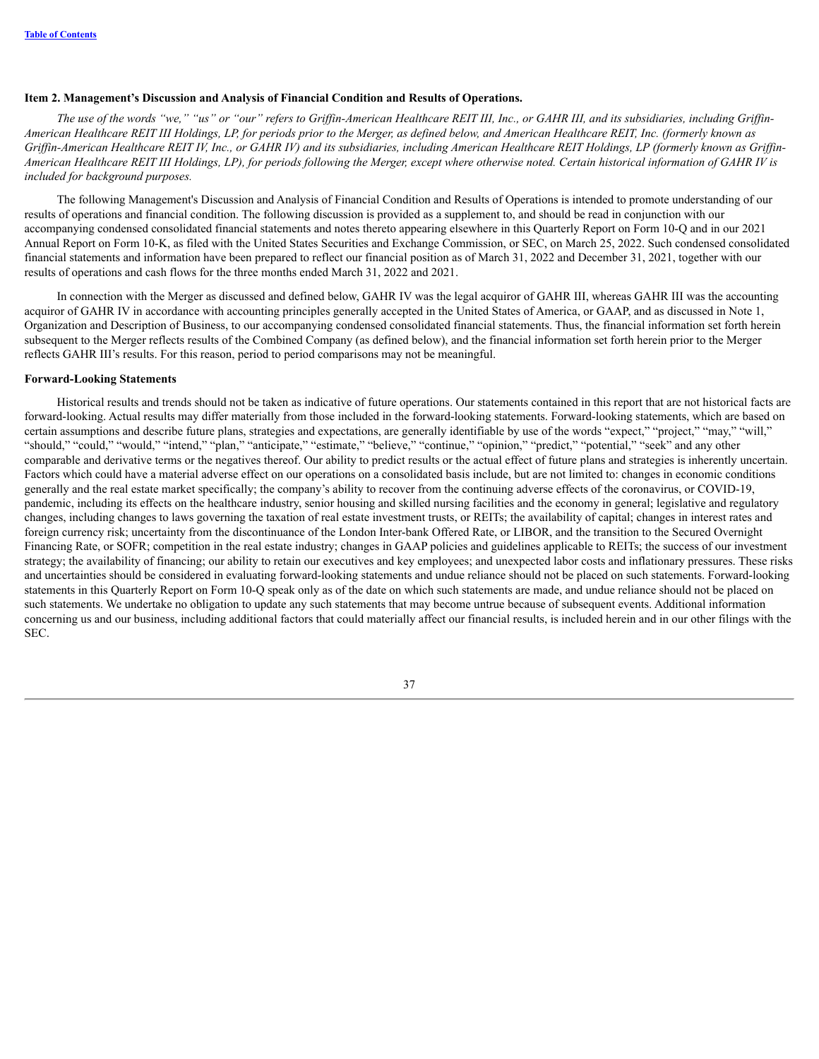### Item 2. Management's Discussion and Analysis of Financial Condition and Results of Operations.

*The use of the words "we," "us" or "our" refers to Griffin-American Healthcare REIT III, Inc., or GAHR III, and its subsidiaries, including Griffin-American Healthcare REIT III Holdings, LP, for periods prior to the Merger, as defined below, and American Healthcare REIT, Inc. (formerly known as Griffin-American Healthcare REIT IV, Inc., or GAHR IV) and its subsidiaries, including American Healthcare REIT Holdings, LP (formerly known as Griffin-American Healthcare REIT III Holdings, LP), for periods following the Merger, except where otherwise noted. Certain historical information of GAHR IV is included for background purposes.*

The following Management's Discussion and Analysis of Financial Condition and Results of Operations is intended to promote understanding of our results of operations and financial condition. The following discussion is provided as a supplement to, and should be read in conjunction with our accompanying condensed consolidated financial statements and notes thereto appearing elsewhere in this Quarterly Report on Form 10-Q and in our 2021 Annual Report on Form 10-K, as filed with the United States Securities and Exchange Commission, or SEC, on March 25, 2022. Such condensed consolidated financial statements and information have been prepared to reflect our financial position as of March 31, 2022 and December 31, 2021, together with our results of operations and cash flows for the three months ended March 31, 2022 and 2021.

In connection with the Merger as discussed and defined below, GAHR IV was the legal acquiror of GAHR III, whereas GAHR III was the accounting acquiror of GAHR IV in accordance with accounting principles generally accepted in the United States of America, or GAAP, and as discussed in Note 1, Organization and Description of Business, to our accompanying condensed consolidated financial statements. Thus, the financial information set forth herein subsequent to the Merger reflects results of the Combined Company (as defined below), and the financial information set forth herein prior to the Merger reflects GAHR III's results. For this reason, period to period comparisons may not be meaningful.

### Forward-Looking Statements

Historical results and trends should not be taken as indicative of future operations. Our statements contained in this report that are not historical facts are forward-looking. Actual results may differ materially from those included in the forward-looking statements. Forward-looking statements, which are based on certain assumptions and describe future plans, strategies and expectations, are generally identifiable by use of the words "expect," "project," "may," "will," "should," "could," "would," "intend," "plan," "anticipate," "estimate," "believe," "continue," "opinion," "predict," "potential," "seek" and any other comparable and derivative terms or the negatives thereof. Our ability to predict results or the actual effect of future plans and strategies is inherently uncertain. Factors which could have a material adverse effect on our operations on a consolidated basis include, but are not limited to: changes in economic conditions generally and the real estate market specifically; the company's ability to recover from the continuing adverse effects of the coronavirus, or COVID-19, pandemic, including its effects on the healthcare industry, senior housing and skilled nursing facilities and the economy in general; legislative and regulatory changes, including changes to laws governing the taxation of real estate investment trusts, or REITs; the availability of capital; changes in interest rates and foreign currency risk; uncertainty from the discontinuance of the London Inter-bank Offered Rate, or LIBOR, and the transition to the Secured Overnight Financing Rate, or SOFR; competition in the real estate industry; changes in GAAP policies and guidelines applicable to REITs; the success of our investment strategy; the availability of financing; our ability to retain our executives and key employees; and unexpected labor costs and inflationary pressures. These risks and uncertainties should be considered in evaluating forward-looking statements and undue reliance should not be placed on such statements. Forward-looking statements in this Quarterly Report on Form 10-Q speak only as of the date on which such statements are made, and undue reliance should not be placed on such statements. We undertake no obligation to update any such statements that may become untrue because of subsequent events. Additional information concerning us and our business, including additional factors that could materially affect our financial results, is included herein and in our other filings with the SEC.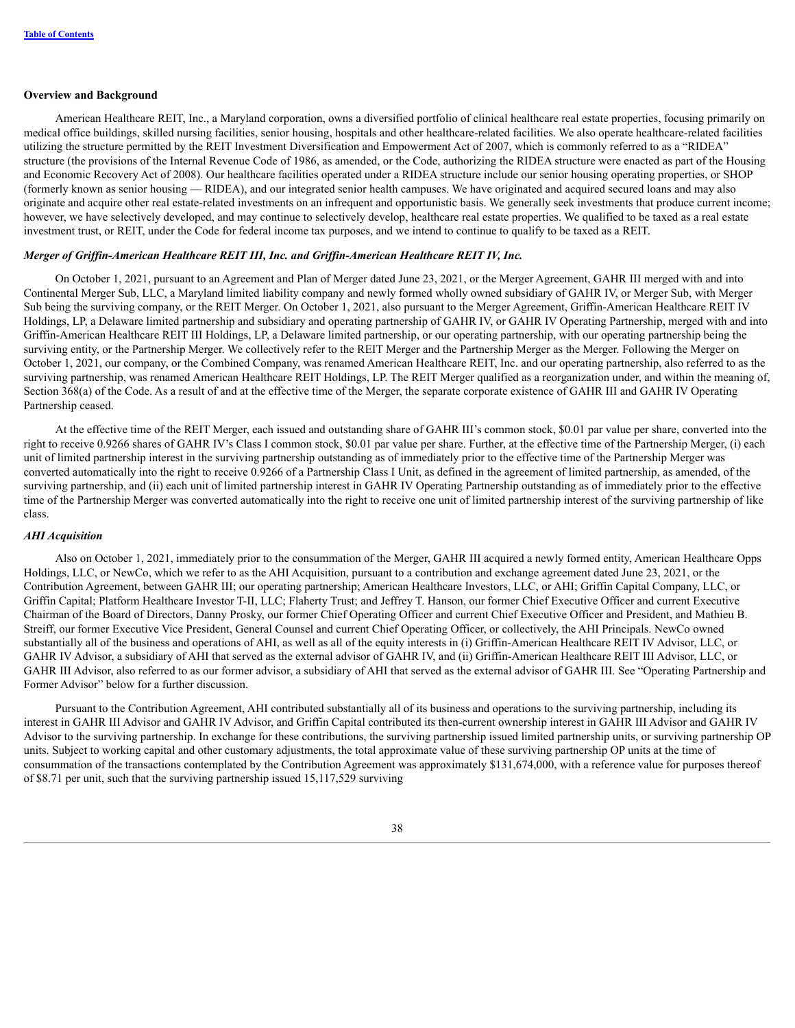## Overview and Background

American Healthcare REIT, Inc., a Maryland corporation, owns a diversified portfolio of clinical healthcare real estate properties, focusing primarily on medical office buildings, skilled nursing facilities, senior housing, hospitals and other healthcare-related facilities. We also operate healthcare-related facilities utilizing the structure permitted by the REIT Investment Diversification and Empowerment Act of 2007, which is commonly referred to as a "RIDEA" structure (the provisions of the Internal Revenue Code of 1986, as amended, or the Code, authorizing the RIDEA structure were enacted as part of the Housing and Economic Recovery Act of 2008). Our healthcare facilities operated under a RIDEA structure include our senior housing operating properties, or SHOP (formerly known as senior housing — RIDEA), and our integrated senior health campuses. We have originated and acquired secured loans and may also originate and acquire other real estate-related investments on an infrequent and opportunistic basis. We generally seek investments that produce current income; however, we have selectively developed, and may continue to selectively develop, healthcare real estate properties. We qualified to be taxed as a real estate investment trust, or REIT, under the Code for federal income tax purposes, and we intend to continue to qualify to be taxed as a REIT.

### *Merger of Griffin-American Healthcare REIT III, Inc. and Griffin-American Healthcare REIT IV, Inc.*

On October 1, 2021, pursuant to an Agreement and Plan of Merger dated June 23, 2021, or the Merger Agreement, GAHR III merged with and into Continental Merger Sub, LLC, a Maryland limited liability company and newly formed wholly owned subsidiary of GAHR IV, or Merger Sub, with Merger Sub being the surviving company, or the REIT Merger. On October 1, 2021, also pursuant to the Merger Agreement, Griffin-American Healthcare REIT IV Holdings, LP, a Delaware limited partnership and subsidiary and operating partnership of GAHR IV, or GAHR IV Operating Partnership, merged with and into Griffin-American Healthcare REIT III Holdings, LP, a Delaware limited partnership, or our operating partnership, with our operating partnership being the surviving entity, or the Partnership Merger. We collectively refer to the REIT Merger and the Partnership Merger as the Merger. Following the Merger on October 1, 2021, our company, or the Combined Company, was renamed American Healthcare REIT, Inc. and our operating partnership, also referred to as the surviving partnership, was renamed American Healthcare REIT Holdings, LP. The REIT Merger qualified as a reorganization under, and within the meaning of, Section 368(a) of the Code. As a result of and at the effective time of the Merger, the separate corporate existence of GAHR III and GAHR IV Operating Partnership ceased.

At the effective time of the REIT Merger, each issued and outstanding share of GAHR III's common stock, $0.01 par value per share, converted into the right to receive 0.9266 shares of GAHR IV's Class I common stock, $0.01 par value per share. Further, at the effective time of the Partnership Merger, (i) each unit of limited partnership interest in the surviving partnership outstanding as of immediately prior to the effective time of the Partnership Merger was converted automatically into the right to receive 0.9266 of a Partnership Class I Unit, as defined in the agreement of limited partnership, as amended, of the surviving partnership, and (ii) each unit of limited partnership interest in GAHR IV Operating Partnership outstanding as of immediately prior to the effective time of the Partnership Merger was converted automatically into the right to receive one unit of limited partnership interest of the surviving partnership of like class.

### *AHI Acquisition*

Also on October 1, 2021, immediately prior to the consummation of the Merger, GAHR III acquired a newly formed entity, American Healthcare Opps Holdings, LLC, or NewCo, which we refer to as the AHI Acquisition, pursuant to a contribution and exchange agreement dated June 23, 2021, or the Contribution Agreement, between GAHR III; our operating partnership; American Healthcare Investors, LLC, or AHI; Griffin Capital Company, LLC, or Griffin Capital; Platform Healthcare Investor T-II, LLC; Flaherty Trust; and Jeffrey T. Hanson, our former Chief Executive Officer and current Executive Chairman of the Board of Directors, Danny Prosky, our former Chief Operating Officer and current Chief Executive Officer and President, and Mathieu B. Streiff, our former Executive Vice President, General Counsel and current Chief Operating Officer, or collectively, the AHI Principals. NewCo owned substantially all of the business and operations of AHI, as well as all of the equity interests in (i) Griffin-American Healthcare REIT IV Advisor, LLC, or GAHR IV Advisor, a subsidiary of AHI that served as the external advisor of GAHR IV, and (ii) Griffin-American Healthcare REIT III Advisor, LLC, or GAHR III Advisor, also referred to as our former advisor, a subsidiary of AHI that served as the external advisor of GAHR III. See "Operating Partnership and Former Advisor" below for a further discussion.

Pursuant to the Contribution Agreement, AHI contributed substantially all of its business and operations to the surviving partnership, including its interest in GAHR III Advisor and GAHR IV Advisor, and Griffin Capital contributed its then-current ownership interest in GAHR III Advisor and GAHR IV Advisor to the surviving partnership. In exchange for these contributions, the surviving partnership issued limited partnership units, or surviving partnership OP units. Subject to working capital and other customary adjustments, the total approximate value of these surviving partnership OP units at the time of consummation of the transactions contemplated by the Contribution Agreement was approximately $131,674,000, with a reference value for purposes thereof of $8.71 per unit, such that the surviving partnership issued 15,117,529 surviving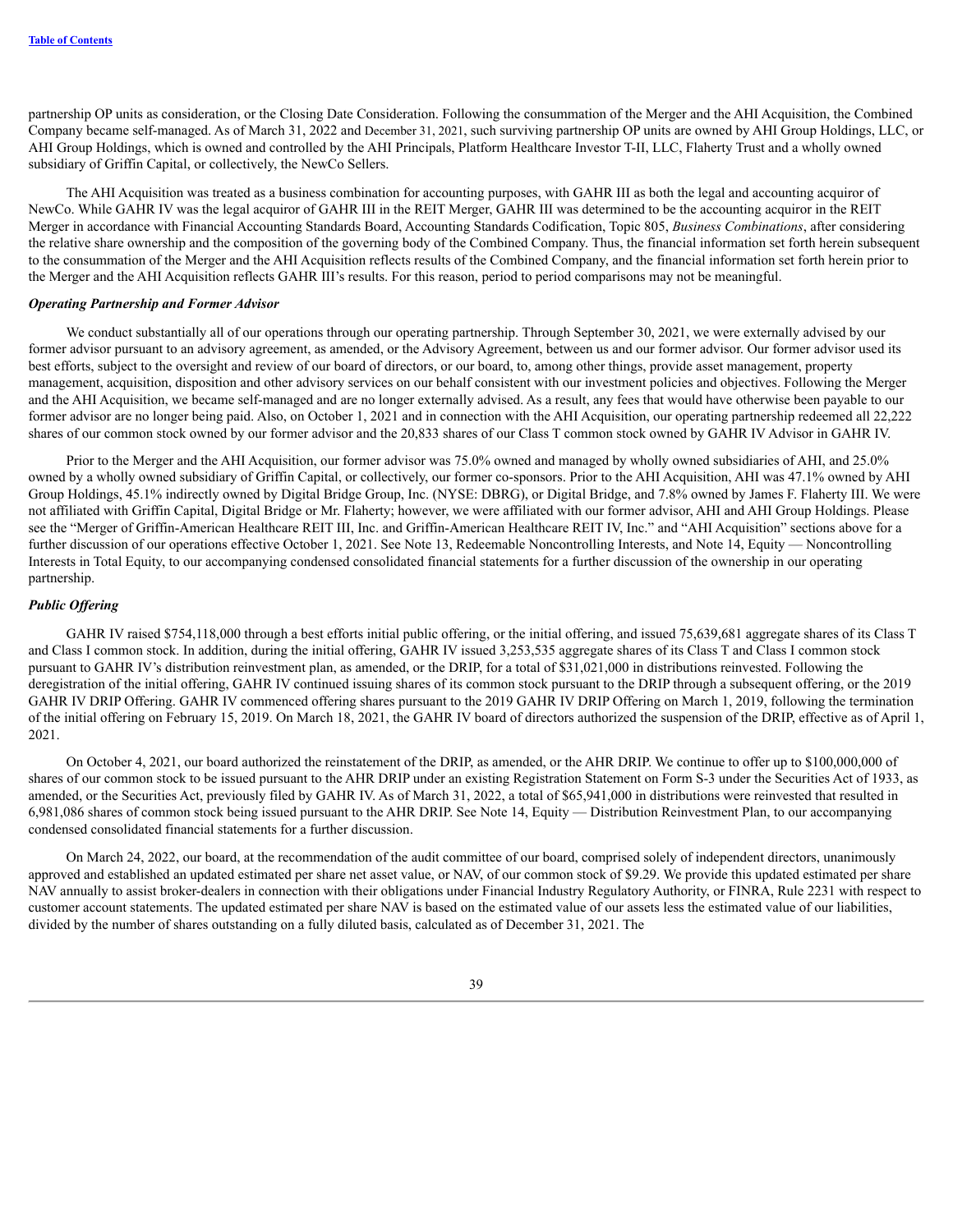partnership OP units as consideration, or the Closing Date Consideration. Following the consummation of the Merger and the AHI Acquisition, the Combined Company became self-managed. As of March 31, 2022 and December 31, 2021, such surviving partnership OP units are owned by AHI Group Holdings, LLC, or AHI Group Holdings, which is owned and controlled by the AHI Principals, Platform Healthcare Investor T-II, LLC, Flaherty Trust and a wholly owned subsidiary of Griffin Capital, or collectively, the NewCo Sellers.

The AHI Acquisition was treated as a business combination for accounting purposes, with GAHR III as both the legal and accounting acquiror of NewCo. While GAHR IV was the legal acquiror of GAHR III in the REIT Merger, GAHR III was determined to be the accounting acquiror in the REIT Merger in accordance with Financial Accounting Standards Board, Accounting Standards Codification, Topic 805, *Business Combinations*, after considering the relative share ownership and the composition of the governing body of the Combined Company. Thus, the financial information set forth herein subsequent to the consummation of the Merger and the AHI Acquisition reflects results of the Combined Company, and the financial information set forth herein prior to the Merger and the AHI Acquisition reflects GAHR III's results. For this reason, period to period comparisons may not be meaningful.

***Operating Partnership and Former Advisor***

We conduct substantially all of our operations through our operating partnership. Through September 30, 2021, we were externally advised by our former advisor pursuant to an advisory agreement, as amended, or the Advisory Agreement, between us and our former advisor. Our former advisor used its best efforts, subject to the oversight and review of our board of directors, or our board, to, among other things, provide asset management, property management, acquisition, disposition and other advisory services on our behalf consistent with our investment policies and objectives. Following the Merger and the AHI Acquisition, we became self-managed and are no longer externally advised. As a result, any fees that would have otherwise been payable to our former advisor are no longer being paid. Also, on October 1, 2021 and in connection with the AHI Acquisition, our operating partnership redeemed all 22,222 shares of our common stock owned by our former advisor and the 20,833 shares of our Class T common stock owned by GAHR IV Advisor in GAHR IV.

Prior to the Merger and the AHI Acquisition, our former advisor was 75.0% owned and managed by wholly owned subsidiaries of AHI, and 25.0% owned by a wholly owned subsidiary of Griffin Capital, or collectively, our former co-sponsors. Prior to the AHI Acquisition, AHI was 47.1% owned by AHI Group Holdings, 45.1% indirectly owned by Digital Bridge Group, Inc. (NYSE: DBRG), or Digital Bridge, and 7.8% owned by James F. Flaherty III. We were not affiliated with Griffin Capital, Digital Bridge or Mr. Flaherty; however, we were affiliated with our former advisor, AHI and AHI Group Holdings. Please see the "Merger of Griffin-American Healthcare REIT III, Inc. and Griffin-American Healthcare REIT IV, Inc." and "AHI Acquisition" sections above for a further discussion of our operations effective October 1, 2021. See Note 13, Redeemable Noncontrolling Interests, and Note 14, Equity — Noncontrolling Interests in Total Equity, to our accompanying condensed consolidated financial statements for a further discussion of the ownership in our operating partnership.

***Public Offering***

GAHR IV raised $754,118,000 through a best efforts initial public offering, or the initial offering, and issued 75,639,681 aggregate shares of its Class T and Class I common stock. In addition, during the initial offering, GAHR IV issued 3,253,535 aggregate shares of its Class T and Class I common stock pursuant to GAHR IV's distribution reinvestment plan, as amended, or the DRIP, for a total of $31,021,000 in distributions reinvested. Following the deregistration of the initial offering, GAHR IV continued issuing shares of its common stock pursuant to the DRIP through a subsequent offering, or the 2019 GAHR IV DRIP Offering. GAHR IV commenced offering shares pursuant to the 2019 GAHR IV DRIP Offering on March 1, 2019, following the termination of the initial offering on February 15, 2019. On March 18, 2021, the GAHR IV board of directors authorized the suspension of the DRIP, effective as of April 1, 2021.

On October 4, 2021, our board authorized the reinstatement of the DRIP, as amended, or the AHR DRIP. We continue to offer up to $100,000,000 of shares of our common stock to be issued pursuant to the AHR DRIP under an existing Registration Statement on Form S-3 under the Securities Act of 1933, as amended, or the Securities Act, previously filed by GAHR IV. As of March 31, 2022, a total of $65,941,000 in distributions were reinvested that resulted in 6,981,086 shares of common stock being issued pursuant to the AHR DRIP. See Note 14, Equity — Distribution Reinvestment Plan, to our accompanying condensed consolidated financial statements for a further discussion.

On March 24, 2022, our board, at the recommendation of the audit committee of our board, comprised solely of independent directors, unanimously approved and established an updated estimated per share net asset value, or NAV, of our common stock of $9.29. We provide this updated estimated per share NAV annually to assist broker-dealers in connection with their obligations under Financial Industry Regulatory Authority, or FINRA, Rule 2231 with respect to customer account statements. The updated estimated per share NAV is based on the estimated value of our assets less the estimated value of our liabilities, divided by the number of shares outstanding on a fully diluted basis, calculated as of December 31, 2021. The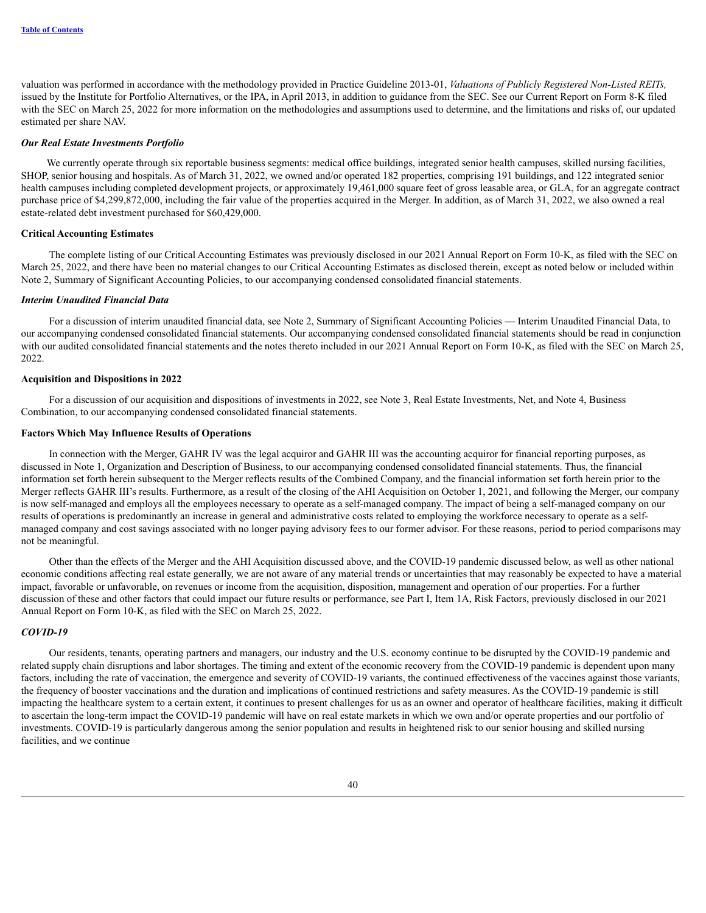valuation was performed in accordance with the methodology provided in Practice Guideline 2013-01, *Valuations of Publicly Registered Non-Listed REITs,* issued by the Institute for Portfolio Alternatives, or the IPA, in April 2013, in addition to guidance from the SEC. See our Current Report on Form 8-K filed with the SEC on March 25, 2022 for more information on the methodologies and assumptions used to determine, and the limitations and risks of, our updated estimated per share NAV.

### *Our Real Estate Investments Portfolio*

We currently operate through six reportable business segments: medical office buildings, integrated senior health campuses, skilled nursing facilities, SHOP, senior housing and hospitals. As of March 31, 2022, we owned and/or operated 182 properties, comprising 191 buildings, and 122 integrated senior health campuses including completed development projects, or approximately 19,461,000 square feet of gross leasable area, or GLA, for an aggregate contract purchase price of $4,299,872,000, including the fair value of the properties acquired in the Merger. In addition, as of March 31, 2022, we also owned a real estate-related debt investment purchased for $60,429,000.

## Critical Accounting Estimates

The complete listing of our Critical Accounting Estimates was previously disclosed in our 2021 Annual Report on Form 10-K, as filed with the SEC on March 25, 2022, and there have been no material changes to our Critical Accounting Estimates as disclosed therein, except as noted below or included within Note 2, Summary of Significant Accounting Policies, to our accompanying condensed consolidated financial statements.

### *Interim Unaudited Financial Data*

For a discussion of interim unaudited financial data, see Note 2, Summary of Significant Accounting Policies — Interim Unaudited Financial Data, to our accompanying condensed consolidated financial statements. Our accompanying condensed consolidated financial statements should be read in conjunction with our audited consolidated financial statements and the notes thereto included in our 2021 Annual Report on Form 10-K, as filed with the SEC on March 25, 2022.

## Acquisition and Dispositions in 2022

For a discussion of our acquisition and dispositions of investments in 2022, see Note 3, Real Estate Investments, Net, and Note 4, Business Combination, to our accompanying condensed consolidated financial statements.

## Factors Which May Influence Results of Operations

In connection with the Merger, GAHR IV was the legal acquiror and GAHR III was the accounting acquiror for financial reporting purposes, as discussed in Note 1, Organization and Description of Business, to our accompanying condensed consolidated financial statements. Thus, the financial information set forth herein subsequent to the Merger reflects results of the Combined Company, and the financial information set forth herein prior to the Merger reflects GAHR III's results. Furthermore, as a result of the closing of the AHI Acquisition on October 1, 2021, and following the Merger, our company is now self-managed and employs all the employees necessary to operate as a self-managed company. The impact of being a self-managed company on our results of operations is predominantly an increase in general and administrative costs related to employing the workforce necessary to operate as a self-managed company and cost savings associated with no longer paying advisory fees to our former advisor. For these reasons, period to period comparisons may not be meaningful.

Other than the effects of the Merger and the AHI Acquisition discussed above, and the COVID-19 pandemic discussed below, as well as other national economic conditions affecting real estate generally, we are not aware of any material trends or uncertainties that may reasonably be expected to have a material impact, favorable or unfavorable, on revenues or income from the acquisition, disposition, management and operation of our properties. For a further discussion of these and other factors that could impact our future results or performance, see Part I, Item 1A, Risk Factors, previously disclosed in our 2021 Annual Report on Form 10-K, as filed with the SEC on March 25, 2022.

### *COVID-19*

Our residents, tenants, operating partners and managers, our industry and the U.S. economy continue to be disrupted by the COVID-19 pandemic and related supply chain disruptions and labor shortages. The timing and extent of the economic recovery from the COVID-19 pandemic is dependent upon many factors, including the rate of vaccination, the emergence and severity of COVID-19 variants, the continued effectiveness of the vaccines against those variants, the frequency of booster vaccinations and the duration and implications of continued restrictions and safety measures. As the COVID-19 pandemic is still impacting the healthcare system to a certain extent, it continues to present challenges for us as an owner and operator of healthcare facilities, making it difficult to ascertain the long-term impact the COVID-19 pandemic will have on real estate markets in which we own and/or operate properties and our portfolio of investments. COVID-19 is particularly dangerous among the senior population and results in heightened risk to our senior housing and skilled nursing facilities, and we continue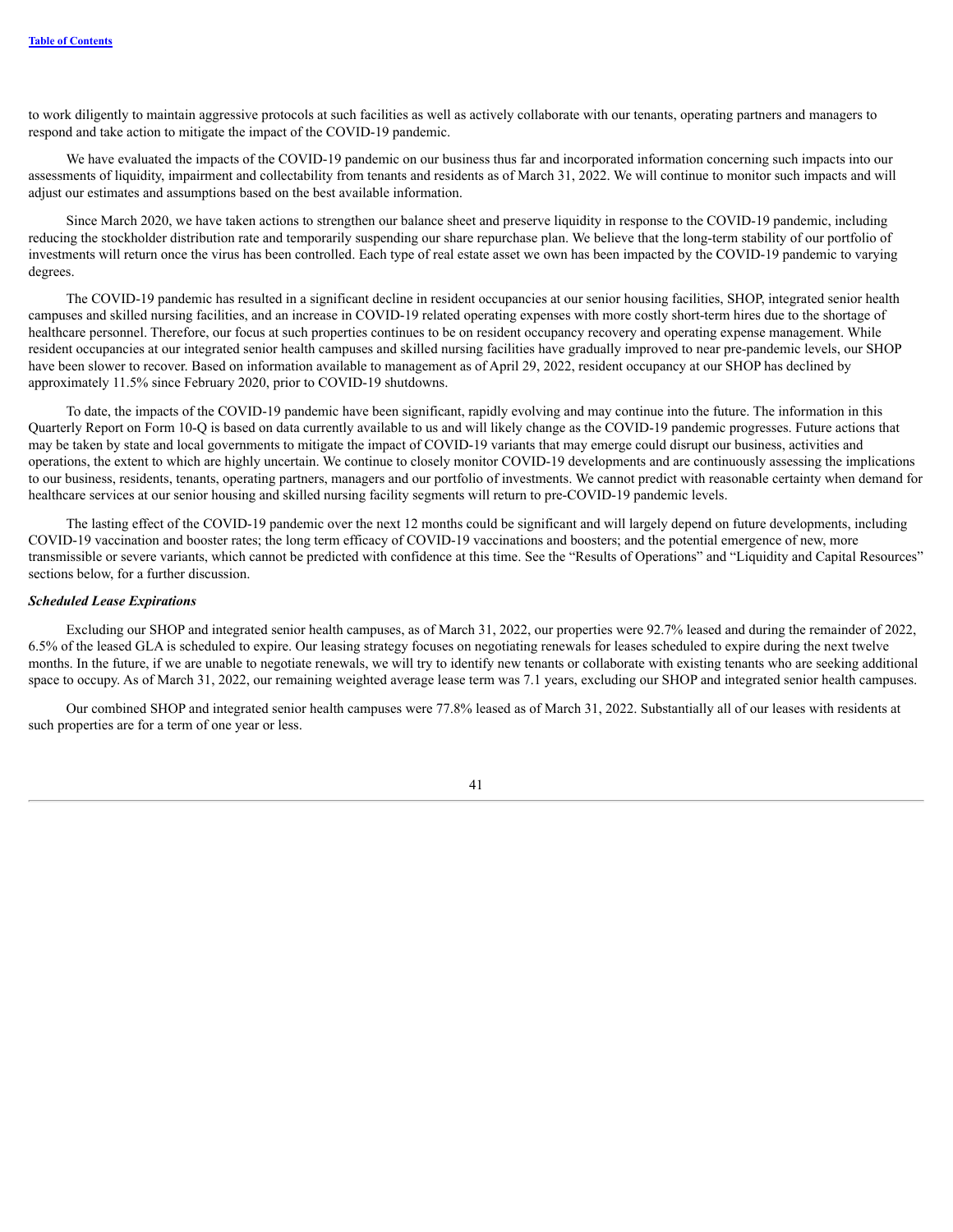to work diligently to maintain aggressive protocols at such facilities as well as actively collaborate with our tenants, operating partners and managers to respond and take action to mitigate the impact of the COVID-19 pandemic.

We have evaluated the impacts of the COVID-19 pandemic on our business thus far and incorporated information concerning such impacts into our assessments of liquidity, impairment and collectability from tenants and residents as of March 31, 2022. We will continue to monitor such impacts and will adjust our estimates and assumptions based on the best available information.

Since March 2020, we have taken actions to strengthen our balance sheet and preserve liquidity in response to the COVID-19 pandemic, including reducing the stockholder distribution rate and temporarily suspending our share repurchase plan. We believe that the long-term stability of our portfolio of investments will return once the virus has been controlled. Each type of real estate asset we own has been impacted by the COVID-19 pandemic to varying degrees.

The COVID-19 pandemic has resulted in a significant decline in resident occupancies at our senior housing facilities, SHOP, integrated senior health campuses and skilled nursing facilities, and an increase in COVID-19 related operating expenses with more costly short-term hires due to the shortage of healthcare personnel. Therefore, our focus at such properties continues to be on resident occupancy recovery and operating expense management. While resident occupancies at our integrated senior health campuses and skilled nursing facilities have gradually improved to near pre-pandemic levels, our SHOP have been slower to recover. Based on information available to management as of April 29, 2022, resident occupancy at our SHOP has declined by approximately 11.5% since February 2020, prior to COVID-19 shutdowns.

To date, the impacts of the COVID-19 pandemic have been significant, rapidly evolving and may continue into the future. The information in this Quarterly Report on Form 10-Q is based on data currently available to us and will likely change as the COVID-19 pandemic progresses. Future actions that may be taken by state and local governments to mitigate the impact of COVID-19 variants that may emerge could disrupt our business, activities and operations, the extent to which are highly uncertain. We continue to closely monitor COVID-19 developments and are continuously assessing the implications to our business, residents, tenants, operating partners, managers and our portfolio of investments. We cannot predict with reasonable certainty when demand for healthcare services at our senior housing and skilled nursing facility segments will return to pre-COVID-19 pandemic levels.

The lasting effect of the COVID-19 pandemic over the next 12 months could be significant and will largely depend on future developments, including COVID-19 vaccination and booster rates; the long term efficacy of COVID-19 vaccinations and boosters; and the potential emergence of new, more transmissible or severe variants, which cannot be predicted with confidence at this time. See the "Results of Operations" and "Liquidity and Capital Resources" sections below, for a further discussion.

***Scheduled Lease Expirations***

Excluding our SHOP and integrated senior health campuses, as of March 31, 2022, our properties were 92.7% leased and during the remainder of 2022, 6.5% of the leased GLA is scheduled to expire. Our leasing strategy focuses on negotiating renewals for leases scheduled to expire during the next twelve months. In the future, if we are unable to negotiate renewals, we will try to identify new tenants or collaborate with existing tenants who are seeking additional space to occupy. As of March 31, 2022, our remaining weighted average lease term was 7.1 years, excluding our SHOP and integrated senior health campuses.

Our combined SHOP and integrated senior health campuses were 77.8% leased as of March 31, 2022. Substantially all of our leases with residents at such properties are for a term of one year or less.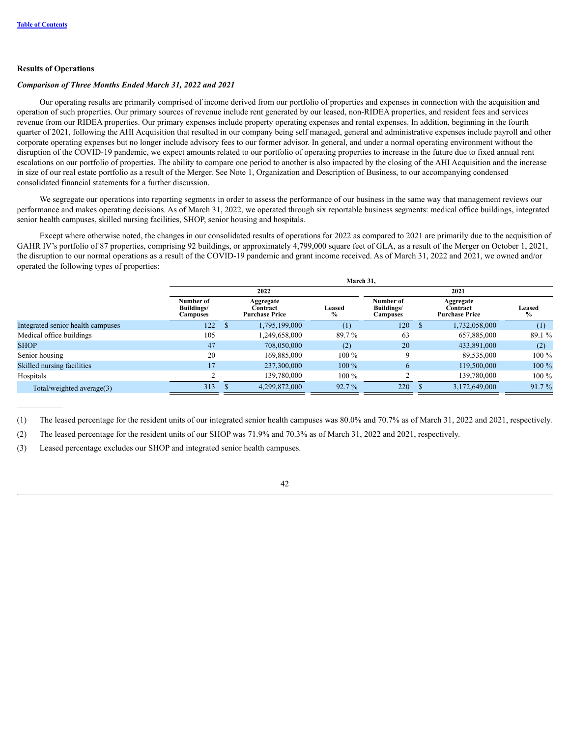**Results of Operations**

***Comparison of Three Months Ended March 31, 2022 and 2021***

Our operating results are primarily comprised of income derived from our portfolio of properties and expenses in connection with the acquisition and operation of such properties. Our primary sources of revenue include rent generated by our leased, non-RIDEA properties, and resident fees and services revenue from our RIDEA properties. Our primary expenses include property operating expenses and rental expenses. In addition, beginning in the fourth quarter of 2021, following the AHI Acquisition that resulted in our company being self managed, general and administrative expenses include payroll and other corporate operating expenses but no longer include advisory fees to our former advisor. In general, and under a normal operating environment without the disruption of the COVID-19 pandemic, we expect amounts related to our portfolio of operating properties to increase in the future due to fixed annual rent escalations on our portfolio of properties. The ability to compare one period to another is also impacted by the closing of the AHI Acquisition and the increase in size of our real estate portfolio as a result of the Merger. See Note 1, Organization and Description of Business, to our accompanying condensed consolidated financial statements for a further discussion.

We segregate our operations into reporting segments in order to assess the performance of our business in the same way that management reviews our performance and makes operating decisions. As of March 31, 2022, we operated through six reportable business segments: medical office buildings, integrated senior health campuses, skilled nursing facilities, SHOP, senior housing and hospitals.

Except where otherwise noted, the changes in our consolidated results of operations for 2022 as compared to 2021 are primarily due to the acquisition of GAHR IV's portfolio of 87 properties, comprising 92 buildings, or approximately 4,799,000 square feet of GLA, as a result of the Merger on October 1, 2021, the disruption to our normal operations as a result of the COVID-19 pandemic and grant income received. As of March 31, 2022 and 2021, we owned and/or operated the following types of properties:

| | March 31, | | | | | |
|---|---|---|---|---|---|---|
| | 2022 | | | 2021 | | |
| | Number of Buildings/ Campuses | Aggregate Contract Purchase Price | Leased % | Number of Buildings/ Campuses | Aggregate Contract Purchase Price | Leased % |
| Integrated senior health campuses | 122 | $ 1,795,199,000 | (1) | 120 | $ 1,732,058,000 | (1) |
| Medical office buildings | 105 | 1,249,658,000 | 89.7 % | 63 | 657,885,000 | 89.1 % |
| SHOP | 47 | 708,050,000 | (2) | 20 | 433,891,000 | (2) |
| Senior housing | 20 | 169,885,000 | 100 % | 9 | 89,535,000 | 100 % |
| Skilled nursing facilities | 17 | 237,300,000 | 100 % | 6 | 119,500,000 | 100 % |
| Hospitals | 2 | 139,780,000 | 100 % | 2 | 139,780,000 | 100 % |
| Total/weighted average(3) | 313 | $ 4,299,872,000 | 92.7 % | 220 | $ 3,172,649,000 | 91.7 % |

___________

(1) The leased percentage for the resident units of our integrated senior health campuses was 80.0% and 70.7% as of March 31, 2022 and 2021, respectively.

(2) The leased percentage for the resident units of our SHOP was 71.9% and 70.3% as of March 31, 2022 and 2021, respectively.

(3) Leased percentage excludes our SHOP and integrated senior health campuses.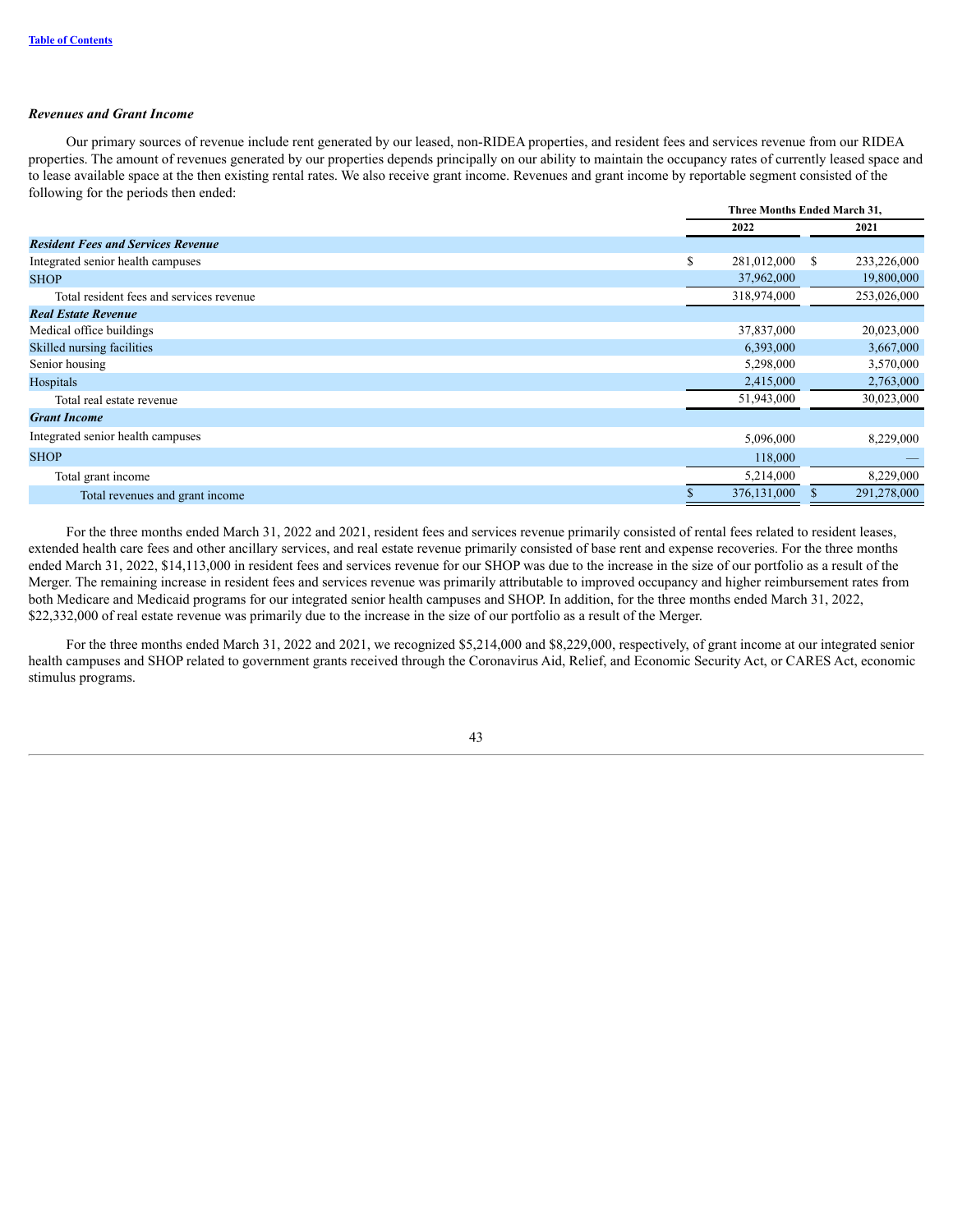### *Revenues and Grant Income*

Our primary sources of revenue include rent generated by our leased, non-RIDEA properties, and resident fees and services revenue from our RIDEA properties. The amount of revenues generated by our properties depends principally on our ability to maintain the occupancy rates of currently leased space and to lease available space at the then existing rental rates. We also receive grant income. Revenues and grant income by reportable segment consisted of the following for the periods then ended:

| | Three Months Ended March 31, | |
|---|---|---|
| | 2022 | 2021 |
| ***Resident Fees and Services Revenue*** | | |
| Integrated senior health campuses | $ 281,012,000 | $ 233,226,000 |
| SHOP | 37,962,000 | 19,800,000 |
| Total resident fees and services revenue | 318,974,000 | 253,026,000 |
| ***Real Estate Revenue*** | | |
| Medical office buildings | 37,837,000 | 20,023,000 |
| Skilled nursing facilities | 6,393,000 | 3,667,000 |
| Senior housing | 5,298,000 | 3,570,000 |
| Hospitals | 2,415,000 | 2,763,000 |
| Total real estate revenue | 51,943,000 | 30,023,000 |
| ***Grant Income*** | | |
| Integrated senior health campuses | 5,096,000 | 8,229,000 |
| SHOP | 118,000 | — |
| Total grant income | 5,214,000 | 8,229,000 |
| Total revenues and grant income | $ 376,131,000 | $ 291,278,000 |

For the three months ended March 31, 2022 and 2021, resident fees and services revenue primarily consisted of rental fees related to resident leases, extended health care fees and other ancillary services, and real estate revenue primarily consisted of base rent and expense recoveries. For the three months ended March 31, 2022, $14,113,000 in resident fees and services revenue for our SHOP was due to the increase in the size of our portfolio as a result of the Merger. The remaining increase in resident fees and services revenue was primarily attributable to improved occupancy and higher reimbursement rates from both Medicare and Medicaid programs for our integrated senior health campuses and SHOP. In addition, for the three months ended March 31, 2022, $22,332,000 of real estate revenue was primarily due to the increase in the size of our portfolio as a result of the Merger.

For the three months ended March 31, 2022 and 2021, we recognized $5,214,000 and $8,229,000, respectively, of grant income at our integrated senior health campuses and SHOP related to government grants received through the Coronavirus Aid, Relief, and Economic Security Act, or CARES Act, economic stimulus programs.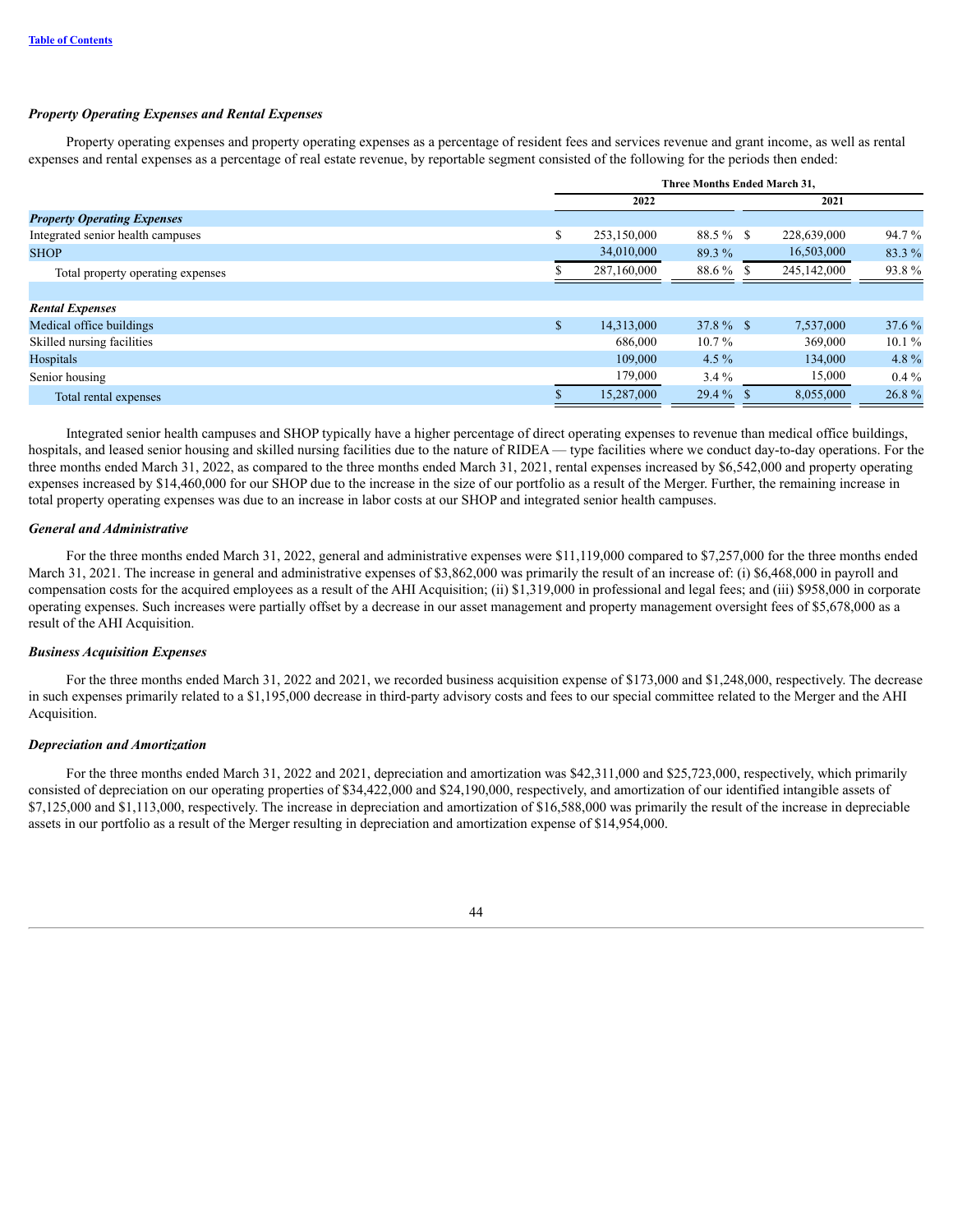*Property Operating Expenses and Rental Expenses*

Property operating expenses and property operating expenses as a percentage of resident fees and services revenue and grant income, as well as rental expenses and rental expenses as a percentage of real estate revenue, by reportable segment consisted of the following for the periods then ended:

| | Three Months Ended March 31, | | | |
|---|---|---|---|---|
| | 2022 | | 2021 | |
| ***Property Operating Expenses*** | | | | |
| Integrated senior health campuses | $ 253,150,000 | 88.5 % | $ 228,639,000 | 94.7 % |
| SHOP | 34,010,000 | 89.3 % | 16,503,000 | 83.3 % |
| Total property operating expenses | $ 287,160,000 | 88.6 % | $ 245,142,000 | 93.8 % |
| | | | | |
| ***Rental Expenses*** | | | | |
| Medical office buildings | $ 14,313,000 | 37.8 % | $ 7,537,000 | 37.6 % |
| Skilled nursing facilities | 686,000 | 10.7 % | 369,000 | 10.1 % |
| Hospitals | 109,000 | 4.5 % | 134,000 | 4.8 % |
| Senior housing | 179,000 | 3.4 % | 15,000 | 0.4 % |
| Total rental expenses | $ 15,287,000 | 29.4 % | $ 8,055,000 | 26.8 % |

Integrated senior health campuses and SHOP typically have a higher percentage of direct operating expenses to revenue than medical office buildings, hospitals, and leased senior housing and skilled nursing facilities due to the nature of RIDEA — type facilities where we conduct day-to-day operations. For the three months ended March 31, 2022, as compared to the three months ended March 31, 2021, rental expenses increased by $6,542,000 and property operating expenses increased by $14,460,000 for our SHOP due to the increase in the size of our portfolio as a result of the Merger. Further, the remaining increase in total property operating expenses was due to an increase in labor costs at our SHOP and integrated senior health campuses.

*General and Administrative*

For the three months ended March 31, 2022, general and administrative expenses were $11,119,000 compared to $7,257,000 for the three months ended March 31, 2021. The increase in general and administrative expenses of $3,862,000 was primarily the result of an increase of: (i) $6,468,000 in payroll and compensation costs for the acquired employees as a result of the AHI Acquisition; (ii) $1,319,000 in professional and legal fees; and (iii) $958,000 in corporate operating expenses. Such increases were partially offset by a decrease in our asset management and property management oversight fees of $5,678,000 as a result of the AHI Acquisition.

*Business Acquisition Expenses*

For the three months ended March 31, 2022 and 2021, we recorded business acquisition expense of $173,000 and $1,248,000, respectively. The decrease in such expenses primarily related to a $1,195,000 decrease in third-party advisory costs and fees to our special committee related to the Merger and the AHI Acquisition.

*Depreciation and Amortization*

For the three months ended March 31, 2022 and 2021, depreciation and amortization was $42,311,000 and $25,723,000, respectively, which primarily consisted of depreciation on our operating properties of $34,422,000 and $24,190,000, respectively, and amortization of our identified intangible assets of $7,125,000 and $1,113,000, respectively. The increase in depreciation and amortization of $16,588,000 was primarily the result of the increase in depreciable assets in our portfolio as a result of the Merger resulting in depreciation and amortization expense of $14,954,000.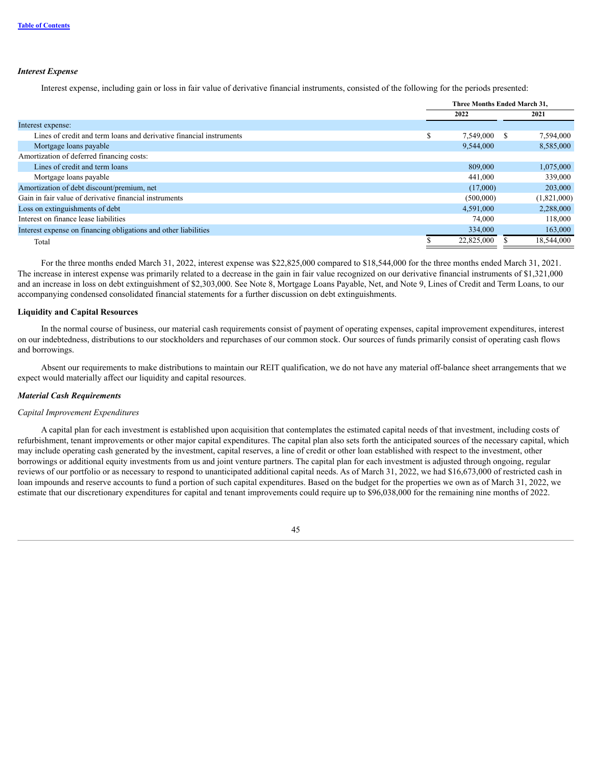### *Interest Expense*

Interest expense, including gain or loss in fair value of derivative financial instruments, consisted of the following for the periods presented:

| | Three Months Ended March 31, | |
|---|---|---|
| | 2022 | 2021 |
| Interest expense: | | |
| Lines of credit and term loans and derivative financial instruments | $ 7,549,000 | $ 7,594,000 |
| Mortgage loans payable | 9,544,000 | 8,585,000 |
| Amortization of deferred financing costs: | | |
| Lines of credit and term loans | 809,000 | 1,075,000 |
| Mortgage loans payable | 441,000 | 339,000 |
| Amortization of debt discount/premium, net | (17,000) | 203,000 |
| Gain in fair value of derivative financial instruments | (500,000) | (1,821,000) |
| Loss on extinguishments of debt | 4,591,000 | 2,288,000 |
| Interest on finance lease liabilities | 74,000 | 118,000 |
| Interest expense on financing obligations and other liabilities | 334,000 | 163,000 |
| Total | $ 22,825,000 | $ 18,544,000 |

For the three months ended March 31, 2022, interest expense was $22,825,000 compared to $18,544,000 for the three months ended March 31, 2021. The increase in interest expense was primarily related to a decrease in the gain in fair value recognized on our derivative financial instruments of $1,321,000 and an increase in loss on debt extinguishment of $2,303,000. See Note 8, Mortgage Loans Payable, Net, and Note 9, Lines of Credit and Term Loans, to our accompanying condensed consolidated financial statements for a further discussion on debt extinguishments.

### Liquidity and Capital Resources

In the normal course of business, our material cash requirements consist of payment of operating expenses, capital improvement expenditures, interest on our indebtedness, distributions to our stockholders and repurchases of our common stock. Our sources of funds primarily consist of operating cash flows and borrowings.

Absent our requirements to make distributions to maintain our REIT qualification, we do not have any material off-balance sheet arrangements that we expect would materially affect our liquidity and capital resources.

### *Material Cash Requirements*

*Capital Improvement Expenditures*

A capital plan for each investment is established upon acquisition that contemplates the estimated capital needs of that investment, including costs of refurbishment, tenant improvements or other major capital expenditures. The capital plan also sets forth the anticipated sources of the necessary capital, which may include operating cash generated by the investment, capital reserves, a line of credit or other loan established with respect to the investment, other borrowings or additional equity investments from us and joint venture partners. The capital plan for each investment is adjusted through ongoing, regular reviews of our portfolio or as necessary to respond to unanticipated additional capital needs. As of March 31, 2022, we had $16,673,000 of restricted cash in loan impounds and reserve accounts to fund a portion of such capital expenditures. Based on the budget for the properties we own as of March 31, 2022, we estimate that our discretionary expenditures for capital and tenant improvements could require up to $96,038,000 for the remaining nine months of 2022.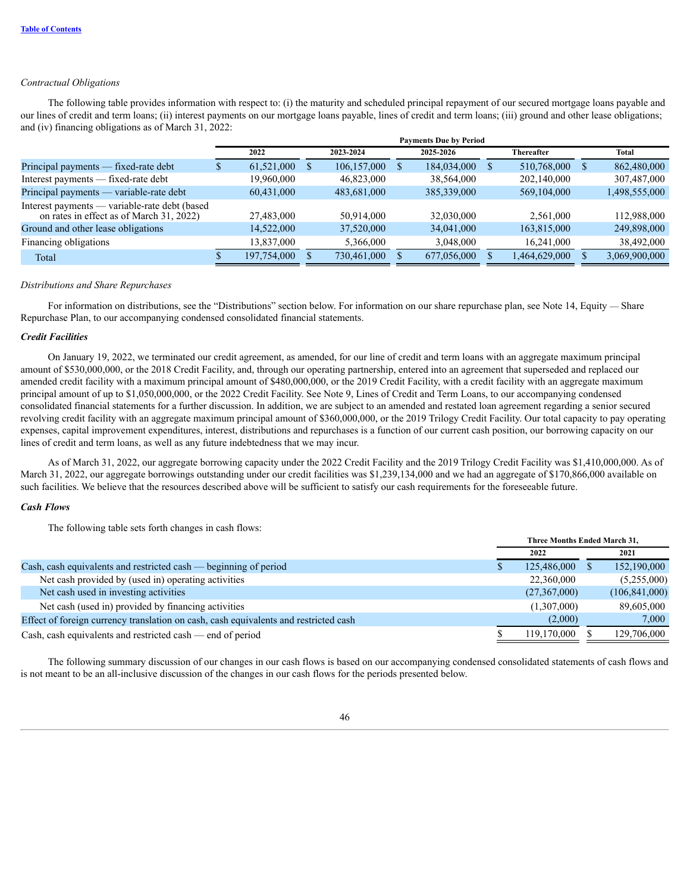*Contractual Obligations*

The following table provides information with respect to: (i) the maturity and scheduled principal repayment of our secured mortgage loans payable and our lines of credit and term loans; (ii) interest payments on our mortgage loans payable, lines of credit and term loans; (iii) ground and other lease obligations; and (iv) financing obligations as of March 31, 2022:

| | Payments Due by Period | | | | |
|---|---|---|---|---|---|
| | 2022 | 2023-2024 | 2025-2026 | Thereafter | Total |
| Principal payments — fixed-rate debt | $ 61,521,000 | $ 106,157,000 | $ 184,034,000 | $ 510,768,000 | $ 862,480,000 |
| Interest payments — fixed-rate debt | 19,960,000 | 46,823,000 | 38,564,000 | 202,140,000 | 307,487,000 |
| Principal payments — variable-rate debt | 60,431,000 | 483,681,000 | 385,339,000 | 569,104,000 | 1,498,555,000 |
| Interest payments — variable-rate debt (based on rates in effect as of March 31, 2022) | 27,483,000 | 50,914,000 | 32,030,000 | 2,561,000 | 112,988,000 |
| Ground and other lease obligations | 14,522,000 | 37,520,000 | 34,041,000 | 163,815,000 | 249,898,000 |
| Financing obligations | 13,837,000 | 5,366,000 | 3,048,000 | 16,241,000 | 38,492,000 |
| Total | $ 197,754,000 | $ 730,461,000 | $ 677,056,000 | $ 1,464,629,000 | $ 3,069,900,000 |

*Distributions and Share Repurchases*

For information on distributions, see the "Distributions" section below. For information on our share repurchase plan, see Note 14, Equity — Share Repurchase Plan, to our accompanying condensed consolidated financial statements.

***Credit Facilities***

On January 19, 2022, we terminated our credit agreement, as amended, for our line of credit and term loans with an aggregate maximum principal amount of $530,000,000, or the 2018 Credit Facility, and, through our operating partnership, entered into an agreement that superseded and replaced our amended credit facility with a maximum principal amount of $480,000,000, or the 2019 Credit Facility, with a credit facility with an aggregate maximum principal amount of up to $1,050,000,000, or the 2022 Credit Facility. See Note 9, Lines of Credit and Term Loans, to our accompanying condensed consolidated financial statements for a further discussion. In addition, we are subject to an amended and restated loan agreement regarding a senior secured revolving credit facility with an aggregate maximum principal amount of $360,000,000, or the 2019 Trilogy Credit Facility. Our total capacity to pay operating expenses, capital improvement expenditures, interest, distributions and repurchases is a function of our current cash position, our borrowing capacity on our lines of credit and term loans, as well as any future indebtedness that we may incur.

As of March 31, 2022, our aggregate borrowing capacity under the 2022 Credit Facility and the 2019 Trilogy Credit Facility was $1,410,000,000. As of March 31, 2022, our aggregate borrowings outstanding under our credit facilities was $1,239,134,000 and we had an aggregate of $170,866,000 available on such facilities. We believe that the resources described above will be sufficient to satisfy our cash requirements for the foreseeable future.

***Cash Flows***

The following table sets forth changes in cash flows:

| | Three Months Ended March 31, | |
|---|---|---|
| | 2022 | 2021 |
| Cash, cash equivalents and restricted cash — beginning of period | $ 125,486,000 | $ 152,190,000 |
| Net cash provided by (used in) operating activities | 22,360,000 | (5,255,000) |
| Net cash used in investing activities | (27,367,000) | (106,841,000) |
| Net cash (used in) provided by financing activities | (1,307,000) | 89,605,000 |
| Effect of foreign currency translation on cash, cash equivalents and restricted cash | (2,000) | 7,000 |
| Cash, cash equivalents and restricted cash — end of period | $ 119,170,000 | $ 129,706,000 |

The following summary discussion of our changes in our cash flows is based on our accompanying condensed consolidated statements of cash flows and is not meant to be an all-inclusive discussion of the changes in our cash flows for the periods presented below.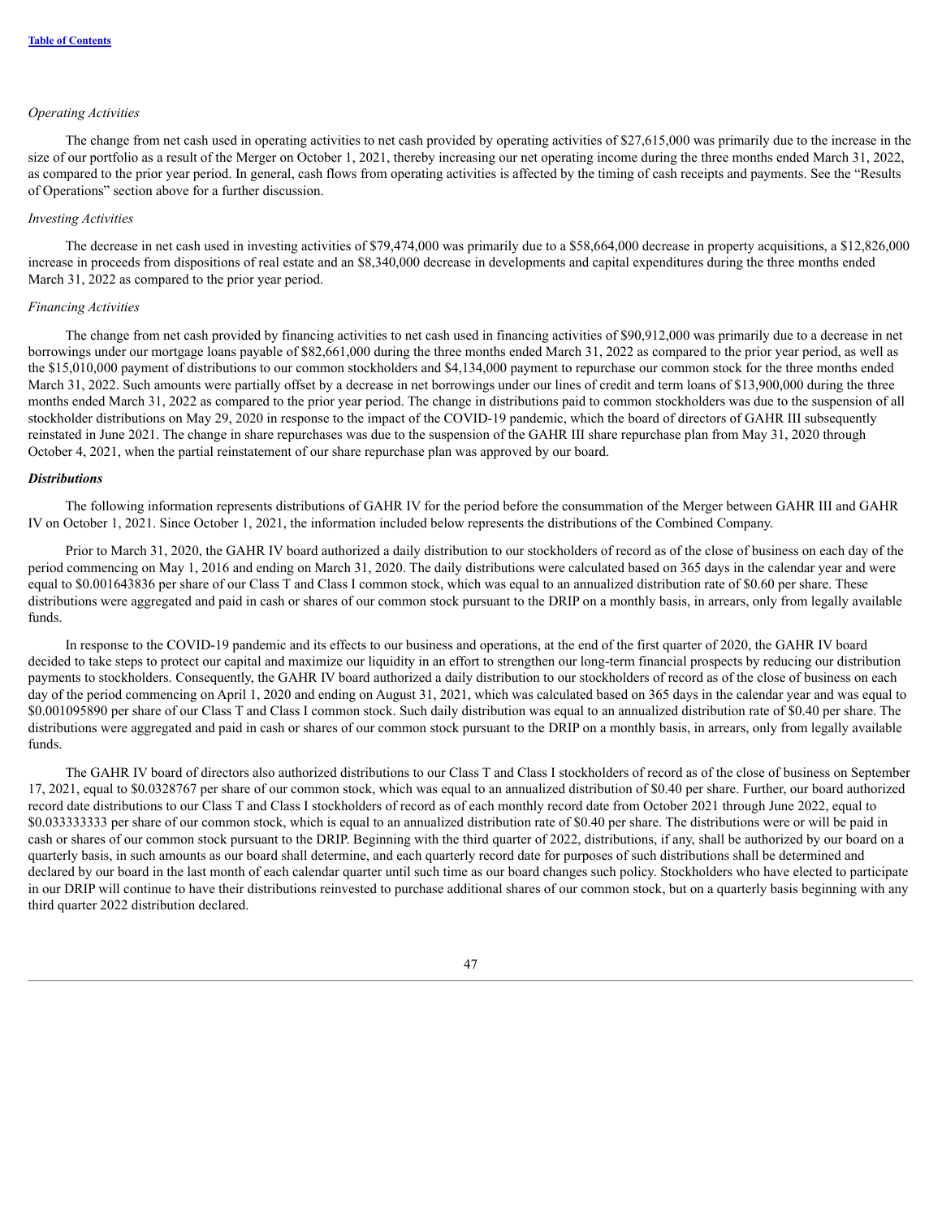*Operating Activities*

The change from net cash used in operating activities to net cash provided by operating activities of $27,615,000 was primarily due to the increase in the size of our portfolio as a result of the Merger on October 1, 2021, thereby increasing our net operating income during the three months ended March 31, 2022, as compared to the prior year period. In general, cash flows from operating activities is affected by the timing of cash receipts and payments. See the "Results of Operations" section above for a further discussion.

*Investing Activities*

The decrease in net cash used in investing activities of $79,474,000 was primarily due to a $58,664,000 decrease in property acquisitions, a $12,826,000 increase in proceeds from dispositions of real estate and an $8,340,000 decrease in developments and capital expenditures during the three months ended March 31, 2022 as compared to the prior year period.

*Financing Activities*

The change from net cash provided by financing activities to net cash used in financing activities of $90,912,000 was primarily due to a decrease in net borrowings under our mortgage loans payable of $82,661,000 during the three months ended March 31, 2022 as compared to the prior year period, as well as the $15,010,000 payment of distributions to our common stockholders and $4,134,000 payment to repurchase our common stock for the three months ended March 31, 2022. Such amounts were partially offset by a decrease in net borrowings under our lines of credit and term loans of $13,900,000 during the three months ended March 31, 2022 as compared to the prior year period. The change in distributions paid to common stockholders was due to the suspension of all stockholder distributions on May 29, 2020 in response to the impact of the COVID-19 pandemic, which the board of directors of GAHR III subsequently reinstated in June 2021. The change in share repurchases was due to the suspension of the GAHR III share repurchase plan from May 31, 2020 through October 4, 2021, when the partial reinstatement of our share repurchase plan was approved by our board.

***Distributions***

The following information represents distributions of GAHR IV for the period before the consummation of the Merger between GAHR III and GAHR IV on October 1, 2021. Since October 1, 2021, the information included below represents the distributions of the Combined Company.

Prior to March 31, 2020, the GAHR IV board authorized a daily distribution to our stockholders of record as of the close of business on each day of the period commencing on May 1, 2016 and ending on March 31, 2020. The daily distributions were calculated based on 365 days in the calendar year and were equal to $0.001643836 per share of our Class T and Class I common stock, which was equal to an annualized distribution rate of $0.60 per share. These distributions were aggregated and paid in cash or shares of our common stock pursuant to the DRIP on a monthly basis, in arrears, only from legally available funds.

In response to the COVID-19 pandemic and its effects to our business and operations, at the end of the first quarter of 2020, the GAHR IV board decided to take steps to protect our capital and maximize our liquidity in an effort to strengthen our long-term financial prospects by reducing our distribution payments to stockholders. Consequently, the GAHR IV board authorized a daily distribution to our stockholders of record as of the close of business on each day of the period commencing on April 1, 2020 and ending on August 31, 2021, which was calculated based on 365 days in the calendar year and was equal to $0.001095890 per share of our Class T and Class I common stock. Such daily distribution was equal to an annualized distribution rate of $0.40 per share. The distributions were aggregated and paid in cash or shares of our common stock pursuant to the DRIP on a monthly basis, in arrears, only from legally available funds.

The GAHR IV board of directors also authorized distributions to our Class T and Class I stockholders of record as of the close of business on September 17, 2021, equal to $0.0328767 per share of our common stock, which was equal to an annualized distribution of $0.40 per share. Further, our board authorized record date distributions to our Class T and Class I stockholders of record as of each monthly record date from October 2021 through June 2022, equal to $0.033333333 per share of our common stock, which is equal to an annualized distribution rate of $0.40 per share. The distributions were or will be paid in cash or shares of our common stock pursuant to the DRIP. Beginning with the third quarter of 2022, distributions, if any, shall be authorized by our board on a quarterly basis, in such amounts as our board shall determine, and each quarterly record date for purposes of such distributions shall be determined and declared by our board in the last month of each calendar quarter until such time as our board changes such policy. Stockholders who have elected to participate in our DRIP will continue to have their distributions reinvested to purchase additional shares of our common stock, but on a quarterly basis beginning with any third quarter 2022 distribution declared.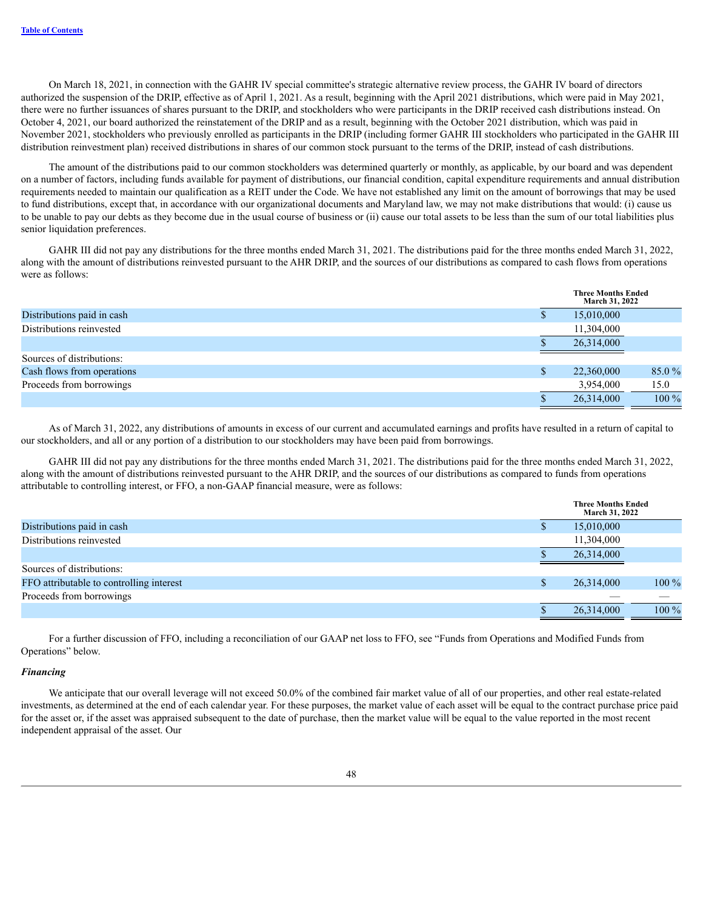On March 18, 2021, in connection with the GAHR IV special committee's strategic alternative review process, the GAHR IV board of directors authorized the suspension of the DRIP, effective as of April 1, 2021. As a result, beginning with the April 2021 distributions, which were paid in May 2021, there were no further issuances of shares pursuant to the DRIP, and stockholders who were participants in the DRIP received cash distributions instead. On October 4, 2021, our board authorized the reinstatement of the DRIP and as a result, beginning with the October 2021 distribution, which was paid in November 2021, stockholders who previously enrolled as participants in the DRIP (including former GAHR III stockholders who participated in the GAHR III distribution reinvestment plan) received distributions in shares of our common stock pursuant to the terms of the DRIP, instead of cash distributions.

The amount of the distributions paid to our common stockholders was determined quarterly or monthly, as applicable, by our board and was dependent on a number of factors, including funds available for payment of distributions, our financial condition, capital expenditure requirements and annual distribution requirements needed to maintain our qualification as a REIT under the Code. We have not established any limit on the amount of borrowings that may be used to fund distributions, except that, in accordance with our organizational documents and Maryland law, we may not make distributions that would: (i) cause us to be unable to pay our debts as they become due in the usual course of business or (ii) cause our total assets to be less than the sum of our total liabilities plus senior liquidation preferences.

GAHR III did not pay any distributions for the three months ended March 31, 2021. The distributions paid for the three months ended March 31, 2022, along with the amount of distributions reinvested pursuant to the AHR DRIP, and the sources of our distributions as compared to cash flows from operations were as follows:

| | Three Months Ended March 31, 2022 | |
|---|---|---|
| Distributions paid in cash | $ 15,010,000 | |
| Distributions reinvested | 11,304,000 | |
| | $ 26,314,000 | |
| Sources of distributions: | | |
| Cash flows from operations | $ 22,360,000 | 85.0 % |
| Proceeds from borrowings | 3,954,000 | 15.0 |
| | $ 26,314,000 | 100 % |

As of March 31, 2022, any distributions of amounts in excess of our current and accumulated earnings and profits have resulted in a return of capital to our stockholders, and all or any portion of a distribution to our stockholders may have been paid from borrowings.

GAHR III did not pay any distributions for the three months ended March 31, 2021. The distributions paid for the three months ended March 31, 2022, along with the amount of distributions reinvested pursuant to the AHR DRIP, and the sources of our distributions as compared to funds from operations attributable to controlling interest, or FFO, a non-GAAP financial measure, were as follows:

| | Three Months Ended March 31, 2022 | |
|---|---|---|
| Distributions paid in cash | $ 15,010,000 | |
| Distributions reinvested | 11,304,000 | |
| | $ 26,314,000 | |
| Sources of distributions: | | |
| FFO attributable to controlling interest | $ 26,314,000 | 100 % |
| Proceeds from borrowings | — | — |
| | $ 26,314,000 | 100 % |

For a further discussion of FFO, including a reconciliation of our GAAP net loss to FFO, see "Funds from Operations and Modified Funds from Operations" below.

***Financing***

We anticipate that our overall leverage will not exceed 50.0% of the combined fair market value of all of our properties, and other real estate-related investments, as determined at the end of each calendar year. For these purposes, the market value of each asset will be equal to the contract purchase price paid for the asset or, if the asset was appraised subsequent to the date of purchase, then the market value will be equal to the value reported in the most recent independent appraisal of the asset. Our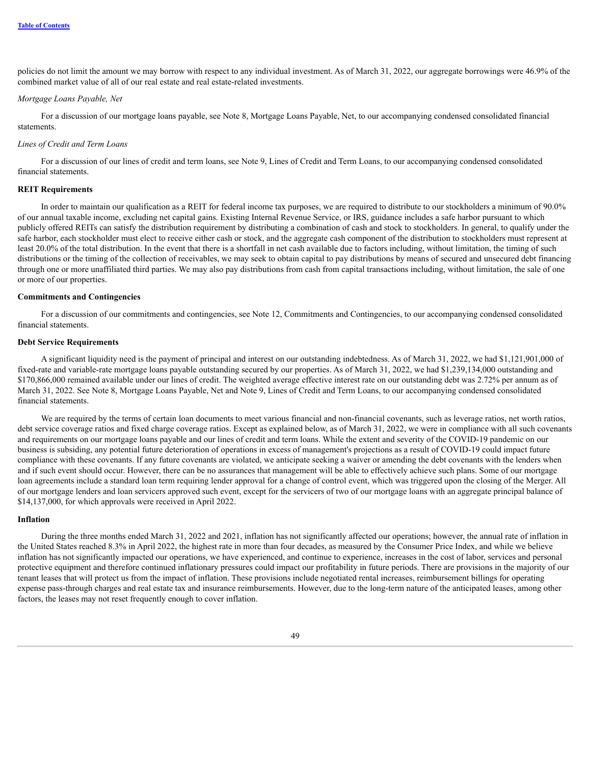policies do not limit the amount we may borrow with respect to any individual investment. As of March 31, 2022, our aggregate borrowings were 46.9% of the combined market value of all of our real estate and real estate-related investments.

*Mortgage Loans Payable, Net*

For a discussion of our mortgage loans payable, see Note 8, Mortgage Loans Payable, Net, to our accompanying condensed consolidated financial statements.

*Lines of Credit and Term Loans*

For a discussion of our lines of credit and term loans, see Note 9, Lines of Credit and Term Loans, to our accompanying condensed consolidated financial statements.

**REIT Requirements**

In order to maintain our qualification as a REIT for federal income tax purposes, we are required to distribute to our stockholders a minimum of 90.0% of our annual taxable income, excluding net capital gains. Existing Internal Revenue Service, or IRS, guidance includes a safe harbor pursuant to which publicly offered REITs can satisfy the distribution requirement by distributing a combination of cash and stock to stockholders. In general, to qualify under the safe harbor, each stockholder must elect to receive either cash or stock, and the aggregate cash component of the distribution to stockholders must represent at least 20.0% of the total distribution. In the event that there is a shortfall in net cash available due to factors including, without limitation, the timing of such distributions or the timing of the collection of receivables, we may seek to obtain capital to pay distributions by means of secured and unsecured debt financing through one or more unaffiliated third parties. We may also pay distributions from cash from capital transactions including, without limitation, the sale of one or more of our properties.

**Commitments and Contingencies**

For a discussion of our commitments and contingencies, see Note 12, Commitments and Contingencies, to our accompanying condensed consolidated financial statements.

**Debt Service Requirements**

A significant liquidity need is the payment of principal and interest on our outstanding indebtedness. As of March 31, 2022, we had $1,121,901,000 of fixed-rate and variable-rate mortgage loans payable outstanding secured by our properties. As of March 31, 2022, we had $1,239,134,000 outstanding and $170,866,000 remained available under our lines of credit. The weighted average effective interest rate on our outstanding debt was 2.72% per annum as of March 31, 2022. See Note 8, Mortgage Loans Payable, Net and Note 9, Lines of Credit and Term Loans, to our accompanying condensed consolidated financial statements.

We are required by the terms of certain loan documents to meet various financial and non-financial covenants, such as leverage ratios, net worth ratios, debt service coverage ratios and fixed charge coverage ratios. Except as explained below, as of March 31, 2022, we were in compliance with all such covenants and requirements on our mortgage loans payable and our lines of credit and term loans. While the extent and severity of the COVID-19 pandemic on our business is subsiding, any potential future deterioration of operations in excess of management's projections as a result of COVID-19 could impact future compliance with these covenants. If any future covenants are violated, we anticipate seeking a waiver or amending the debt covenants with the lenders when and if such event should occur. However, there can be no assurances that management will be able to effectively achieve such plans. Some of our mortgage loan agreements include a standard loan term requiring lender approval for a change of control event, which was triggered upon the closing of the Merger. All of our mortgage lenders and loan servicers approved such event, except for the servicers of two of our mortgage loans with an aggregate principal balance of $14,137,000, for which approvals were received in April 2022.

**Inflation**

During the three months ended March 31, 2022 and 2021, inflation has not significantly affected our operations; however, the annual rate of inflation in the United States reached 8.3% in April 2022, the highest rate in more than four decades, as measured by the Consumer Price Index, and while we believe inflation has not significantly impacted our operations, we have experienced, and continue to experience, increases in the cost of labor, services and personal protective equipment and therefore continued inflationary pressures could impact our profitability in future periods. There are provisions in the majority of our tenant leases that will protect us from the impact of inflation. These provisions include negotiated rental increases, reimbursement billings for operating expense pass-through charges and real estate tax and insurance reimbursements. However, due to the long-term nature of the anticipated leases, among other factors, the leases may not reset frequently enough to cover inflation.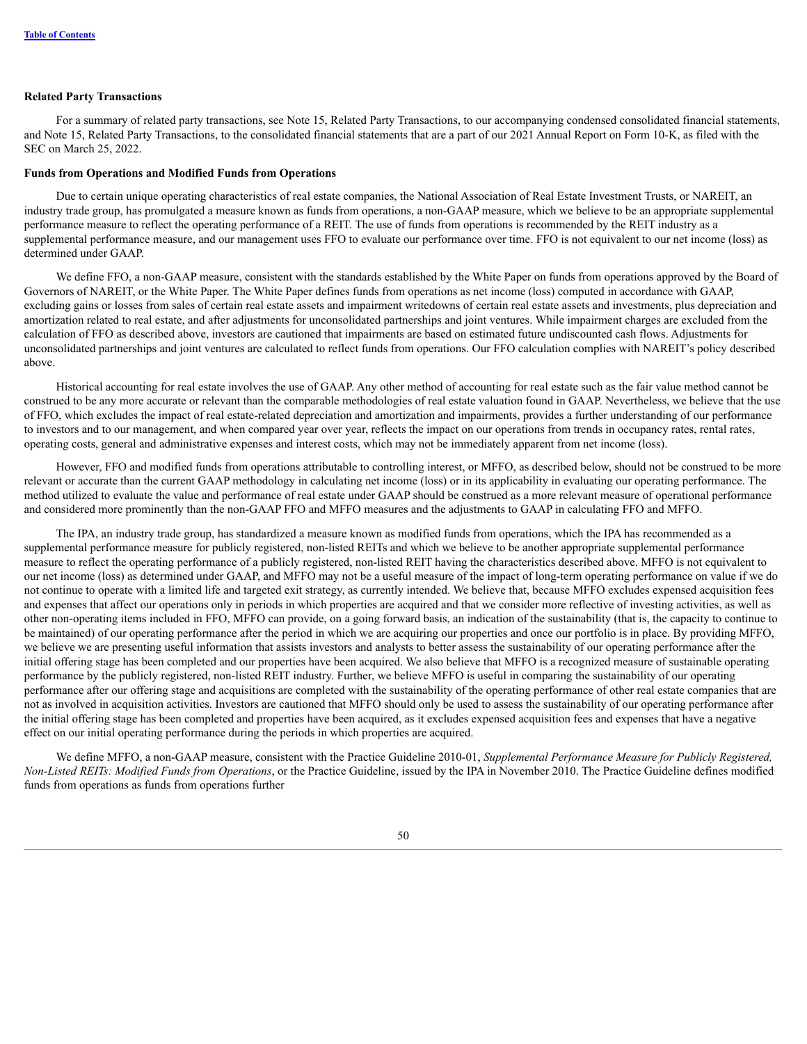**Related Party Transactions**

For a summary of related party transactions, see Note 15, Related Party Transactions, to our accompanying condensed consolidated financial statements, and Note 15, Related Party Transactions, to the consolidated financial statements that are a part of our 2021 Annual Report on Form 10-K, as filed with the SEC on March 25, 2022.

**Funds from Operations and Modified Funds from Operations**

Due to certain unique operating characteristics of real estate companies, the National Association of Real Estate Investment Trusts, or NAREIT, an industry trade group, has promulgated a measure known as funds from operations, a non-GAAP measure, which we believe to be an appropriate supplemental performance measure to reflect the operating performance of a REIT. The use of funds from operations is recommended by the REIT industry as a supplemental performance measure, and our management uses FFO to evaluate our performance over time. FFO is not equivalent to our net income (loss) as determined under GAAP.

We define FFO, a non-GAAP measure, consistent with the standards established by the White Paper on funds from operations approved by the Board of Governors of NAREIT, or the White Paper. The White Paper defines funds from operations as net income (loss) computed in accordance with GAAP, excluding gains or losses from sales of certain real estate assets and impairment writedowns of certain real estate assets and investments, plus depreciation and amortization related to real estate, and after adjustments for unconsolidated partnerships and joint ventures. While impairment charges are excluded from the calculation of FFO as described above, investors are cautioned that impairments are based on estimated future undiscounted cash flows. Adjustments for unconsolidated partnerships and joint ventures are calculated to reflect funds from operations. Our FFO calculation complies with NAREIT's policy described above.

Historical accounting for real estate involves the use of GAAP. Any other method of accounting for real estate such as the fair value method cannot be construed to be any more accurate or relevant than the comparable methodologies of real estate valuation found in GAAP. Nevertheless, we believe that the use of FFO, which excludes the impact of real estate-related depreciation and amortization and impairments, provides a further understanding of our performance to investors and to our management, and when compared year over year, reflects the impact on our operations from trends in occupancy rates, rental rates, operating costs, general and administrative expenses and interest costs, which may not be immediately apparent from net income (loss).

However, FFO and modified funds from operations attributable to controlling interest, or MFFO, as described below, should not be construed to be more relevant or accurate than the current GAAP methodology in calculating net income (loss) or in its applicability in evaluating our operating performance. The method utilized to evaluate the value and performance of real estate under GAAP should be construed as a more relevant measure of operational performance and considered more prominently than the non-GAAP FFO and MFFO measures and the adjustments to GAAP in calculating FFO and MFFO.

The IPA, an industry trade group, has standardized a measure known as modified funds from operations, which the IPA has recommended as a supplemental performance measure for publicly registered, non-listed REITs and which we believe to be another appropriate supplemental performance measure to reflect the operating performance of a publicly registered, non-listed REIT having the characteristics described above. MFFO is not equivalent to our net income (loss) as determined under GAAP, and MFFO may not be a useful measure of the impact of long-term operating performance on value if we do not continue to operate with a limited life and targeted exit strategy, as currently intended. We believe that, because MFFO excludes expensed acquisition fees and expenses that affect our operations only in periods in which properties are acquired and that we consider more reflective of investing activities, as well as other non-operating items included in FFO, MFFO can provide, on a going forward basis, an indication of the sustainability (that is, the capacity to continue to be maintained) of our operating performance after the period in which we are acquiring our properties and once our portfolio is in place. By providing MFFO, we believe we are presenting useful information that assists investors and analysts to better assess the sustainability of our operating performance after the initial offering stage has been completed and our properties have been acquired. We also believe that MFFO is a recognized measure of sustainable operating performance by the publicly registered, non-listed REIT industry. Further, we believe MFFO is useful in comparing the sustainability of our operating performance after our offering stage and acquisitions are completed with the sustainability of the operating performance of other real estate companies that are not as involved in acquisition activities. Investors are cautioned that MFFO should only be used to assess the sustainability of our operating performance after the initial offering stage has been completed and properties have been acquired, as it excludes expensed acquisition fees and expenses that have a negative effect on our initial operating performance during the periods in which properties are acquired.

We define MFFO, a non-GAAP measure, consistent with the Practice Guideline 2010-01, *Supplemental Performance Measure for Publicly Registered, Non-Listed REITs: Modified Funds from Operations*, or the Practice Guideline, issued by the IPA in November 2010. The Practice Guideline defines modified funds from operations as funds from operations further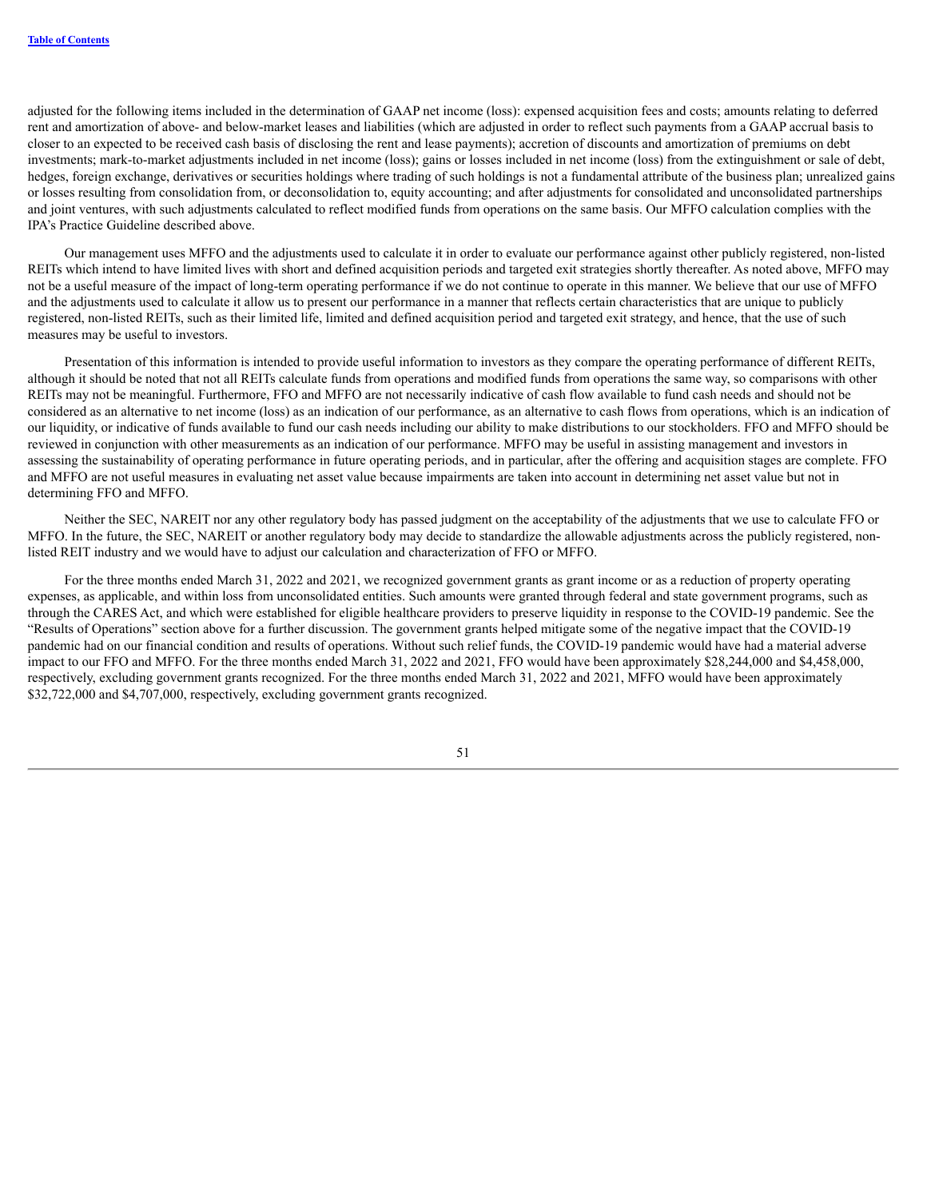adjusted for the following items included in the determination of GAAP net income (loss): expensed acquisition fees and costs; amounts relating to deferred rent and amortization of above- and below-market leases and liabilities (which are adjusted in order to reflect such payments from a GAAP accrual basis to closer to an expected to be received cash basis of disclosing the rent and lease payments); accretion of discounts and amortization of premiums on debt investments; mark-to-market adjustments included in net income (loss); gains or losses included in net income (loss) from the extinguishment or sale of debt, hedges, foreign exchange, derivatives or securities holdings where trading of such holdings is not a fundamental attribute of the business plan; unrealized gains or losses resulting from consolidation from, or deconsolidation to, equity accounting; and after adjustments for consolidated and unconsolidated partnerships and joint ventures, with such adjustments calculated to reflect modified funds from operations on the same basis. Our MFFO calculation complies with the IPA's Practice Guideline described above.

Our management uses MFFO and the adjustments used to calculate it in order to evaluate our performance against other publicly registered, non-listed REITs which intend to have limited lives with short and defined acquisition periods and targeted exit strategies shortly thereafter. As noted above, MFFO may not be a useful measure of the impact of long-term operating performance if we do not continue to operate in this manner. We believe that our use of MFFO and the adjustments used to calculate it allow us to present our performance in a manner that reflects certain characteristics that are unique to publicly registered, non-listed REITs, such as their limited life, limited and defined acquisition period and targeted exit strategy, and hence, that the use of such measures may be useful to investors.

Presentation of this information is intended to provide useful information to investors as they compare the operating performance of different REITs, although it should be noted that not all REITs calculate funds from operations and modified funds from operations the same way, so comparisons with other REITs may not be meaningful. Furthermore, FFO and MFFO are not necessarily indicative of cash flow available to fund cash needs and should not be considered as an alternative to net income (loss) as an indication of our performance, as an alternative to cash flows from operations, which is an indication of our liquidity, or indicative of funds available to fund our cash needs including our ability to make distributions to our stockholders. FFO and MFFO should be reviewed in conjunction with other measurements as an indication of our performance. MFFO may be useful in assisting management and investors in assessing the sustainability of operating performance in future operating periods, and in particular, after the offering and acquisition stages are complete. FFO and MFFO are not useful measures in evaluating net asset value because impairments are taken into account in determining net asset value but not in determining FFO and MFFO.

Neither the SEC, NAREIT nor any other regulatory body has passed judgment on the acceptability of the adjustments that we use to calculate FFO or MFFO. In the future, the SEC, NAREIT or another regulatory body may decide to standardize the allowable adjustments across the publicly registered, non-listed REIT industry and we would have to adjust our calculation and characterization of FFO or MFFO.

For the three months ended March 31, 2022 and 2021, we recognized government grants as grant income or as a reduction of property operating expenses, as applicable, and within loss from unconsolidated entities. Such amounts were granted through federal and state government programs, such as through the CARES Act, and which were established for eligible healthcare providers to preserve liquidity in response to the COVID-19 pandemic. See the "Results of Operations" section above for a further discussion. The government grants helped mitigate some of the negative impact that the COVID-19 pandemic had on our financial condition and results of operations. Without such relief funds, the COVID-19 pandemic would have had a material adverse impact to our FFO and MFFO. For the three months ended March 31, 2022 and 2021, FFO would have been approximately $28,244,000 and $4,458,000, respectively, excluding government grants recognized. For the three months ended March 31, 2022 and 2021, MFFO would have been approximately $32,722,000 and $4,707,000, respectively, excluding government grants recognized.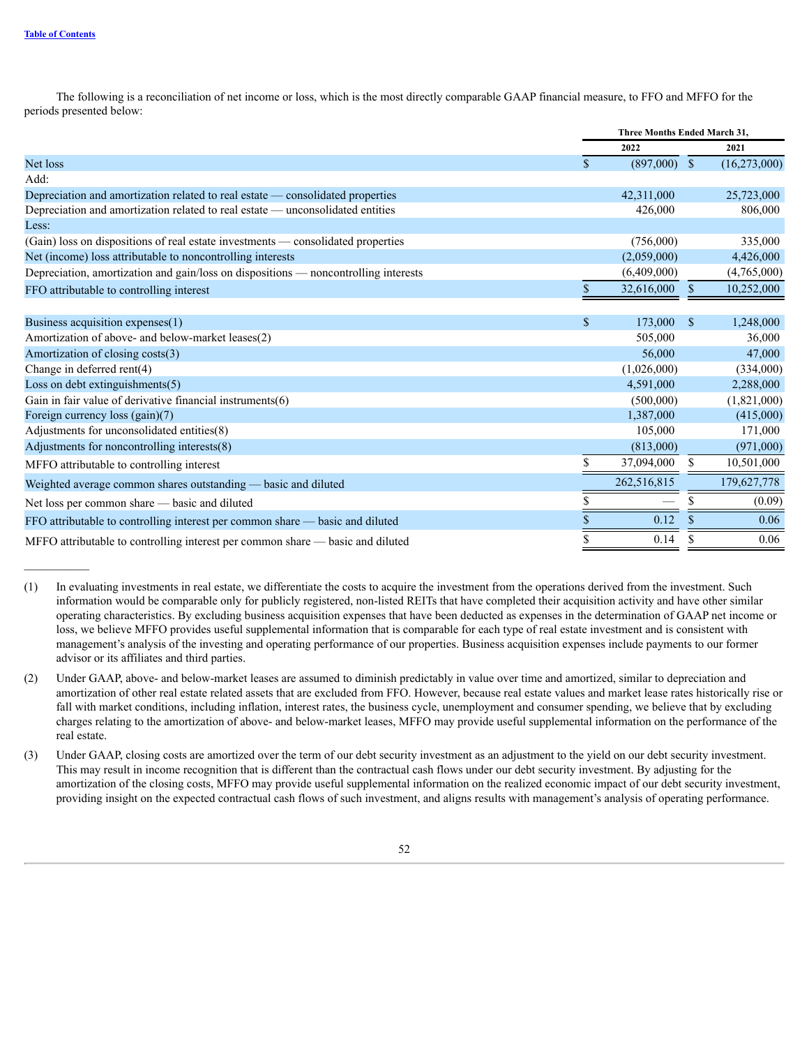The following is a reconciliation of net income or loss, which is the most directly comparable GAAP financial measure, to FFO and MFFO for the periods presented below:

| | Three Months Ended March 31, | |
|---|---|---|
| | 2022 | 2021 |
| Net loss | $ (897,000) | $ (16,273,000) |
| Add: | | |
| Depreciation and amortization related to real estate — consolidated properties | 42,311,000 | 25,723,000 |
| Depreciation and amortization related to real estate — unconsolidated entities | 426,000 | 806,000 |
| Less: | | |
| (Gain) loss on dispositions of real estate investments — consolidated properties | (756,000) | 335,000 |
| Net (income) loss attributable to noncontrolling interests | (2,059,000) | 4,426,000 |
| Depreciation, amortization and gain/loss on dispositions — noncontrolling interests | (6,409,000) | (4,765,000) |
| FFO attributable to controlling interest | $ 32,616,000 | $ 10,252,000 |
| | | |
| Business acquisition expenses(1) | $ 173,000 | $ 1,248,000 |
| Amortization of above- and below-market leases(2) | 505,000 | 36,000 |
| Amortization of closing costs(3) | 56,000 | 47,000 |
| Change in deferred rent(4) | (1,026,000) | (334,000) |
| Loss on debt extinguishments(5) | 4,591,000 | 2,288,000 |
| Gain in fair value of derivative financial instruments(6) | (500,000) | (1,821,000) |
| Foreign currency loss (gain)(7) | 1,387,000 | (415,000) |
| Adjustments for unconsolidated entities(8) | 105,000 | 171,000 |
| Adjustments for noncontrolling interests(8) | (813,000) | (971,000) |
| MFFO attributable to controlling interest | $ 37,094,000 | $ 10,501,000 |
| Weighted average common shares outstanding — basic and diluted | 262,516,815 | 179,627,778 |
| Net loss per common share — basic and diluted | $ — | $ (0.09) |
| FFO attributable to controlling interest per common share — basic and diluted | $ 0.12 | $ 0.06 |
| MFFO attributable to controlling interest per common share — basic and diluted | $ 0.14 | $ 0.06 |

___________

(1) In evaluating investments in real estate, we differentiate the costs to acquire the investment from the operations derived from the investment. Such information would be comparable only for publicly registered, non-listed REITs that have completed their acquisition activity and have other similar operating characteristics. By excluding business acquisition expenses that have been deducted as expenses in the determination of GAAP net income or loss, we believe MFFO provides useful supplemental information that is comparable for each type of real estate investment and is consistent with management's analysis of the investing and operating performance of our properties. Business acquisition expenses include payments to our former advisor or its affiliates and third parties.

(2) Under GAAP, above- and below-market leases are assumed to diminish predictably in value over time and amortized, similar to depreciation and amortization of other real estate related assets that are excluded from FFO. However, because real estate values and market lease rates historically rise or fall with market conditions, including inflation, interest rates, the business cycle, unemployment and consumer spending, we believe that by excluding charges relating to the amortization of above- and below-market leases, MFFO may provide useful supplemental information on the performance of the real estate.

(3) Under GAAP, closing costs are amortized over the term of our debt security investment as an adjustment to the yield on our debt security investment. This may result in income recognition that is different than the contractual cash flows under our debt security investment. By adjusting for the amortization of the closing costs, MFFO may provide useful supplemental information on the realized economic impact of our debt security investment, providing insight on the expected contractual cash flows of such investment, and aligns results with management's analysis of operating performance.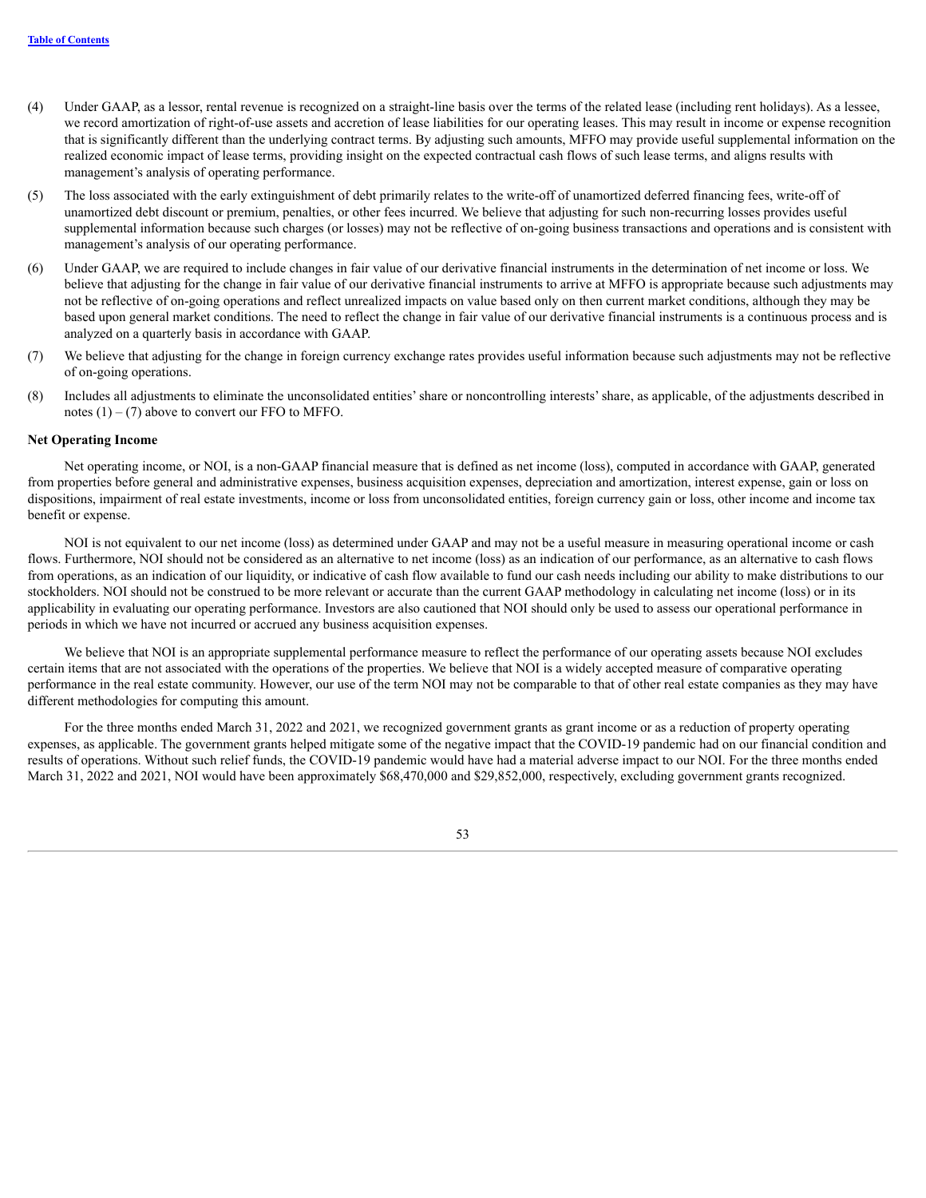(4) Under GAAP, as a lessor, rental revenue is recognized on a straight-line basis over the terms of the related lease (including rent holidays). As a lessee, we record amortization of right-of-use assets and accretion of lease liabilities for our operating leases. This may result in income or expense recognition that is significantly different than the underlying contract terms. By adjusting such amounts, MFFO may provide useful supplemental information on the realized economic impact of lease terms, providing insight on the expected contractual cash flows of such lease terms, and aligns results with management's analysis of operating performance.

(5) The loss associated with the early extinguishment of debt primarily relates to the write-off of unamortized deferred financing fees, write-off of unamortized debt discount or premium, penalties, or other fees incurred. We believe that adjusting for such non-recurring losses provides useful supplemental information because such charges (or losses) may not be reflective of on-going business transactions and operations and is consistent with management's analysis of our operating performance.

(6) Under GAAP, we are required to include changes in fair value of our derivative financial instruments in the determination of net income or loss. We believe that adjusting for the change in fair value of our derivative financial instruments to arrive at MFFO is appropriate because such adjustments may not be reflective of on-going operations and reflect unrealized impacts on value based only on then current market conditions, although they may be based upon general market conditions. The need to reflect the change in fair value of our derivative financial instruments is a continuous process and is analyzed on a quarterly basis in accordance with GAAP.

(7) We believe that adjusting for the change in foreign currency exchange rates provides useful information because such adjustments may not be reflective of on-going operations.

(8) Includes all adjustments to eliminate the unconsolidated entities' share or noncontrolling interests' share, as applicable, of the adjustments described in notes (1) – (7) above to convert our FFO to MFFO.

**Net Operating Income**

Net operating income, or NOI, is a non-GAAP financial measure that is defined as net income (loss), computed in accordance with GAAP, generated from properties before general and administrative expenses, business acquisition expenses, depreciation and amortization, interest expense, gain or loss on dispositions, impairment of real estate investments, income or loss from unconsolidated entities, foreign currency gain or loss, other income and income tax benefit or expense.

NOI is not equivalent to our net income (loss) as determined under GAAP and may not be a useful measure in measuring operational income or cash flows. Furthermore, NOI should not be considered as an alternative to net income (loss) as an indication of our performance, as an alternative to cash flows from operations, as an indication of our liquidity, or indicative of cash flow available to fund our cash needs including our ability to make distributions to our stockholders. NOI should not be construed to be more relevant or accurate than the current GAAP methodology in calculating net income (loss) or in its applicability in evaluating our operating performance. Investors are also cautioned that NOI should only be used to assess our operational performance in periods in which we have not incurred or accrued any business acquisition expenses.

We believe that NOI is an appropriate supplemental performance measure to reflect the performance of our operating assets because NOI excludes certain items that are not associated with the operations of the properties. We believe that NOI is a widely accepted measure of comparative operating performance in the real estate community. However, our use of the term NOI may not be comparable to that of other real estate companies as they may have different methodologies for computing this amount.

For the three months ended March 31, 2022 and 2021, we recognized government grants as grant income or as a reduction of property operating expenses, as applicable. The government grants helped mitigate some of the negative impact that the COVID-19 pandemic had on our financial condition and results of operations. Without such relief funds, the COVID-19 pandemic would have had a material adverse impact to our NOI. For the three months ended March 31, 2022 and 2021, NOI would have been approximately $68,470,000 and $29,852,000, respectively, excluding government grants recognized.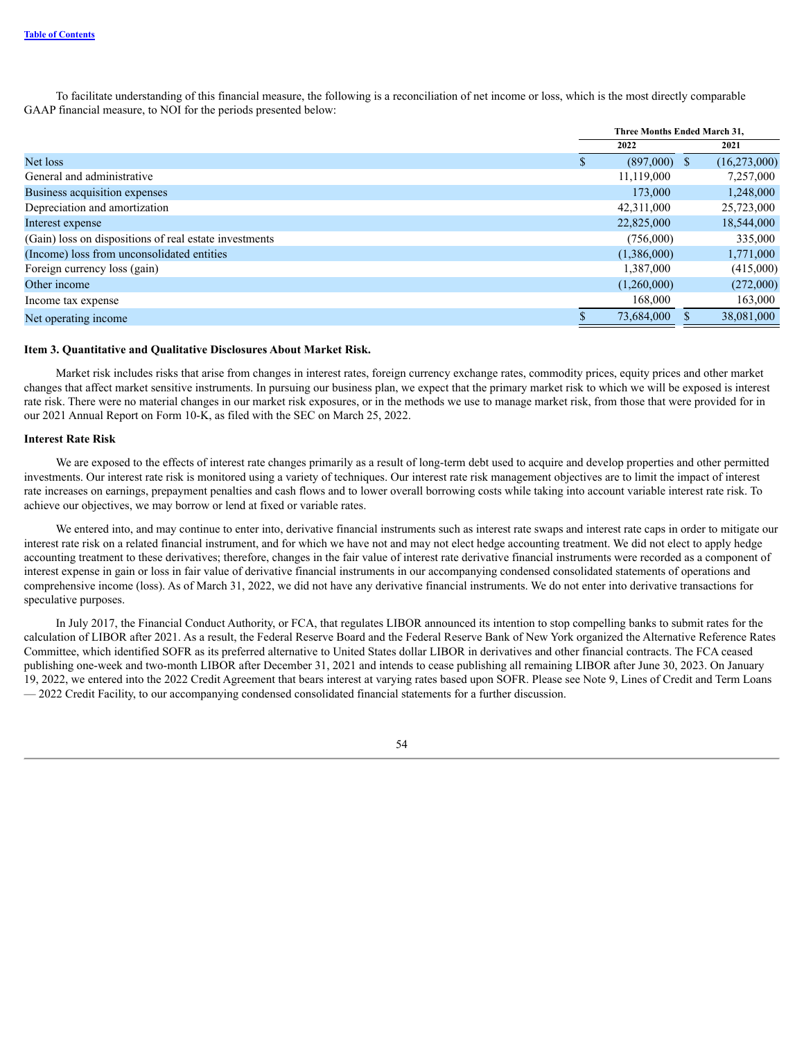To facilitate understanding of this financial measure, the following is a reconciliation of net income or loss, which is the most directly comparable GAAP financial measure, to NOI for the periods presented below:

| | Three Months Ended March 31, | |
|---|---|---|
| | 2022 | 2021 |
| Net loss | $ (897,000) | $ (16,273,000) |
| General and administrative | 11,119,000 | 7,257,000 |
| Business acquisition expenses | 173,000 | 1,248,000 |
| Depreciation and amortization | 42,311,000 | 25,723,000 |
| Interest expense | 22,825,000 | 18,544,000 |
| (Gain) loss on dispositions of real estate investments | (756,000) | 335,000 |
| (Income) loss from unconsolidated entities | (1,386,000) | 1,771,000 |
| Foreign currency loss (gain) | 1,387,000 | (415,000) |
| Other income | (1,260,000) | (272,000) |
| Income tax expense | 168,000 | 163,000 |
| Net operating income | $ 73,684,000 | $ 38,081,000 |

### Item 3. Quantitative and Qualitative Disclosures About Market Risk.

Market risk includes risks that arise from changes in interest rates, foreign currency exchange rates, commodity prices, equity prices and other market changes that affect market sensitive instruments. In pursuing our business plan, we expect that the primary market risk to which we will be exposed is interest rate risk. There were no material changes in our market risk exposures, or in the methods we use to manage market risk, from those that were provided for in our 2021 Annual Report on Form 10-K, as filed with the SEC on March 25, 2022.

#### Interest Rate Risk

We are exposed to the effects of interest rate changes primarily as a result of long-term debt used to acquire and develop properties and other permitted investments. Our interest rate risk is monitored using a variety of techniques. Our interest rate risk management objectives are to limit the impact of interest rate increases on earnings, prepayment penalties and cash flows and to lower overall borrowing costs while taking into account variable interest rate risk. To achieve our objectives, we may borrow or lend at fixed or variable rates.

We entered into, and may continue to enter into, derivative financial instruments such as interest rate swaps and interest rate caps in order to mitigate our interest rate risk on a related financial instrument, and for which we have not and may not elect hedge accounting treatment. We did not elect to apply hedge accounting treatment to these derivatives; therefore, changes in the fair value of interest rate derivative financial instruments were recorded as a component of interest expense in gain or loss in fair value of derivative financial instruments in our accompanying condensed consolidated statements of operations and comprehensive income (loss). As of March 31, 2022, we did not have any derivative financial instruments. We do not enter into derivative transactions for speculative purposes.

In July 2017, the Financial Conduct Authority, or FCA, that regulates LIBOR announced its intention to stop compelling banks to submit rates for the calculation of LIBOR after 2021. As a result, the Federal Reserve Board and the Federal Reserve Bank of New York organized the Alternative Reference Rates Committee, which identified SOFR as its preferred alternative to United States dollar LIBOR in derivatives and other financial contracts. The FCA ceased publishing one-week and two-month LIBOR after December 31, 2021 and intends to cease publishing all remaining LIBOR after June 30, 2023. On January 19, 2022, we entered into the 2022 Credit Agreement that bears interest at varying rates based upon SOFR. Please see Note 9, Lines of Credit and Term Loans — 2022 Credit Facility, to our accompanying condensed consolidated financial statements for a further discussion.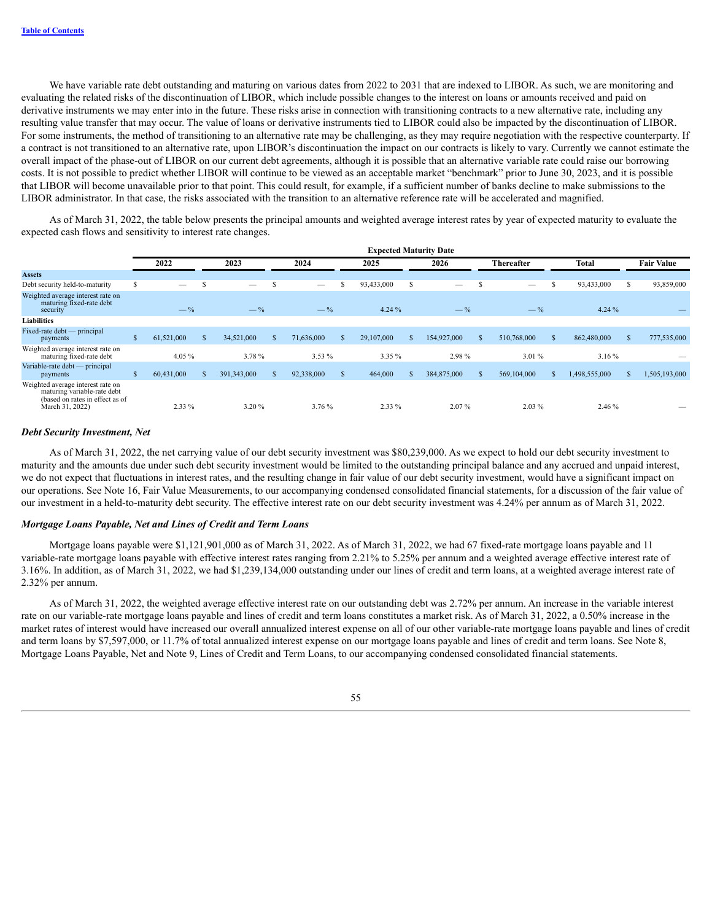We have variable rate debt outstanding and maturing on various dates from 2022 to 2031 that are indexed to LIBOR. As such, we are monitoring and evaluating the related risks of the discontinuation of LIBOR, which include possible changes to the interest on loans or amounts received and paid on derivative instruments we may enter into in the future. These risks arise in connection with transitioning contracts to a new alternative rate, including any resulting value transfer that may occur. The value of loans or derivative instruments tied to LIBOR could also be impacted by the discontinuation of LIBOR. For some instruments, the method of transitioning to an alternative rate may be challenging, as they may require negotiation with the respective counterparty. If a contract is not transitioned to an alternative rate, upon LIBOR's discontinuation the impact on our contracts is likely to vary. Currently we cannot estimate the overall impact of the phase-out of LIBOR on our current debt agreements, although it is possible that an alternative variable rate could raise our borrowing costs. It is not possible to predict whether LIBOR will continue to be viewed as an acceptable market "benchmark" prior to June 30, 2023, and it is possible that LIBOR will become unavailable prior to that point. This could result, for example, if a sufficient number of banks decline to make submissions to the LIBOR administrator. In that case, the risks associated with the transition to an alternative reference rate will be accelerated and magnified.

As of March 31, 2022, the table below presents the principal amounts and weighted average interest rates by year of expected maturity to evaluate the expected cash flows and sensitivity to interest rate changes.

| | Expected Maturity Date | | | | | | | |
|---|---|---|---|---|---|---|---|---|
| | 2022 | 2023 | 2024 | 2025 | 2026 | Thereafter | Total | Fair Value |
| **Assets** | | | | | | | | |
| Debt security held-to-maturity | $ — | $ — | $ — | $ 93,433,000 | $ — | $ — | $ 93,433,000 | $ 93,859,000 |
| Weighted average interest rate on maturing fixed-rate debt security | — % | — % | — % | 4.24 % | — % | — % | 4.24 % | — |
| **Liabilities** | | | | | | | | |
| Fixed-rate debt — principal payments | $ 61,521,000 | $ 34,521,000 | $ 71,636,000 | $ 29,107,000 | $ 154,927,000 | $ 510,768,000 | $ 862,480,000 | $ 777,535,000 |
| Weighted average interest rate on maturing fixed-rate debt | 4.05 % | 3.78 % | 3.53 % | 3.35 % | 2.98 % | 3.01 % | 3.16 % | — |
| Variable-rate debt — principal payments | $ 60,431,000 | $ 391,343,000 | $ 92,338,000 | $ 464,000 | $ 384,875,000 | $ 569,104,000 | $ 1,498,555,000 | $ 1,505,193,000 |
| Weighted average interest rate on maturing variable-rate debt (based on rates in effect as of March 31, 2022) | 2.33 % | 3.20 % | 3.76 % | 2.33 % | 2.07 % | 2.03 % | 2.46 % | — |

***Debt Security Investment, Net***

As of March 31, 2022, the net carrying value of our debt security investment was $80,239,000. As we expect to hold our debt security investment to maturity and the amounts due under such debt security investment would be limited to the outstanding principal balance and any accrued and unpaid interest, we do not expect that fluctuations in interest rates, and the resulting change in fair value of our debt security investment, would have a significant impact on our operations. See Note 16, Fair Value Measurements, to our accompanying condensed consolidated financial statements, for a discussion of the fair value of our investment in a held-to-maturity debt security. The effective interest rate on our debt security investment was 4.24% per annum as of March 31, 2022.

***Mortgage Loans Payable, Net and Lines of Credit and Term Loans***

Mortgage loans payable were $1,121,901,000 as of March 31, 2022. As of March 31, 2022, we had 67 fixed-rate mortgage loans payable and 11 variable-rate mortgage loans payable with effective interest rates ranging from 2.21% to 5.25% per annum and a weighted average effective interest rate of 3.16%. In addition, as of March 31, 2022, we had $1,239,134,000 outstanding under our lines of credit and term loans, at a weighted average interest rate of 2.32% per annum.

As of March 31, 2022, the weighted average effective interest rate on our outstanding debt was 2.72% per annum. An increase in the variable interest rate on our variable-rate mortgage loans payable and lines of credit and term loans constitutes a market risk. As of March 31, 2022, a 0.50% increase in the market rates of interest would have increased our overall annualized interest expense on all of our other variable-rate mortgage loans payable and lines of credit and term loans by $7,597,000, or 11.7% of total annualized interest expense on our mortgage loans payable and lines of credit and term loans. See Note 8, Mortgage Loans Payable, Net and Note 9, Lines of Credit and Term Loans, to our accompanying condensed consolidated financial statements.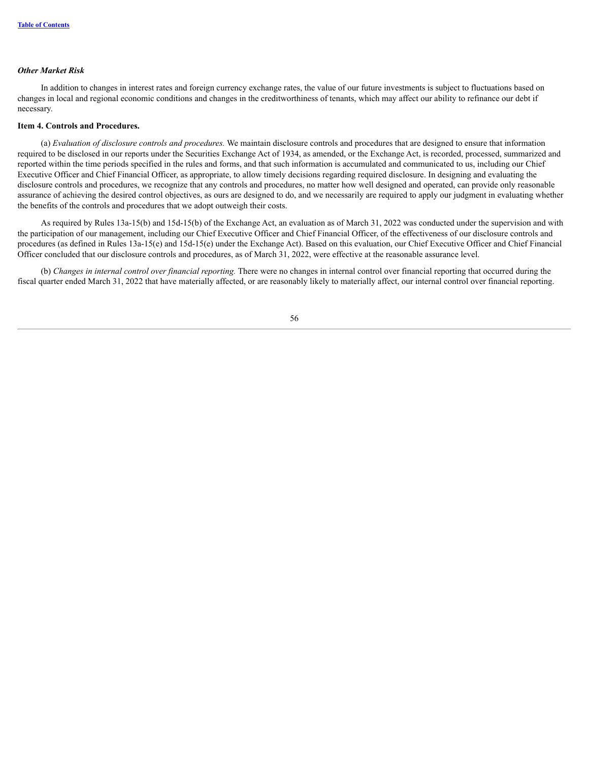### *Other Market Risk*

In addition to changes in interest rates and foreign currency exchange rates, the value of our future investments is subject to fluctuations based on changes in local and regional economic conditions and changes in the creditworthiness of tenants, which may affect our ability to refinance our debt if necessary.

### Item 4. Controls and Procedures.

(a) *Evaluation of disclosure controls and procedures.* We maintain disclosure controls and procedures that are designed to ensure that information required to be disclosed in our reports under the Securities Exchange Act of 1934, as amended, or the Exchange Act, is recorded, processed, summarized and reported within the time periods specified in the rules and forms, and that such information is accumulated and communicated to us, including our Chief Executive Officer and Chief Financial Officer, as appropriate, to allow timely decisions regarding required disclosure. In designing and evaluating the disclosure controls and procedures, we recognize that any controls and procedures, no matter how well designed and operated, can provide only reasonable assurance of achieving the desired control objectives, as ours are designed to do, and we necessarily are required to apply our judgment in evaluating whether the benefits of the controls and procedures that we adopt outweigh their costs.

As required by Rules 13a-15(b) and 15d-15(b) of the Exchange Act, an evaluation as of March 31, 2022 was conducted under the supervision and with the participation of our management, including our Chief Executive Officer and Chief Financial Officer, of the effectiveness of our disclosure controls and procedures (as defined in Rules 13a-15(e) and 15d-15(e) under the Exchange Act). Based on this evaluation, our Chief Executive Officer and Chief Financial Officer concluded that our disclosure controls and procedures, as of March 31, 2022, were effective at the reasonable assurance level.

(b) *Changes in internal control over financial reporting.* There were no changes in internal control over financial reporting that occurred during the fiscal quarter ended March 31, 2022 that have materially affected, or are reasonably likely to materially affect, our internal control over financial reporting.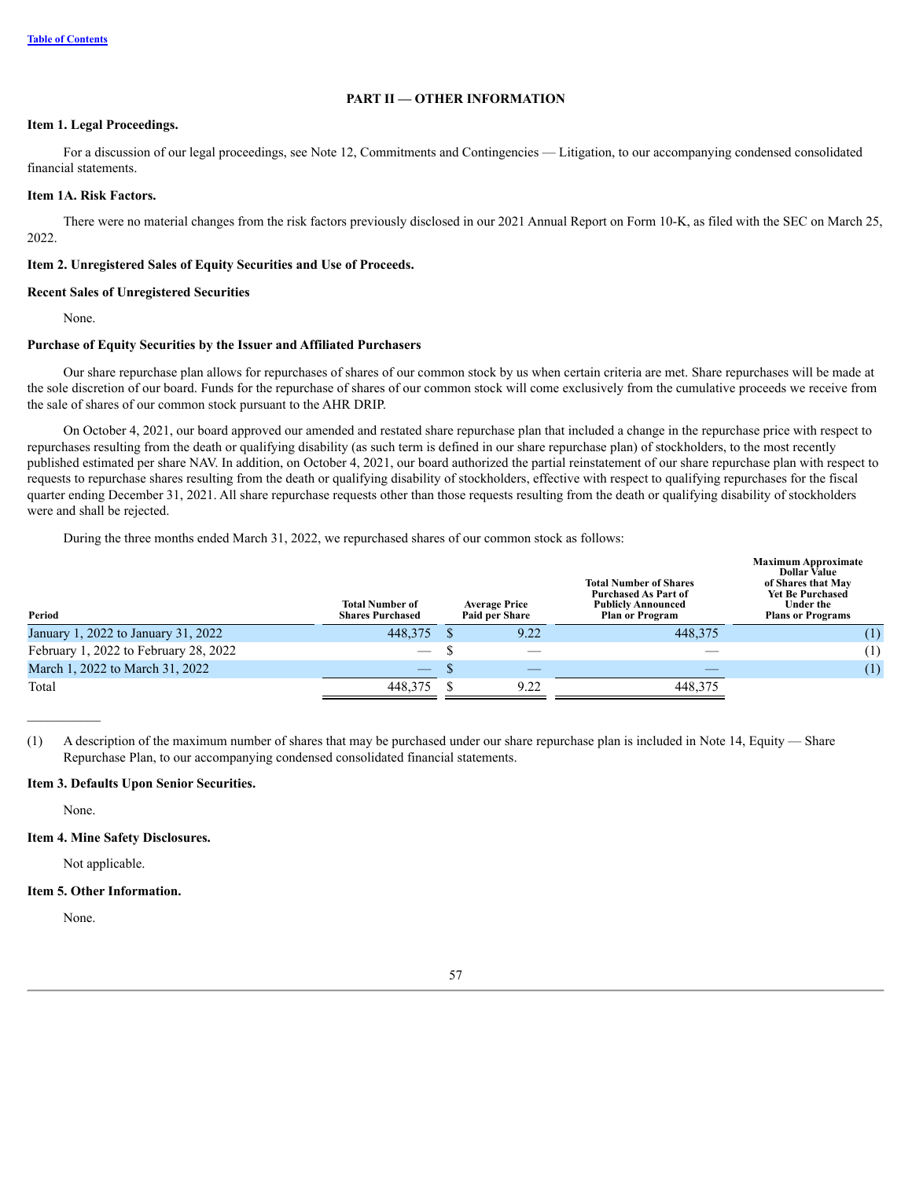[Table of Contents](#)

# PART II — OTHER INFORMATION

## Item 1. Legal Proceedings.

For a discussion of our legal proceedings, see Note 12, Commitments and Contingencies — Litigation, to our accompanying condensed consolidated financial statements.

## Item 1A. Risk Factors.

There were no material changes from the risk factors previously disclosed in our 2021 Annual Report on Form 10-K, as filed with the SEC on March 25, 2022.

## Item 2. Unregistered Sales of Equity Securities and Use of Proceeds.

### Recent Sales of Unregistered Securities

None.

### Purchase of Equity Securities by the Issuer and Affiliated Purchasers

Our share repurchase plan allows for repurchases of shares of our common stock by us when certain criteria are met. Share repurchases will be made at the sole discretion of our board. Funds for the repurchase of shares of our common stock will come exclusively from the cumulative proceeds we receive from the sale of shares of our common stock pursuant to the AHR DRIP.

On October 4, 2021, our board approved our amended and restated share repurchase plan that included a change in the repurchase price with respect to repurchases resulting from the death or qualifying disability (as such term is defined in our share repurchase plan) of stockholders, to the most recently published estimated per share NAV. In addition, on October 4, 2021, our board authorized the partial reinstatement of our share repurchase plan with respect to requests to repurchase shares resulting from the death or qualifying disability of stockholders, effective with respect to qualifying repurchases for the fiscal quarter ending December 31, 2021. All share repurchase requests other than those requests resulting from the death or qualifying disability of stockholders were and shall be rejected.

During the three months ended March 31, 2022, we repurchased shares of our common stock as follows:

| Period | Total Number of Shares Purchased | Average Price Paid per Share | Total Number of Shares Purchased As Part of Publicly Announced Plan or Program | Maximum Approximate Dollar Value of Shares that May Yet Be Purchased Under the Plans or Programs |
|---|---|---|---|---|
| January 1, 2022 to January 31, 2022 | 448,375 | $ 9.22 | 448,375 | (1) |
| February 1, 2022 to February 28, 2022 | — | $ — | — | (1) |
| March 1, 2022 to March 31, 2022 | — | $ — | — | (1) |
| Total | 448,375 | $ 9.22 | 448,375 | |

(1) A description of the maximum number of shares that may be purchased under our share repurchase plan is included in Note 14, Equity — Share Repurchase Plan, to our accompanying condensed consolidated financial statements.

## Item 3. Defaults Upon Senior Securities.

None.

## Item 4. Mine Safety Disclosures.

Not applicable.

## Item 5. Other Information.

None.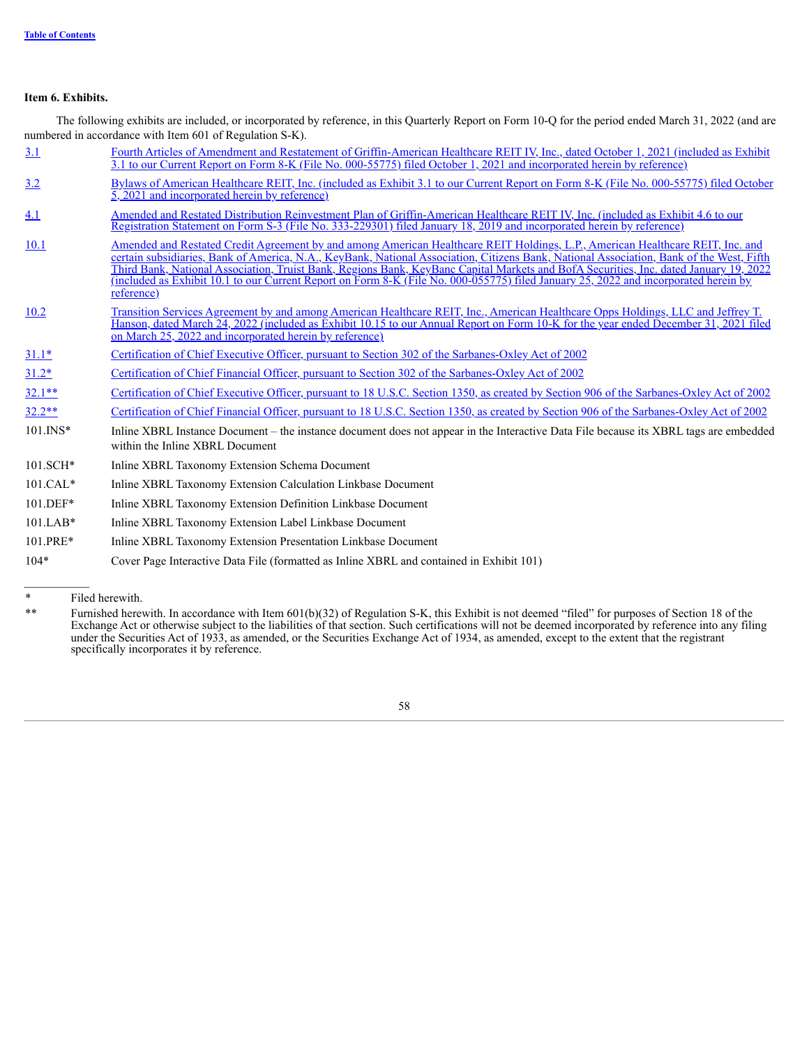**Item 6. Exhibits.**

The following exhibits are included, or incorporated by reference, in this Quarterly Report on Form 10-Q for the period ended March 31, 2022 (and are numbered in accordance with Item 601 of Regulation S-K).

| | |
|---|---|
| 3.1 | Fourth Articles of Amendment and Restatement of Griffin-American Healthcare REIT IV, Inc., dated October 1, 2021 (included as Exhibit 3.1 to our Current Report on Form 8-K (File No. 000-55775) filed October 1, 2021 and incorporated herein by reference) |
| 3.2 | Bylaws of American Healthcare REIT, Inc. (included as Exhibit 3.1 to our Current Report on Form 8-K (File No. 000-55775) filed October 5, 2021 and incorporated herein by reference) |
| 4.1 | Amended and Restated Distribution Reinvestment Plan of Griffin-American Healthcare REIT IV, Inc. (included as Exhibit 4.6 to our Registration Statement on Form S-3 (File No. 333-229301) filed January 18, 2019 and incorporated herein by reference) |
| 10.1 | Amended and Restated Credit Agreement by and among American Healthcare REIT Holdings, L.P., American Healthcare REIT, Inc. and certain subsidiaries, Bank of America, N.A., KeyBank, National Association, Citizens Bank, National Association, Bank of the West, Fifth Third Bank, National Association, Truist Bank, Regions Bank, KeyBanc Capital Markets and BofA Securities, Inc. dated January 19, 2022 (included as Exhibit 10.1 to our Current Report on Form 8-K (File No. 000-055775) filed January 25, 2022 and incorporated herein by reference) |
| 10.2 | Transition Services Agreement by and among American Healthcare REIT, Inc., American Healthcare Opps Holdings, LLC and Jeffrey T. Hanson, dated March 24, 2022 (included as Exhibit 10.15 to our Annual Report on Form 10-K for the year ended December 31, 2021 filed on March 25, 2022 and incorporated herein by reference) |
| 31.1* | Certification of Chief Executive Officer, pursuant to Section 302 of the Sarbanes-Oxley Act of 2002 |
| 31.2* | Certification of Chief Financial Officer, pursuant to Section 302 of the Sarbanes-Oxley Act of 2002 |
| 32.1** | Certification of Chief Executive Officer, pursuant to 18 U.S.C. Section 1350, as created by Section 906 of the Sarbanes-Oxley Act of 2002 |
| 32.2** | Certification of Chief Financial Officer, pursuant to 18 U.S.C. Section 1350, as created by Section 906 of the Sarbanes-Oxley Act of 2002 |
| 101.INS* | Inline XBRL Instance Document – the instance document does not appear in the Interactive Data File because its XBRL tags are embedded within the Inline XBRL Document |
| 101.SCH* | Inline XBRL Taxonomy Extension Schema Document |
| 101.CAL* | Inline XBRL Taxonomy Extension Calculation Linkbase Document |
| 101.DEF* | Inline XBRL Taxonomy Extension Definition Linkbase Document |
| 101.LAB* | Inline XBRL Taxonomy Extension Label Linkbase Document |
| 101.PRE* | Inline XBRL Taxonomy Extension Presentation Linkbase Document |
| 104* | Cover Page Interactive Data File (formatted as Inline XBRL and contained in Exhibit 101) |

---

\* Filed herewith.

\*\* Furnished herewith. In accordance with Item 601(b)(32) of Regulation S-K, this Exhibit is not deemed "filed" for purposes of Section 18 of the Exchange Act or otherwise subject to the liabilities of that section. Such certifications will not be deemed incorporated by reference into any filing under the Securities Act of 1933, as amended, or the Securities Exchange Act of 1934, as amended, except to the extent that the registrant specifically incorporates it by reference.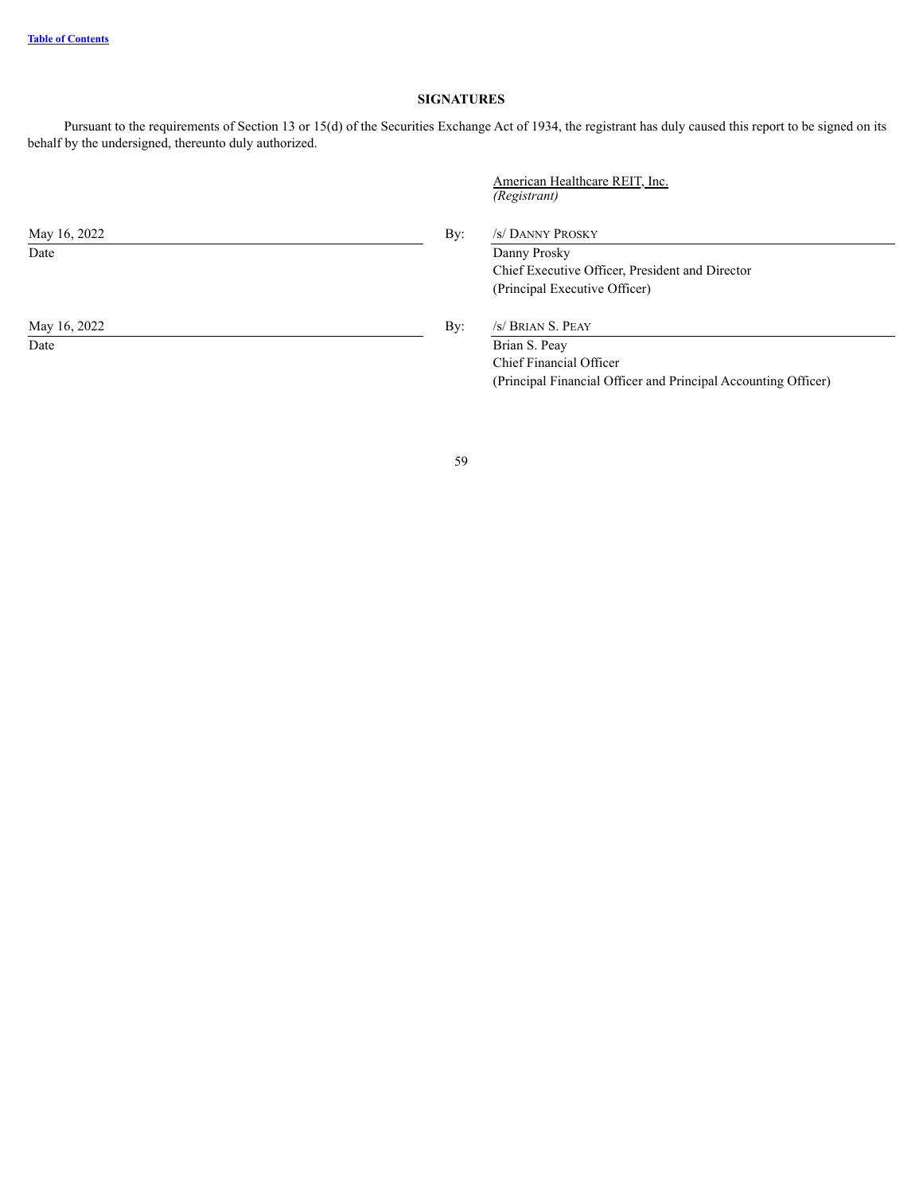## SIGNATURES

Pursuant to the requirements of Section 13 or 15(d) of the Securities Exchange Act of 1934, the registrant has duly caused this report to be signed on its behalf by the undersigned, thereunto duly authorized.

American Healthcare REIT, Inc.
*(Registrant)*

| | | |
|---|---|---|
| May 16, 2022 | By: | /s/ DANNY PROSKY |
| Date | | Danny Prosky<br>Chief Executive Officer, President and Director<br>(Principal Executive Officer) |
| May 16, 2022 | By: | /s/ BRIAN S. PEAY |
| Date | | Brian S. Peay<br>Chief Financial Officer<br>(Principal Financial Officer and Principal Accounting Officer) |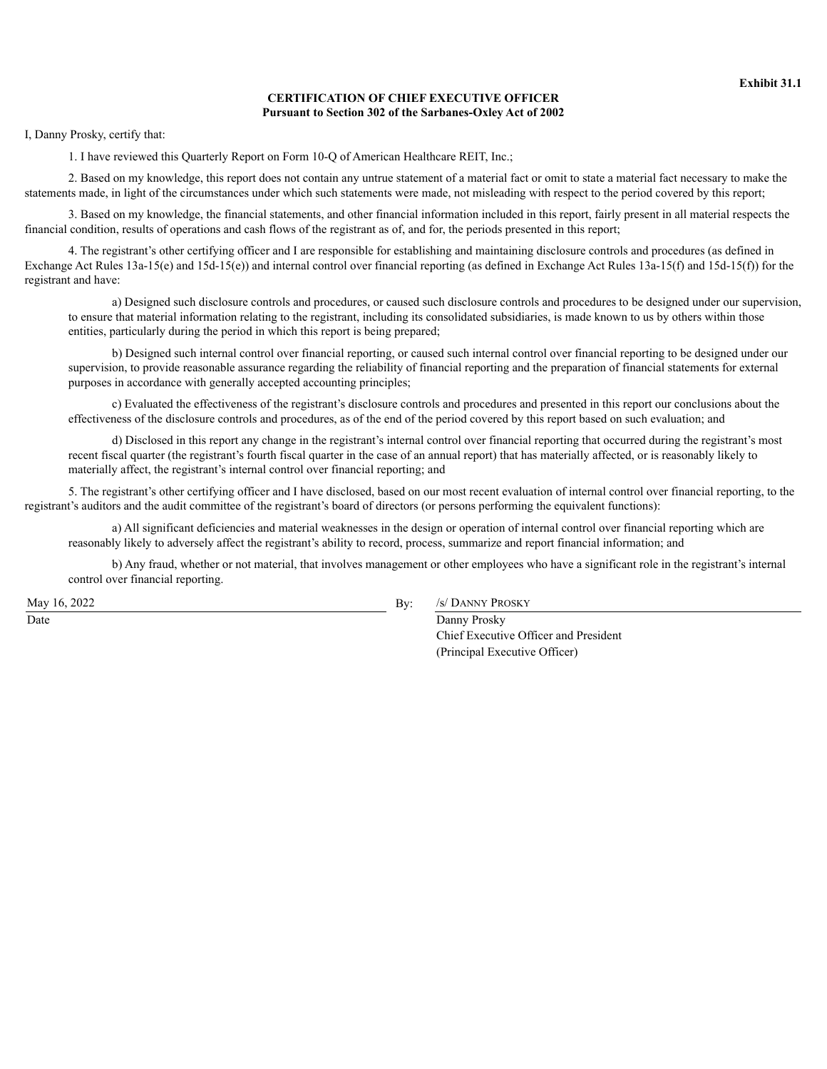**Exhibit 31.1**

**CERTIFICATION OF CHIEF EXECUTIVE OFFICER**
**Pursuant to Section 302 of the Sarbanes-Oxley Act of 2002**

I, Danny Prosky, certify that:

1. I have reviewed this Quarterly Report on Form 10-Q of American Healthcare REIT, Inc.;

2. Based on my knowledge, this report does not contain any untrue statement of a material fact or omit to state a material fact necessary to make the statements made, in light of the circumstances under which such statements were made, not misleading with respect to the period covered by this report;

3. Based on my knowledge, the financial statements, and other financial information included in this report, fairly present in all material respects the financial condition, results of operations and cash flows of the registrant as of, and for, the periods presented in this report;

4. The registrant's other certifying officer and I are responsible for establishing and maintaining disclosure controls and procedures (as defined in Exchange Act Rules 13a-15(e) and 15d-15(e)) and internal control over financial reporting (as defined in Exchange Act Rules 13a-15(f) and 15d-15(f)) for the registrant and have:

a) Designed such disclosure controls and procedures, or caused such disclosure controls and procedures to be designed under our supervision, to ensure that material information relating to the registrant, including its consolidated subsidiaries, is made known to us by others within those entities, particularly during the period in which this report is being prepared;

b) Designed such internal control over financial reporting, or caused such internal control over financial reporting to be designed under our supervision, to provide reasonable assurance regarding the reliability of financial reporting and the preparation of financial statements for external purposes in accordance with generally accepted accounting principles;

c) Evaluated the effectiveness of the registrant's disclosure controls and procedures and presented in this report our conclusions about the effectiveness of the disclosure controls and procedures, as of the end of the period covered by this report based on such evaluation; and

d) Disclosed in this report any change in the registrant's internal control over financial reporting that occurred during the registrant's most recent fiscal quarter (the registrant's fourth fiscal quarter in the case of an annual report) that has materially affected, or is reasonably likely to materially affect, the registrant's internal control over financial reporting; and

5. The registrant's other certifying officer and I have disclosed, based on our most recent evaluation of internal control over financial reporting, to the registrant's auditors and the audit committee of the registrant's board of directors (or persons performing the equivalent functions):

a) All significant deficiencies and material weaknesses in the design or operation of internal control over financial reporting which are reasonably likely to adversely affect the registrant's ability to record, process, summarize and report financial information; and

b) Any fraud, whether or not material, that involves management or other employees who have a significant role in the registrant's internal control over financial reporting.

| | | |
|---|---|---|
| May 16, 2022 | By: | /s/ DANNY PROSKY |
| Date | | Danny Prosky |
| | | Chief Executive Officer and President |
| | | (Principal Executive Officer) |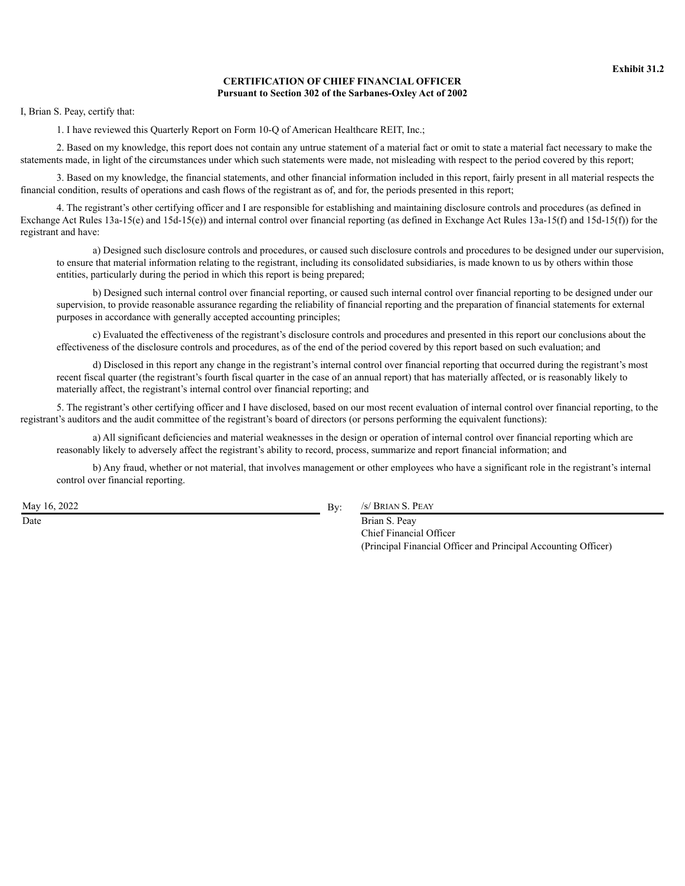**Exhibit 31.2**

**CERTIFICATION OF CHIEF FINANCIAL OFFICER**
**Pursuant to Section 302 of the Sarbanes-Oxley Act of 2002**

I, Brian S. Peay, certify that:

1. I have reviewed this Quarterly Report on Form 10-Q of American Healthcare REIT, Inc.;

2. Based on my knowledge, this report does not contain any untrue statement of a material fact or omit to state a material fact necessary to make the statements made, in light of the circumstances under which such statements were made, not misleading with respect to the period covered by this report;

3. Based on my knowledge, the financial statements, and other financial information included in this report, fairly present in all material respects the financial condition, results of operations and cash flows of the registrant as of, and for, the periods presented in this report;

4. The registrant's other certifying officer and I are responsible for establishing and maintaining disclosure controls and procedures (as defined in Exchange Act Rules 13a-15(e) and 15d-15(e)) and internal control over financial reporting (as defined in Exchange Act Rules 13a-15(f) and 15d-15(f)) for the registrant and have:

a) Designed such disclosure controls and procedures, or caused such disclosure controls and procedures to be designed under our supervision, to ensure that material information relating to the registrant, including its consolidated subsidiaries, is made known to us by others within those entities, particularly during the period in which this report is being prepared;

b) Designed such internal control over financial reporting, or caused such internal control over financial reporting to be designed under our supervision, to provide reasonable assurance regarding the reliability of financial reporting and the preparation of financial statements for external purposes in accordance with generally accepted accounting principles;

c) Evaluated the effectiveness of the registrant's disclosure controls and procedures and presented in this report our conclusions about the effectiveness of the disclosure controls and procedures, as of the end of the period covered by this report based on such evaluation; and

d) Disclosed in this report any change in the registrant's internal control over financial reporting that occurred during the registrant's most recent fiscal quarter (the registrant's fourth fiscal quarter in the case of an annual report) that has materially affected, or is reasonably likely to materially affect, the registrant's internal control over financial reporting; and

5. The registrant's other certifying officer and I have disclosed, based on our most recent evaluation of internal control over financial reporting, to the registrant's auditors and the audit committee of the registrant's board of directors (or persons performing the equivalent functions):

a) All significant deficiencies and material weaknesses in the design or operation of internal control over financial reporting which are reasonably likely to adversely affect the registrant's ability to record, process, summarize and report financial information; and

b) Any fraud, whether or not material, that involves management or other employees who have a significant role in the registrant's internal control over financial reporting.

May 16, 2022
Date

By: /s/ BRIAN S. PEAY
Brian S. Peay
Chief Financial Officer
(Principal Financial Officer and Principal Accounting Officer)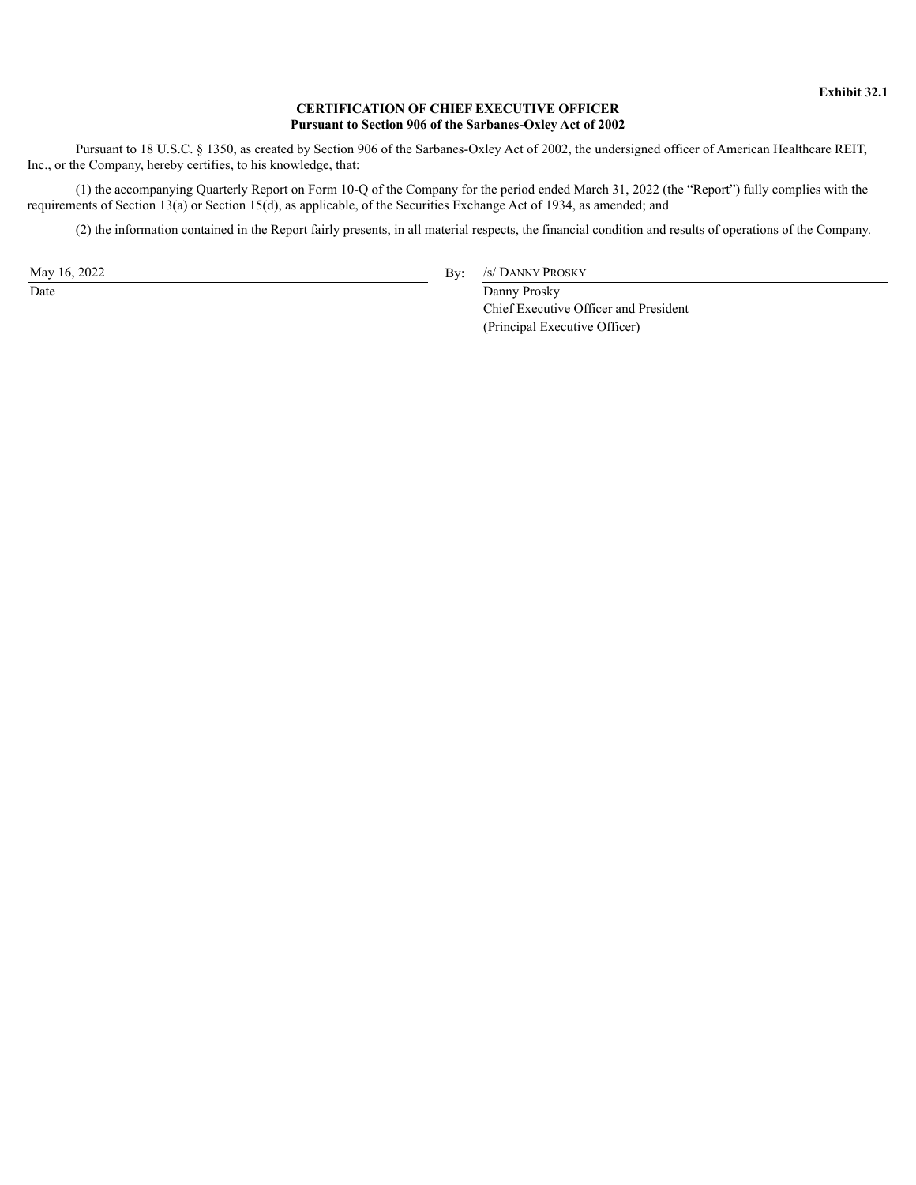**Exhibit 32.1**

**CERTIFICATION OF CHIEF EXECUTIVE OFFICER**
**Pursuant to Section 906 of the Sarbanes-Oxley Act of 2002**

Pursuant to 18 U.S.C. § 1350, as created by Section 906 of the Sarbanes-Oxley Act of 2002, the undersigned officer of American Healthcare REIT, Inc., or the Company, hereby certifies, to his knowledge, that:

(1) the accompanying Quarterly Report on Form 10-Q of the Company for the period ended March 31, 2022 (the "Report") fully complies with the requirements of Section 13(a) or Section 15(d), as applicable, of the Securities Exchange Act of 1934, as amended; and

(2) the information contained in the Report fairly presents, in all material respects, the financial condition and results of operations of the Company.

| | | |
|---|---|---|
| May 16, 2022 | By: | /s/ DANNY PROSKY |
| Date | | Danny Prosky |
| | | Chief Executive Officer and President |
| | | (Principal Executive Officer) |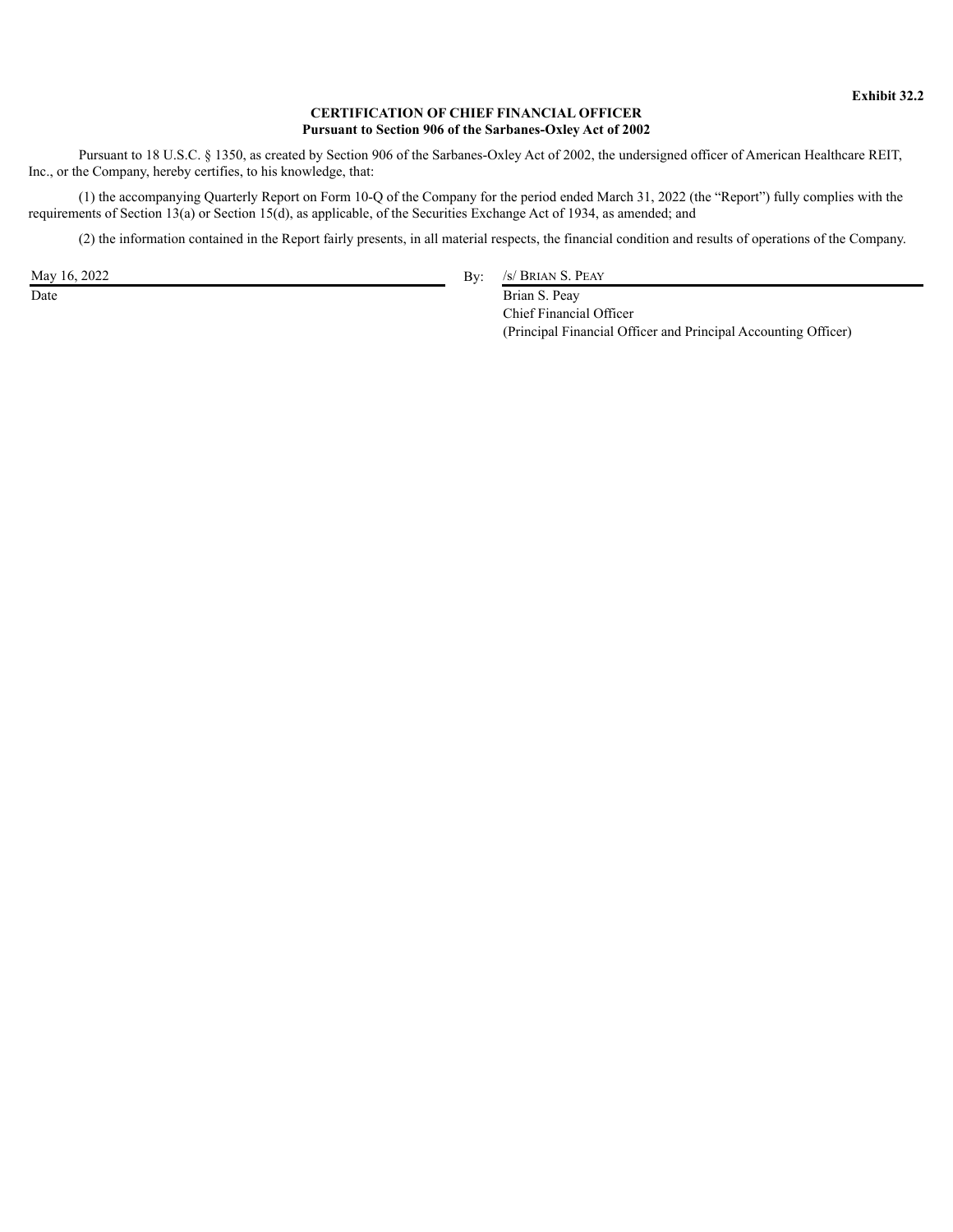**Exhibit 32.2**

**CERTIFICATION OF CHIEF FINANCIAL OFFICER**
**Pursuant to Section 906 of the Sarbanes-Oxley Act of 2002**

Pursuant to 18 U.S.C. § 1350, as created by Section 906 of the Sarbanes-Oxley Act of 2002, the undersigned officer of American Healthcare REIT, Inc., or the Company, hereby certifies, to his knowledge, that:

(1) the accompanying Quarterly Report on Form 10-Q of the Company for the period ended March 31, 2022 (the "Report") fully complies with the requirements of Section 13(a) or Section 15(d), as applicable, of the Securities Exchange Act of 1934, as amended; and

(2) the information contained in the Report fairly presents, in all material respects, the financial condition and results of operations of the Company.

| | | |
|---|---|---|
| May 16, 2022 | By: | /s/ BRIAN S. PEAY |
| Date | | Brian S. Peay |
| | | Chief Financial Officer |
| | | (Principal Financial Officer and Principal Accounting Officer) |